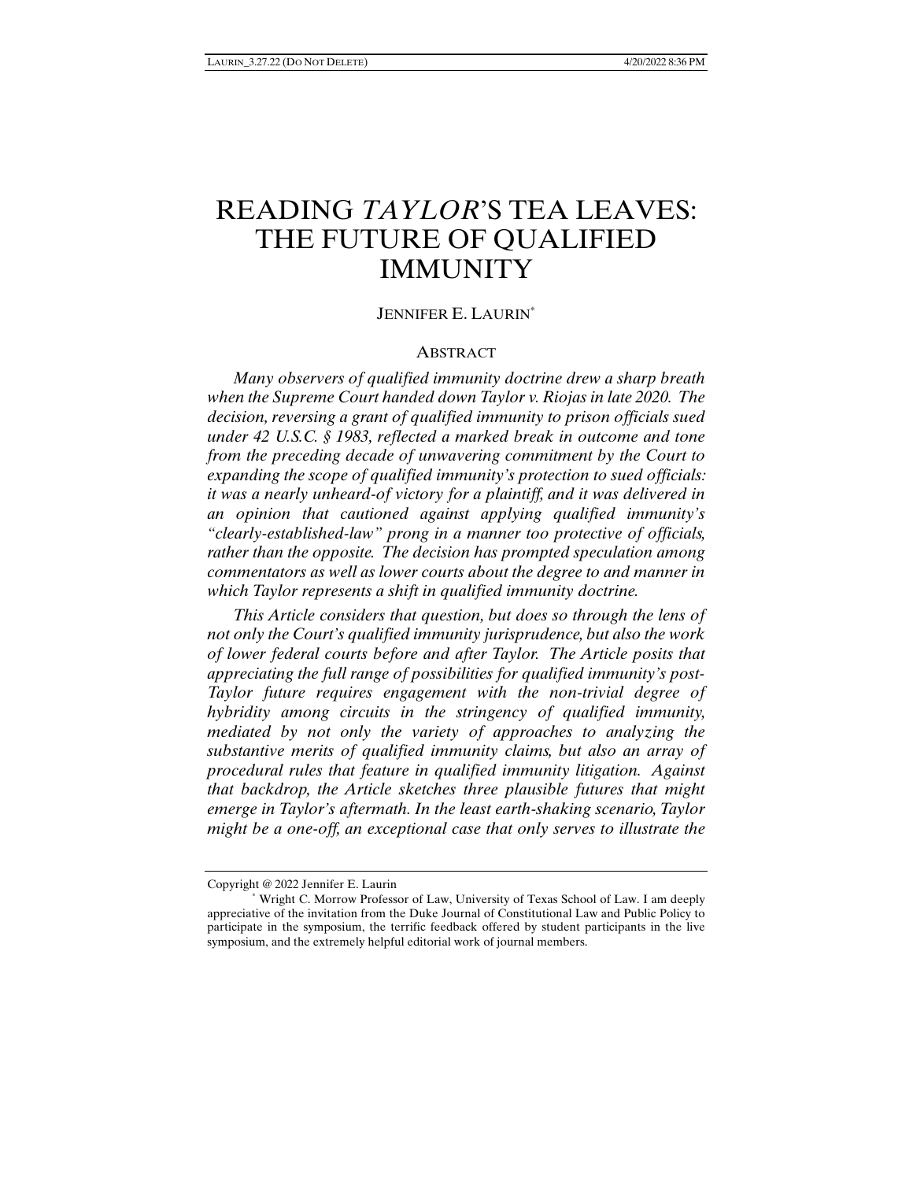# READING *TAYLOR*'S TEA LEAVES: THE FUTURE OF QUALIFIED IMMUNITY

JENNIFER E. LAURIN[*]

## ABSTRACT

*Many observers of qualified immunity doctrine drew a sharp breath when the Supreme Court handed down Taylor v. Riojas in late 2020. The decision, reversing a grant of qualified immunity to prison officials sued under 42 U.S.C. § 1983, reflected a marked break in outcome and tone from the preceding decade of unwavering commitment by the Court to expanding the scope of qualified immunity's protection to sued officials: it was a nearly unheard-of victory for a plaintiff, and it was delivered in an opinion that cautioned against applying qualified immunity's "clearly-established-law" prong in a manner too protective of officials, rather than the opposite. The decision has prompted speculation among commentators as well as lower courts about the degree to and manner in which Taylor represents a shift in qualified immunity doctrine.*

*This Article considers that question, but does so through the lens of not only the Court's qualified immunity jurisprudence, but also the work of lower federal courts before and after Taylor. The Article posits that appreciating the full range of possibilities for qualified immunity's post-Taylor future requires engagement with the non-trivial degree of hybridity among circuits in the stringency of qualified immunity, mediated by not only the variety of approaches to analyzing the substantive merits of qualified immunity claims, but also an array of procedural rules that feature in qualified immunity litigation. Against that backdrop, the Article sketches three plausible futures that might emerge in Taylor's aftermath. In the least earth-shaking scenario, Taylor might be a one-off, an exceptional case that only serves to illustrate the*

---

Copyright @ 2022 Jennifer E. Laurin

[*] Wright C. Morrow Professor of Law, University of Texas School of Law. I am deeply appreciative of the invitation from the Duke Journal of Constitutional Law and Public Policy to participate in the symposium, the terrific feedback offered by student participants in the live symposium, and the extremely helpful editorial work of journal members.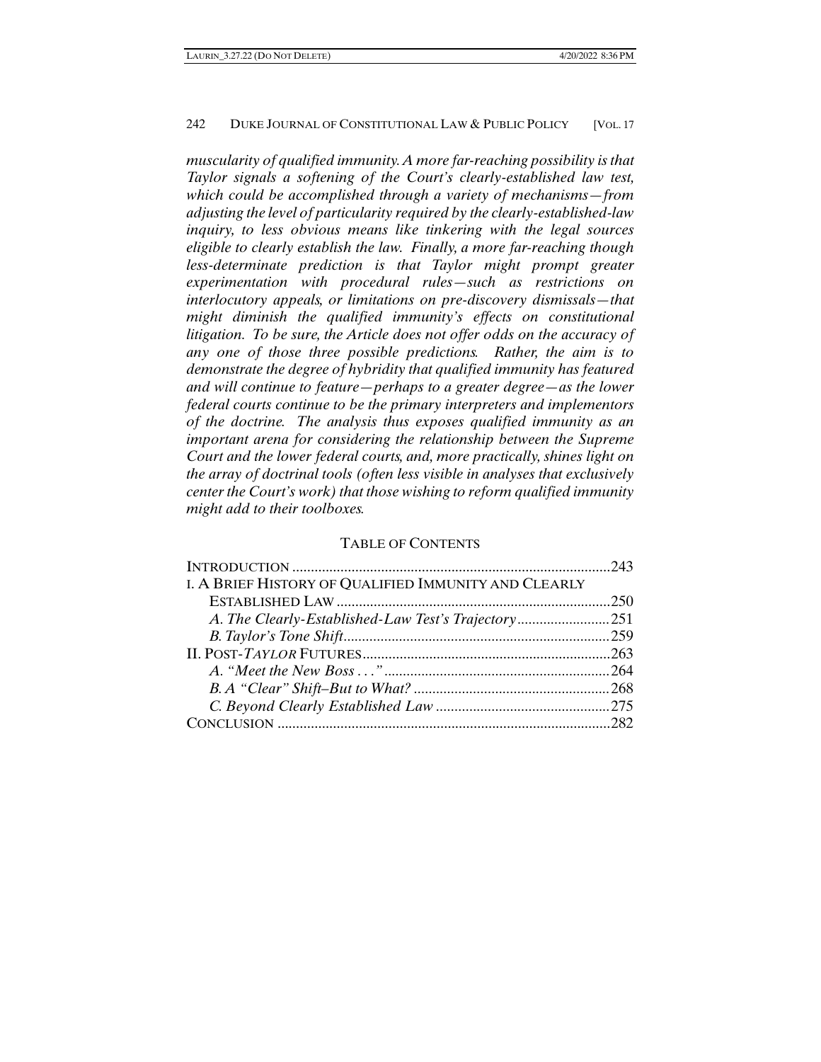*muscularity of qualified immunity. A more far-reaching possibility is that Taylor signals a softening of the Court's clearly-established law test, which could be accomplished through a variety of mechanisms—from adjusting the level of particularity required by the clearly-established-law inquiry, to less obvious means like tinkering with the legal sources eligible to clearly establish the law. Finally, a more far-reaching though less-determinate prediction is that Taylor might prompt greater experimentation with procedural rules—such as restrictions on interlocutory appeals, or limitations on pre-discovery dismissals—that might diminish the qualified immunity's effects on constitutional litigation. To be sure, the Article does not offer odds on the accuracy of any one of those three possible predictions. Rather, the aim is to demonstrate the degree of hybridity that qualified immunity has featured and will continue to feature—perhaps to a greater degree—as the lower federal courts continue to be the primary interpreters and implementors of the doctrine. The analysis thus exposes qualified immunity as an important arena for considering the relationship between the Supreme Court and the lower federal courts, and, more practically, shines light on the array of doctrinal tools (often less visible in analyses that exclusively center the Court's work) that those wishing to reform qualified immunity might add to their toolboxes.*

## TABLE OF CONTENTS

| | |
|---|---|
| INTRODUCTION | 243 |
| I. A BRIEF HISTORY OF QUALIFIED IMMUNITY AND CLEARLY ESTABLISHED LAW | 250 |
| *A. The Clearly-Established-Law Test's Trajectory* | 251 |
| *B. Taylor's Tone Shift* | 259 |
| II. POST-*TAYLOR* FUTURES | 263 |
| *A. "Meet the New Boss . . ."* | 264 |
| *B. A "Clear" Shift–But to What?* | 268 |
| *C. Beyond Clearly Established Law* | 275 |
| CONCLUSION | 282 |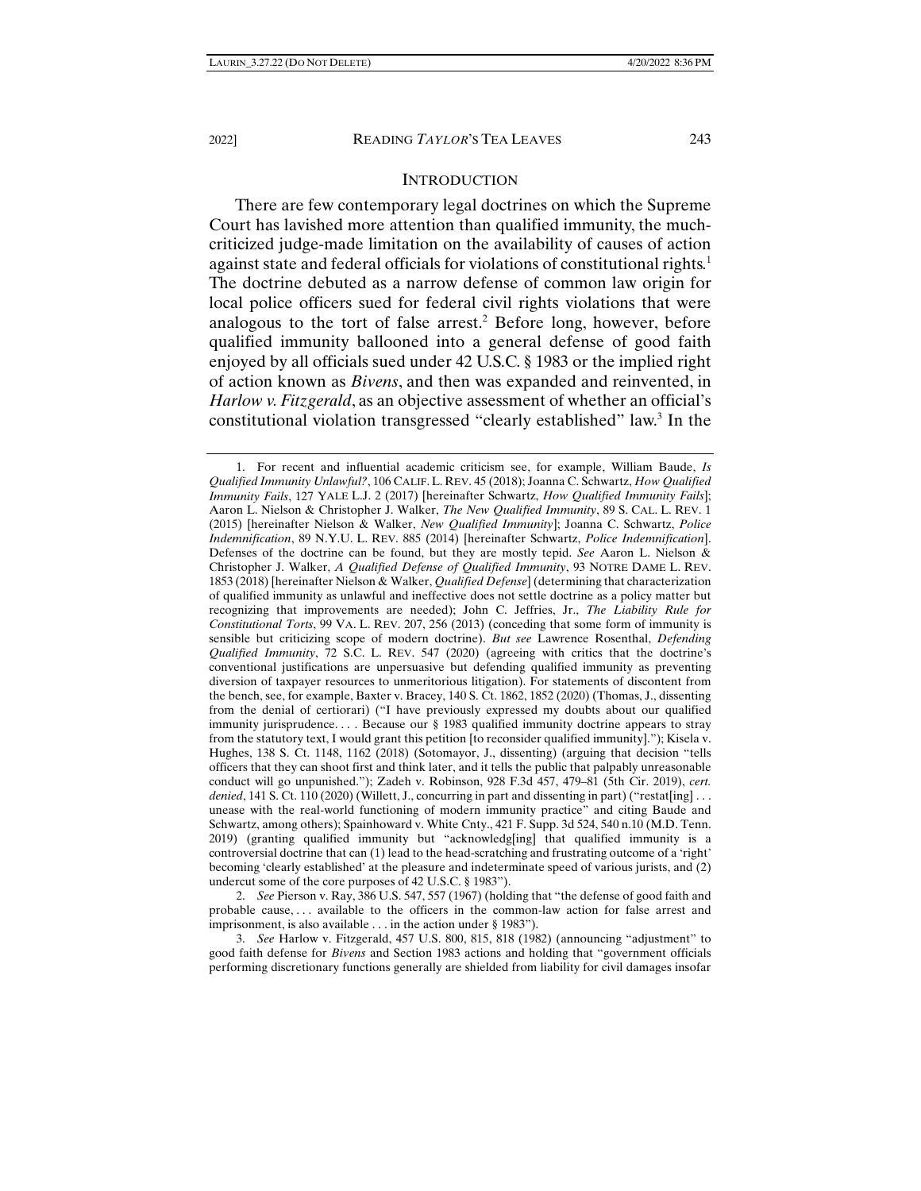## INTRODUCTION

There are few contemporary legal doctrines on which the Supreme Court has lavished more attention than qualified immunity, the much-criticized judge-made limitation on the availability of causes of action against state and federal officials for violations of constitutional rights.[1] The doctrine debuted as a narrow defense of common law origin for local police officers sued for federal civil rights violations that were analogous to the tort of false arrest.[2] Before long, however, before qualified immunity ballooned into a general defense of good faith enjoyed by all officials sued under 42 U.S.C. § 1983 or the implied right of action known as *Bivens*, and then was expanded and reinvented, in *Harlow v. Fitzgerald*, as an objective assessment of whether an official's constitutional violation transgressed "clearly established" law.[3] In the

---

1. For recent and influential academic criticism see, for example, William Baude, *Is Qualified Immunity Unlawful?*, 106 CALIF. L. REV. 45 (2018); Joanna C. Schwartz, *How Qualified Immunity Fails*, 127 YALE L.J. 2 (2017) [hereinafter Schwartz, *How Qualified Immunity Fails*]; Aaron L. Nielson & Christopher J. Walker, *The New Qualified Immunity*, 89 S. CAL. L. REV. 1 (2015) [hereinafter Nielson & Walker, *New Qualified Immunity*]; Joanna C. Schwartz, *Police Indemnification*, 89 N.Y.U. L. REV. 885 (2014) [hereinafter Schwartz, *Police Indemnification*]. Defenses of the doctrine can be found, but they are mostly tepid. *See* Aaron L. Nielson & Christopher J. Walker, *A Qualified Defense of Qualified Immunity*, 93 NOTRE DAME L. REV. 1853 (2018) [hereinafter Nielson & Walker, *Qualified Defense*] (determining that characterization of qualified immunity as unlawful and ineffective does not settle doctrine as a policy matter but recognizing that improvements are needed); John C. Jeffries, Jr., *The Liability Rule for Constitutional Torts*, 99 VA. L. REV. 207, 256 (2013) (conceding that some form of immunity is sensible but criticizing scope of modern doctrine). *But see* Lawrence Rosenthal, *Defending Qualified Immunity*, 72 S.C. L. REV. 547 (2020) (agreeing with critics that the doctrine's conventional justifications are unpersuasive but defending qualified immunity as preventing diversion of taxpayer resources to unmeritorious litigation). For statements of discontent from the bench, see, for example, Baxter v. Bracey, 140 S. Ct. 1862, 1852 (2020) (Thomas, J., dissenting from the denial of certiorari) ("I have previously expressed my doubts about our qualified immunity jurisprudence. . . . Because our § 1983 qualified immunity doctrine appears to stray from the statutory text, I would grant this petition [to reconsider qualified immunity]."); Kisela v. Hughes, 138 S. Ct. 1148, 1162 (2018) (Sotomayor, J., dissenting) (arguing that decision "tells officers that they can shoot first and think later, and it tells the public that palpably unreasonable conduct will go unpunished."); Zadeh v. Robinson, 928 F.3d 457, 479–81 (5th Cir. 2019), *cert. denied*, 141 S. Ct. 110 (2020) (Willett, J., concurring in part and dissenting in part) ("restat[ing] . . . unease with the real-world functioning of modern immunity practice" and citing Baude and Schwartz, among others); Spainhoward v. White Cnty., 421 F. Supp. 3d 524, 540 n.10 (M.D. Tenn. 2019) (granting qualified immunity but "acknowledg[ing] that qualified immunity is a controversial doctrine that can (1) lead to the head-scratching and frustrating outcome of a 'right' becoming 'clearly established' at the pleasure and indeterminate speed of various jurists, and (2) undercut some of the core purposes of 42 U.S.C. § 1983").

2. *See* Pierson v. Ray, 386 U.S. 547, 557 (1967) (holding that "the defense of good faith and probable cause, . . . available to the officers in the common-law action for false arrest and imprisonment, is also available . . . in the action under § 1983").

3. *See* Harlow v. Fitzgerald, 457 U.S. 800, 815, 818 (1982) (announcing "adjustment" to good faith defense for *Bivens* and Section 1983 actions and holding that "government officials performing discretionary functions generally are shielded from liability for civil damages insofar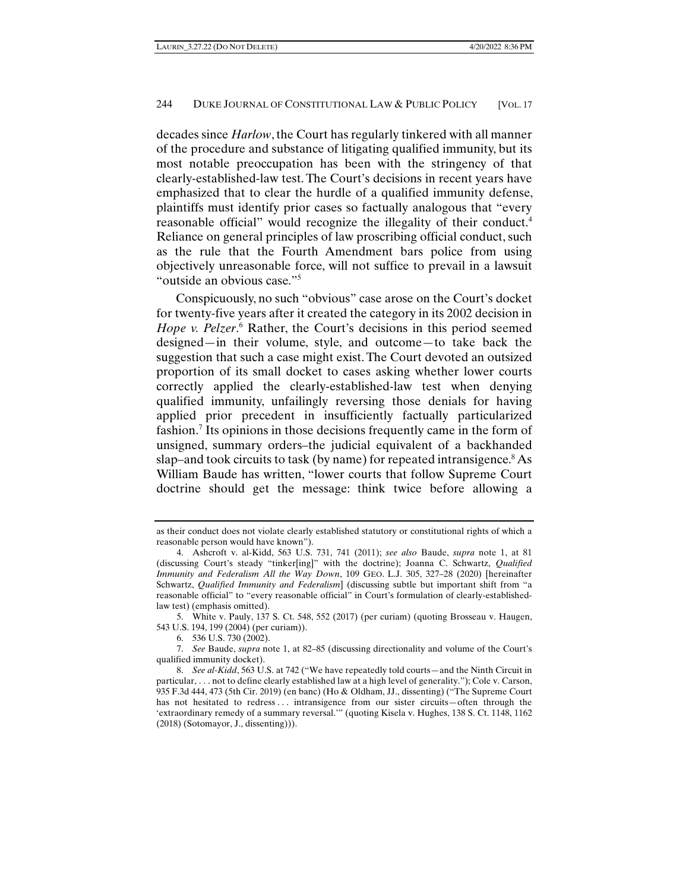decades since *Harlow*, the Court has regularly tinkered with all manner of the procedure and substance of litigating qualified immunity, but its most notable preoccupation has been with the stringency of that clearly-established-law test. The Court's decisions in recent years have emphasized that to clear the hurdle of a qualified immunity defense, plaintiffs must identify prior cases so factually analogous that "every reasonable official" would recognize the illegality of their conduct.[4] Reliance on general principles of law proscribing official conduct, such as the rule that the Fourth Amendment bars police from using objectively unreasonable force, will not suffice to prevail in a lawsuit "outside an obvious case."[5]

Conspicuously, no such "obvious" case arose on the Court's docket for twenty-five years after it created the category in its 2002 decision in *Hope v. Pelzer*.[6] Rather, the Court's decisions in this period seemed designed—in their volume, style, and outcome—to take back the suggestion that such a case might exist. The Court devoted an outsized proportion of its small docket to cases asking whether lower courts correctly applied the clearly-established-law test when denying qualified immunity, unfailingly reversing those denials for having applied prior precedent in insufficiently factually particularized fashion.[7] Its opinions in those decisions frequently came in the form of unsigned, summary orders–the judicial equivalent of a backhanded slap–and took circuits to task (by name) for repeated intransigence.[8] As William Baude has written, "lower courts that follow Supreme Court doctrine should get the message: think twice before allowing a

---

as their conduct does not violate clearly established statutory or constitutional rights of which a reasonable person would have known").

4. Ashcroft v. al-Kidd, 563 U.S. 731, 741 (2011); *see also* Baude, *supra* note 1, at 81 (discussing Court's steady "tinker[ing]" with the doctrine); Joanna C. Schwartz, *Qualified Immunity and Federalism All the Way Down*, 109 GEO. L.J. 305, 327–28 (2020) [hereinafter Schwartz, *Qualified Immunity and Federalism*] (discussing subtle but important shift from "a reasonable official" to "every reasonable official" in Court's formulation of clearly-established-law test) (emphasis omitted).

5. White v. Pauly, 137 S. Ct. 548, 552 (2017) (per curiam) (quoting Brosseau v. Haugen, 543 U.S. 194, 199 (2004) (per curiam)).

6. 536 U.S. 730 (2002).

7. *See* Baude, *supra* note 1, at 82–85 (discussing directionality and volume of the Court's qualified immunity docket).

8. *See al-Kidd*, 563 U.S. at 742 ("We have repeatedly told courts—and the Ninth Circuit in particular, . . . not to define clearly established law at a high level of generality."); Cole v. Carson, 935 F.3d 444, 473 (5th Cir. 2019) (en banc) (Ho & Oldham, JJ., dissenting) ("The Supreme Court has not hesitated to redress . . . intransigence from our sister circuits—often through the 'extraordinary remedy of a summary reversal.'" (quoting Kisela v. Hughes, 138 S. Ct. 1148, 1162 (2018) (Sotomayor, J., dissenting))).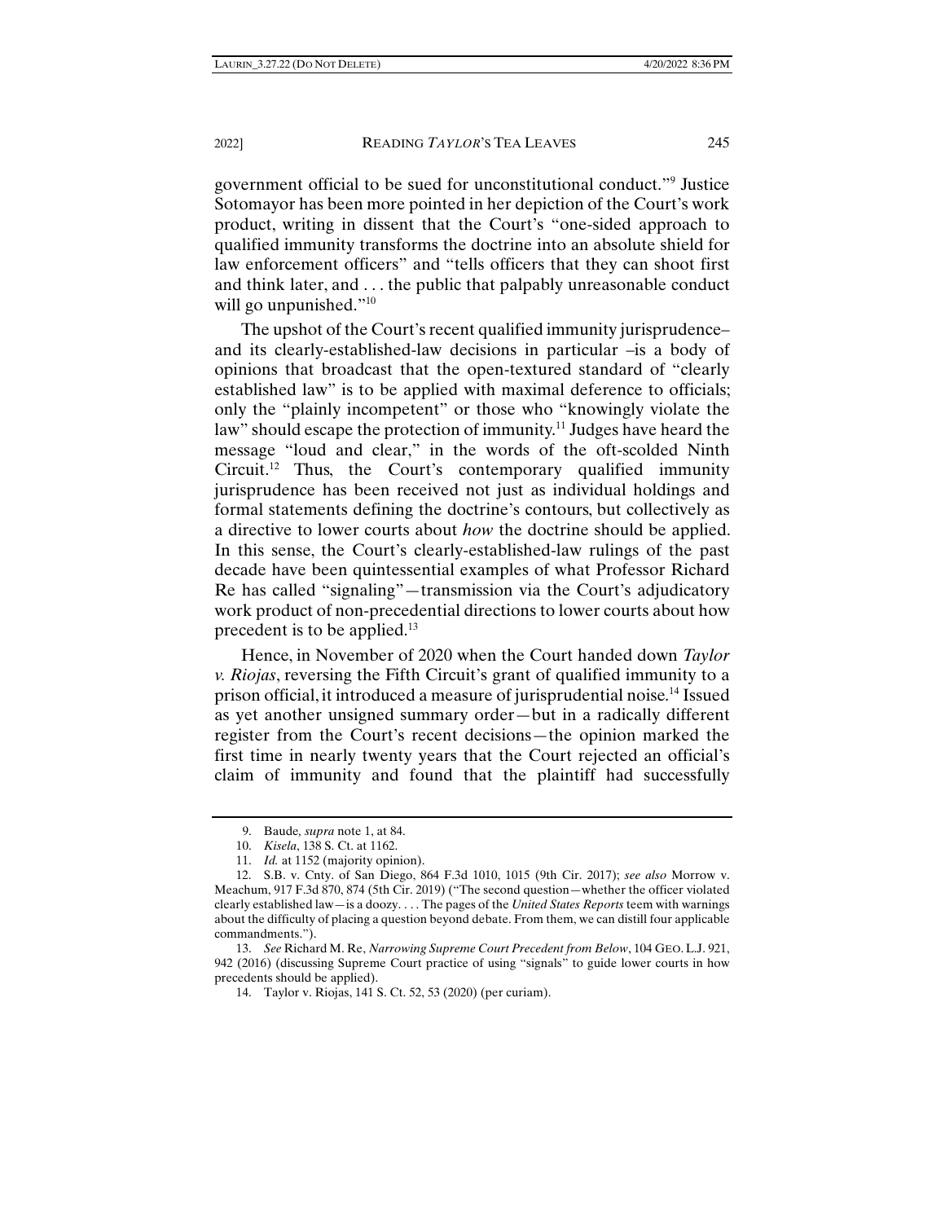government official to be sued for unconstitutional conduct."[9] Justice Sotomayor has been more pointed in her depiction of the Court's work product, writing in dissent that the Court's "one-sided approach to qualified immunity transforms the doctrine into an absolute shield for law enforcement officers" and "tells officers that they can shoot first and think later, and . . . the public that palpably unreasonable conduct will go unpunished."[10]

The upshot of the Court's recent qualified immunity jurisprudence– and its clearly-established-law decisions in particular –is a body of opinions that broadcast that the open-textured standard of "clearly established law" is to be applied with maximal deference to officials; only the "plainly incompetent" or those who "knowingly violate the law" should escape the protection of immunity.[11] Judges have heard the message "loud and clear," in the words of the oft-scolded Ninth Circuit.[12] Thus, the Court's contemporary qualified immunity jurisprudence has been received not just as individual holdings and formal statements defining the doctrine's contours, but collectively as a directive to lower courts about *how* the doctrine should be applied. In this sense, the Court's clearly-established-law rulings of the past decade have been quintessential examples of what Professor Richard Re has called "signaling"—transmission via the Court's adjudicatory work product of non-precedential directions to lower courts about how precedent is to be applied.[13]

Hence, in November of 2020 when the Court handed down *Taylor v. Riojas*, reversing the Fifth Circuit's grant of qualified immunity to a prison official, it introduced a measure of jurisprudential noise.[14] Issued as yet another unsigned summary order—but in a radically different register from the Court's recent decisions—the opinion marked the first time in nearly twenty years that the Court rejected an official's claim of immunity and found that the plaintiff had successfully

9. Baude, *supra* note 1, at 84.

10. *Kisela*, 138 S. Ct. at 1162.

11. *Id.* at 1152 (majority opinion).

12. S.B. v. Cnty. of San Diego, 864 F.3d 1010, 1015 (9th Cir. 2017); *see also* Morrow v. Meachum, 917 F.3d 870, 874 (5th Cir. 2019) ("The second question—whether the officer violated clearly established law—is a doozy. . . . The pages of the *United States Reports* teem with warnings about the difficulty of placing a question beyond debate. From them, we can distill four applicable commandments.").

13. *See* Richard M. Re, *Narrowing Supreme Court Precedent from Below*, 104 GEO. L.J. 921, 942 (2016) (discussing Supreme Court practice of using "signals" to guide lower courts in how precedents should be applied).

14. Taylor v. Riojas, 141 S. Ct. 52, 53 (2020) (per curiam).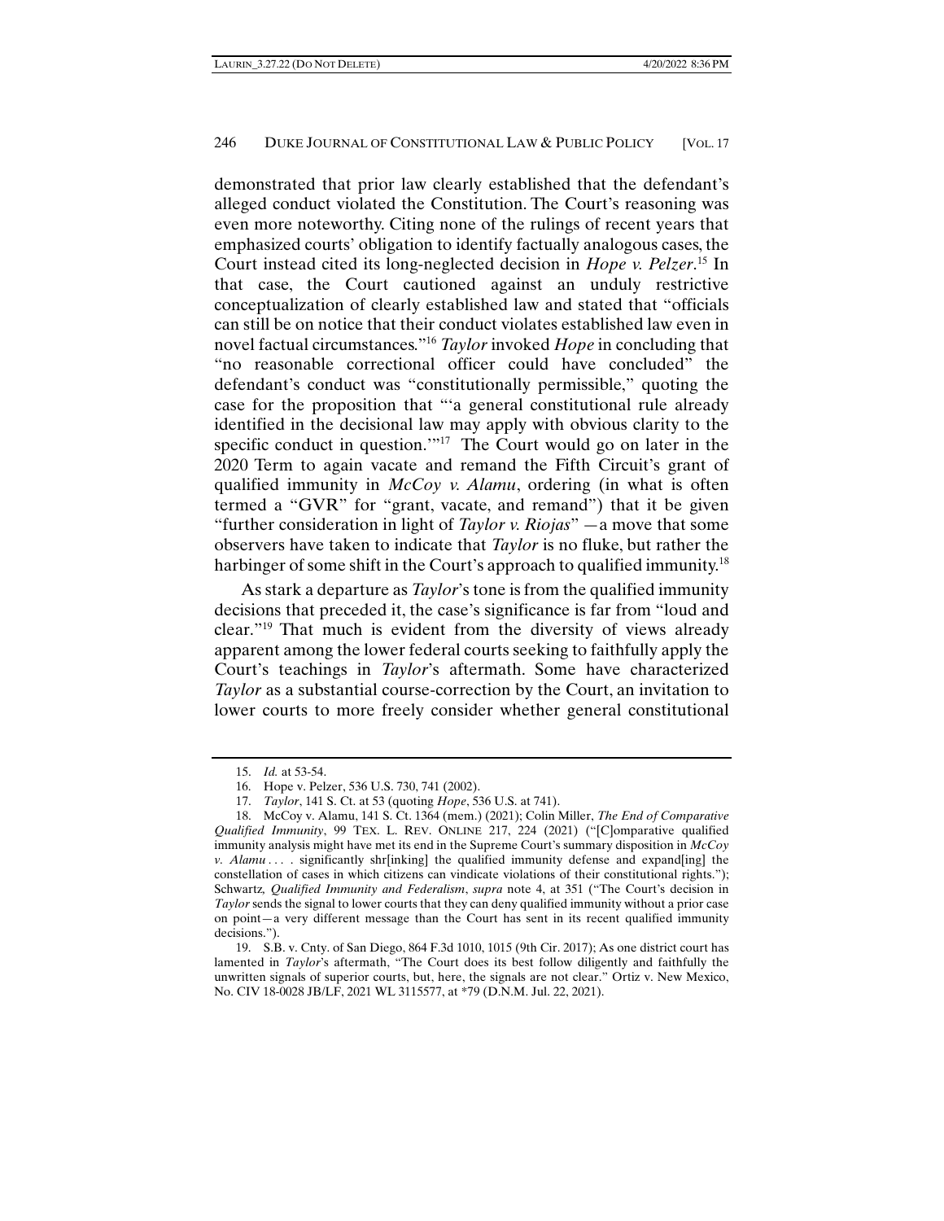demonstrated that prior law clearly established that the defendant's alleged conduct violated the Constitution. The Court's reasoning was even more noteworthy. Citing none of the rulings of recent years that emphasized courts' obligation to identify factually analogous cases, the Court instead cited its long-neglected decision in *Hope v. Pelzer*.[15] In that case, the Court cautioned against an unduly restrictive conceptualization of clearly established law and stated that "officials can still be on notice that their conduct violates established law even in novel factual circumstances."[16] *Taylor* invoked *Hope* in concluding that "no reasonable correctional officer could have concluded" the defendant's conduct was "constitutionally permissible," quoting the case for the proposition that "'a general constitutional rule already identified in the decisional law may apply with obvious clarity to the specific conduct in question.'"[17] The Court would go on later in the 2020 Term to again vacate and remand the Fifth Circuit's grant of qualified immunity in *McCoy v. Alamu*, ordering (in what is often termed a "GVR" for "grant, vacate, and remand") that it be given "further consideration in light of *Taylor v. Riojas*" —a move that some observers have taken to indicate that *Taylor* is no fluke, but rather the harbinger of some shift in the Court's approach to qualified immunity.[18]

As stark a departure as *Taylor*'s tone is from the qualified immunity decisions that preceded it, the case's significance is far from "loud and clear."[19] That much is evident from the diversity of views already apparent among the lower federal courts seeking to faithfully apply the Court's teachings in *Taylor*'s aftermath. Some have characterized *Taylor* as a substantial course-correction by the Court, an invitation to lower courts to more freely consider whether general constitutional

---

15. *Id.* at 53-54.

16. Hope v. Pelzer, 536 U.S. 730, 741 (2002).

17. *Taylor*, 141 S. Ct. at 53 (quoting *Hope*, 536 U.S. at 741).

18. McCoy v. Alamu, 141 S. Ct. 1364 (mem.) (2021); Colin Miller, *The End of Comparative Qualified Immunity*, 99 TEX. L. REV. ONLINE 217, 224 (2021) ("[C]omparative qualified immunity analysis might have met its end in the Supreme Court's summary disposition in *McCoy v. Alamu* . . . . significantly shr[inking] the qualified immunity defense and expand[ing] the constellation of cases in which citizens can vindicate violations of their constitutional rights."); Schwartz, *Qualified Immunity and Federalism*, *supra* note 4, at 351 ("The Court's decision in *Taylor* sends the signal to lower courts that they can deny qualified immunity without a prior case on point—a very different message than the Court has sent in its recent qualified immunity decisions.").

19. S.B. v. Cnty. of San Diego, 864 F.3d 1010, 1015 (9th Cir. 2017); As one district court has lamented in *Taylor*'s aftermath, "The Court does its best follow diligently and faithfully the unwritten signals of superior courts, but, here, the signals are not clear." Ortiz v. New Mexico, No. CIV 18-0028 JB/LF, 2021 WL 3115577, at *79 (D.N.M. Jul. 22, 2021).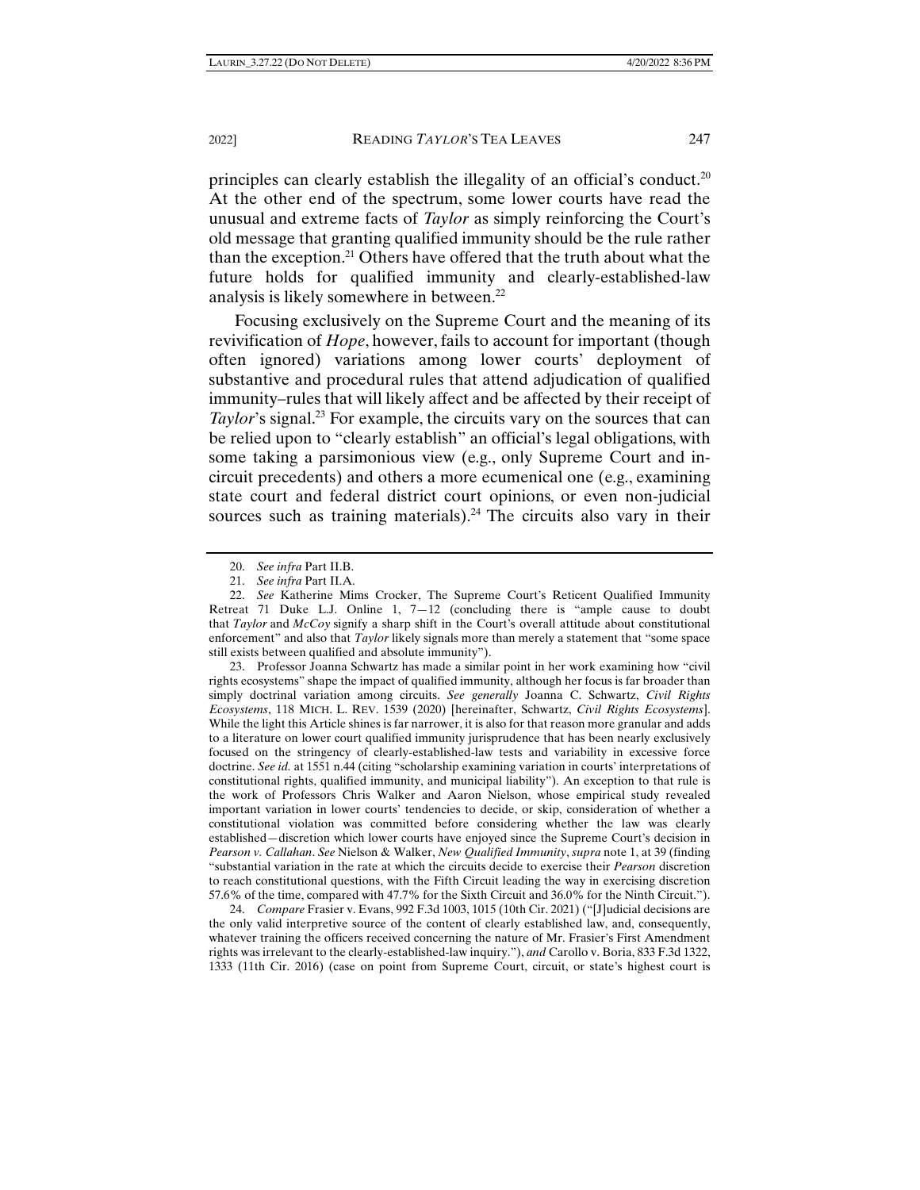principles can clearly establish the illegality of an official's conduct.[20] At the other end of the spectrum, some lower courts have read the unusual and extreme facts of *Taylor* as simply reinforcing the Court's old message that granting qualified immunity should be the rule rather than the exception.[21] Others have offered that the truth about what the future holds for qualified immunity and clearly-established-law analysis is likely somewhere in between.[22]

Focusing exclusively on the Supreme Court and the meaning of its revivification of *Hope*, however, fails to account for important (though often ignored) variations among lower courts' deployment of substantive and procedural rules that attend adjudication of qualified immunity–rules that will likely affect and be affected by their receipt of *Taylor*'s signal.[23] For example, the circuits vary on the sources that can be relied upon to "clearly establish" an official's legal obligations, with some taking a parsimonious view (e.g., only Supreme Court and in-circuit precedents) and others a more ecumenical one (e.g., examining state court and federal district court opinions, or even non-judicial sources such as training materials).[24] The circuits also vary in their

---

20. *See infra* Part II.B.

21. *See infra* Part II.A.

22. *See* Katherine Mims Crocker, The Supreme Court's Reticent Qualified Immunity Retreat 71 Duke L.J. Online 1, 7—12 (concluding there is "ample cause to doubt that *Taylor* and *McCoy* signify a sharp shift in the Court's overall attitude about constitutional enforcement" and also that *Taylor* likely signals more than merely a statement that "some space still exists between qualified and absolute immunity").

23. Professor Joanna Schwartz has made a similar point in her work examining how "civil rights ecosystems" shape the impact of qualified immunity, although her focus is far broader than simply doctrinal variation among circuits. *See generally* Joanna C. Schwartz, *Civil Rights Ecosystems*, 118 MICH. L. REV. 1539 (2020) [hereinafter, Schwartz, *Civil Rights Ecosystems*]. While the light this Article shines is far narrower, it is also for that reason more granular and adds to a literature on lower court qualified immunity jurisprudence that has been nearly exclusively focused on the stringency of clearly-established-law tests and variability in excessive force doctrine. *See id.* at 1551 n.44 (citing "scholarship examining variation in courts' interpretations of constitutional rights, qualified immunity, and municipal liability"). An exception to that rule is the work of Professors Chris Walker and Aaron Nielson, whose empirical study revealed important variation in lower courts' tendencies to decide, or skip, consideration of whether a constitutional violation was committed before considering whether the law was clearly established—discretion which lower courts have enjoyed since the Supreme Court's decision in *Pearson v. Callahan*. *See* Nielson & Walker, *New Qualified Immunity*, *supra* note 1, at 39 (finding "substantial variation in the rate at which the circuits decide to exercise their *Pearson* discretion to reach constitutional questions, with the Fifth Circuit leading the way in exercising discretion 57.6% of the time, compared with 47.7% for the Sixth Circuit and 36.0% for the Ninth Circuit.").

24. *Compare* Frasier v. Evans, 992 F.3d 1003, 1015 (10th Cir. 2021) ("[J]udicial decisions are the only valid interpretive source of the content of clearly established law, and, consequently, whatever training the officers received concerning the nature of Mr. Frasier's First Amendment rights was irrelevant to the clearly-established-law inquiry."), *and* Carollo v. Boria, 833 F.3d 1322, 1333 (11th Cir. 2016) (case on point from Supreme Court, circuit, or state's highest court is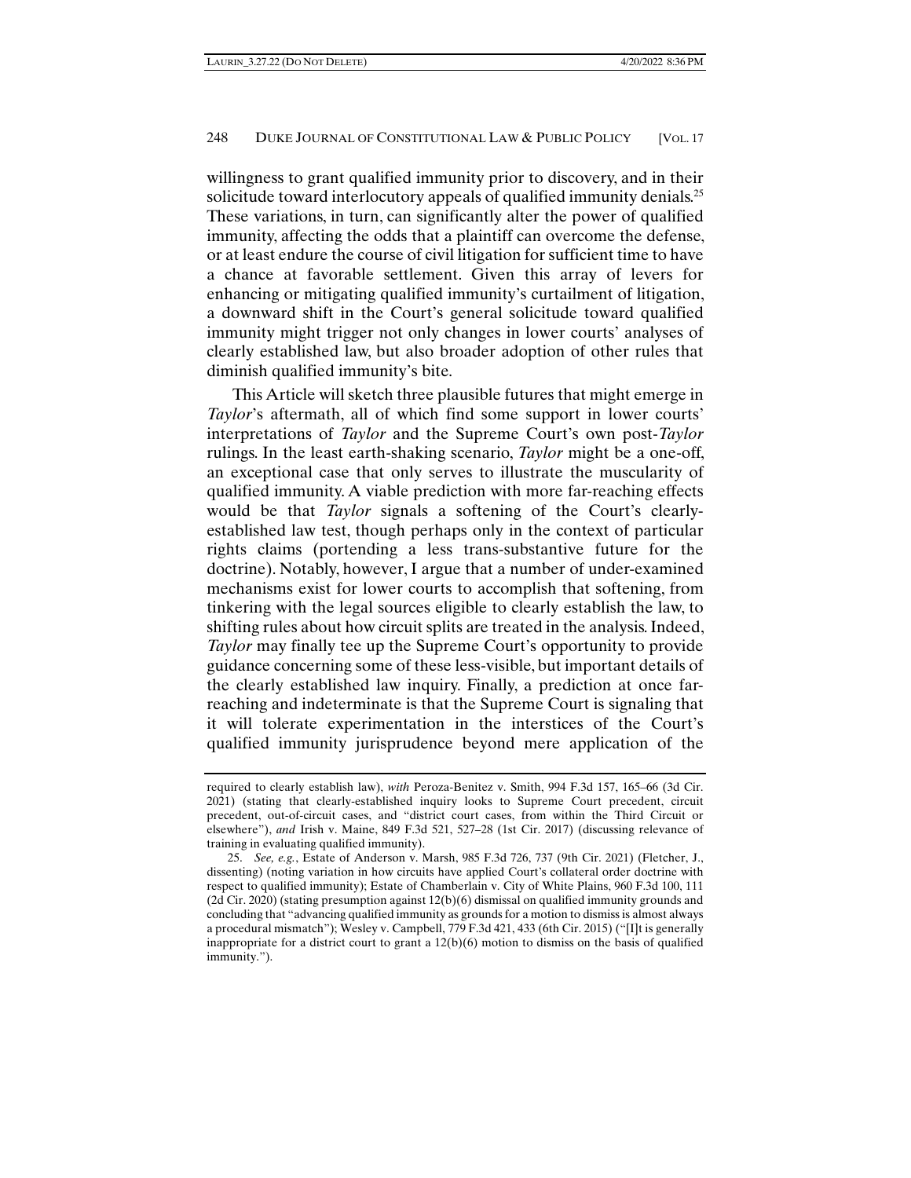willingness to grant qualified immunity prior to discovery, and in their solicitude toward interlocutory appeals of qualified immunity denials.[25] These variations, in turn, can significantly alter the power of qualified immunity, affecting the odds that a plaintiff can overcome the defense, or at least endure the course of civil litigation for sufficient time to have a chance at favorable settlement. Given this array of levers for enhancing or mitigating qualified immunity's curtailment of litigation, a downward shift in the Court's general solicitude toward qualified immunity might trigger not only changes in lower courts' analyses of clearly established law, but also broader adoption of other rules that diminish qualified immunity's bite.

This Article will sketch three plausible futures that might emerge in *Taylor*'s aftermath, all of which find some support in lower courts' interpretations of *Taylor* and the Supreme Court's own post-*Taylor* rulings. In the least earth-shaking scenario, *Taylor* might be a one-off, an exceptional case that only serves to illustrate the muscularity of qualified immunity. A viable prediction with more far-reaching effects would be that *Taylor* signals a softening of the Court's clearly-established law test, though perhaps only in the context of particular rights claims (portending a less trans-substantive future for the doctrine). Notably, however, I argue that a number of under-examined mechanisms exist for lower courts to accomplish that softening, from tinkering with the legal sources eligible to clearly establish the law, to shifting rules about how circuit splits are treated in the analysis. Indeed, *Taylor* may finally tee up the Supreme Court's opportunity to provide guidance concerning some of these less-visible, but important details of the clearly established law inquiry. Finally, a prediction at once far-reaching and indeterminate is that the Supreme Court is signaling that it will tolerate experimentation in the interstices of the Court's qualified immunity jurisprudence beyond mere application of the

---

required to clearly establish law), *with* Peroza-Benitez v. Smith, 994 F.3d 157, 165–66 (3d Cir. 2021) (stating that clearly-established inquiry looks to Supreme Court precedent, circuit precedent, out-of-circuit cases, and "district court cases, from within the Third Circuit or elsewhere"), *and* Irish v. Maine, 849 F.3d 521, 527–28 (1st Cir. 2017) (discussing relevance of training in evaluating qualified immunity).

25. *See, e.g.*, Estate of Anderson v. Marsh, 985 F.3d 726, 737 (9th Cir. 2021) (Fletcher, J., dissenting) (noting variation in how circuits have applied Court's collateral order doctrine with respect to qualified immunity); Estate of Chamberlain v. City of White Plains, 960 F.3d 100, 111 (2d Cir. 2020) (stating presumption against 12(b)(6) dismissal on qualified immunity grounds and concluding that "advancing qualified immunity as grounds for a motion to dismiss is almost always a procedural mismatch"); Wesley v. Campbell, 779 F.3d 421, 433 (6th Cir. 2015) ("[I]t is generally inappropriate for a district court to grant a 12(b)(6) motion to dismiss on the basis of qualified immunity.").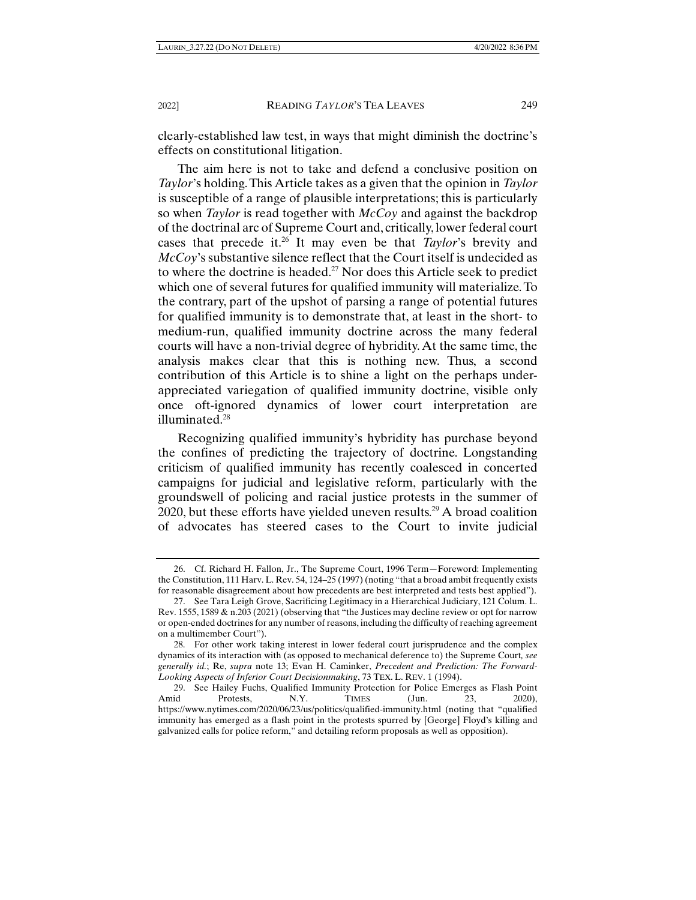clearly-established law test, in ways that might diminish the doctrine's effects on constitutional litigation.

The aim here is not to take and defend a conclusive position on *Taylor*'s holding. This Article takes as a given that the opinion in *Taylor* is susceptible of a range of plausible interpretations; this is particularly so when *Taylor* is read together with *McCoy* and against the backdrop of the doctrinal arc of Supreme Court and, critically, lower federal court cases that precede it.[26] It may even be that *Taylor*'s brevity and *McCoy*'s substantive silence reflect that the Court itself is undecided as to where the doctrine is headed.[27] Nor does this Article seek to predict which one of several futures for qualified immunity will materialize. To the contrary, part of the upshot of parsing a range of potential futures for qualified immunity is to demonstrate that, at least in the short- to medium-run, qualified immunity doctrine across the many federal courts will have a non-trivial degree of hybridity. At the same time, the analysis makes clear that this is nothing new. Thus, a second contribution of this Article is to shine a light on the perhaps under-appreciated variegation of qualified immunity doctrine, visible only once oft-ignored dynamics of lower court interpretation are illuminated.[28]

Recognizing qualified immunity's hybridity has purchase beyond the confines of predicting the trajectory of doctrine. Longstanding criticism of qualified immunity has recently coalesced in concerted campaigns for judicial and legislative reform, particularly with the groundswell of policing and racial justice protests in the summer of 2020, but these efforts have yielded uneven results.[29] A broad coalition of advocates has steered cases to the Court to invite judicial

---

26. Cf. Richard H. Fallon, Jr., The Supreme Court, 1996 Term—Foreword: Implementing the Constitution, 111 Harv. L. Rev. 54, 124–25 (1997) (noting "that a broad ambit frequently exists for reasonable disagreement about how precedents are best interpreted and tests best applied").

27. See Tara Leigh Grove, Sacrificing Legitimacy in a Hierarchical Judiciary, 121 Colum. L. Rev. 1555, 1589 & n.203 (2021) (observing that "the Justices may decline review or opt for narrow or open-ended doctrines for any number of reasons, including the difficulty of reaching agreement on a multimember Court").

28. For other work taking interest in lower federal court jurisprudence and the complex dynamics of its interaction with (as opposed to mechanical deference to) the Supreme Court*, see generally id.*; Re, *supra* note 13; Evan H. Caminker, *Precedent and Prediction: The Forward-Looking Aspects of Inferior Court Decisionmaking*, 73 TEX. L. REV. 1 (1994).

29. See Hailey Fuchs, Qualified Immunity Protection for Police Emerges as Flash Point Amid Protests, N.Y. TIMES (Jun. 23, 2020), https://www.nytimes.com/2020/06/23/us/politics/qualified-immunity.html (noting that "qualified immunity has emerged as a flash point in the protests spurred by [George] Floyd's killing and galvanized calls for police reform," and detailing reform proposals as well as opposition).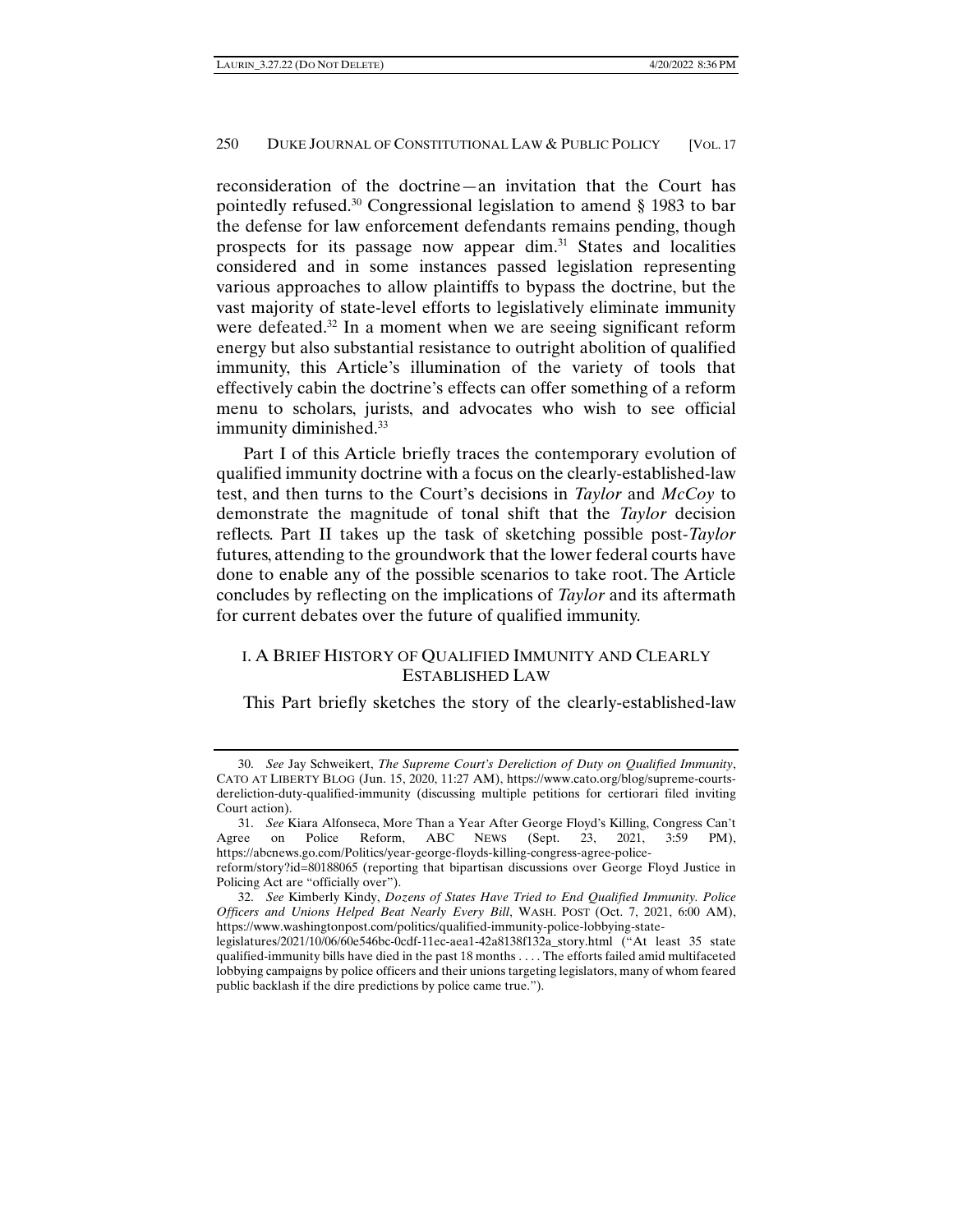reconsideration of the doctrine—an invitation that the Court has pointedly refused.[30] Congressional legislation to amend § 1983 to bar the defense for law enforcement defendants remains pending, though prospects for its passage now appear dim.[31] States and localities considered and in some instances passed legislation representing various approaches to allow plaintiffs to bypass the doctrine, but the vast majority of state-level efforts to legislatively eliminate immunity were defeated.[32] In a moment when we are seeing significant reform energy but also substantial resistance to outright abolition of qualified immunity, this Article's illumination of the variety of tools that effectively cabin the doctrine's effects can offer something of a reform menu to scholars, jurists, and advocates who wish to see official immunity diminished.[33]

Part I of this Article briefly traces the contemporary evolution of qualified immunity doctrine with a focus on the clearly-established-law test, and then turns to the Court's decisions in *Taylor* and *McCoy* to demonstrate the magnitude of tonal shift that the *Taylor* decision reflects. Part II takes up the task of sketching possible post-*Taylor* futures, attending to the groundwork that the lower federal courts have done to enable any of the possible scenarios to take root. The Article concludes by reflecting on the implications of *Taylor* and its aftermath for current debates over the future of qualified immunity.

## I. A Brief History of Qualified Immunity and Clearly Established Law

This Part briefly sketches the story of the clearly-established-law

---

30. *See* Jay Schweikert, *The Supreme Court's Dereliction of Duty on Qualified Immunity*, CATO AT LIBERTY BLOG (Jun. 15, 2020, 11:27 AM), https://www.cato.org/blog/supreme-courts-dereliction-duty-qualified-immunity (discussing multiple petitions for certiorari filed inviting Court action).

31. *See* Kiara Alfonseca, More Than a Year After George Floyd's Killing, Congress Can't Agree on Police Reform, ABC NEWS (Sept. 23, 2021, 3:59 PM), https://abcnews.go.com/Politics/year-george-floyds-killing-congress-agree-police-reform/story?id=80188065 (reporting that bipartisan discussions over George Floyd Justice in Policing Act are "officially over").

32. *See* Kimberly Kindy, *Dozens of States Have Tried to End Qualified Immunity. Police Officers and Unions Helped Beat Nearly Every Bill*, WASH. POST (Oct. 7, 2021, 6:00 AM), https://www.washingtonpost.com/politics/qualified-immunity-police-lobbying-state-legislatures/2021/10/06/60e546bc-0cdf-11ec-aea1-42a8138f132a_story.html ("At least 35 state qualified-immunity bills have died in the past 18 months . . . . The efforts failed amid multifaceted lobbying campaigns by police officers and their unions targeting legislators, many of whom feared public backlash if the dire predictions by police came true.").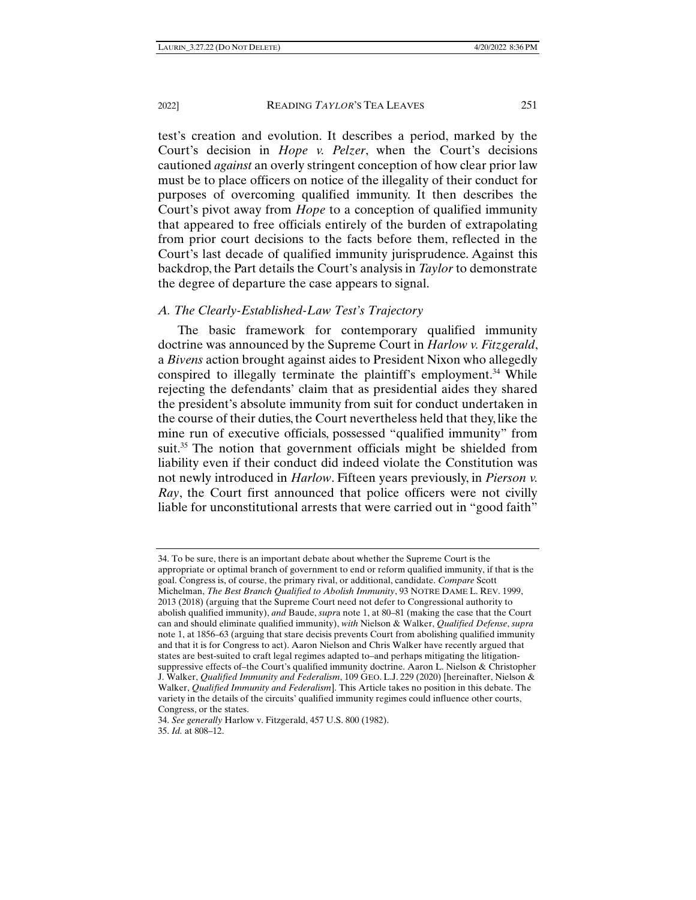test's creation and evolution. It describes a period, marked by the Court's decision in *Hope v. Pelzer*, when the Court's decisions cautioned *against* an overly stringent conception of how clear prior law must be to place officers on notice of the illegality of their conduct for purposes of overcoming qualified immunity. It then describes the Court's pivot away from *Hope* to a conception of qualified immunity that appeared to free officials entirely of the burden of extrapolating from prior court decisions to the facts before them, reflected in the Court's last decade of qualified immunity jurisprudence. Against this backdrop, the Part details the Court's analysis in *Taylor* to demonstrate the degree of departure the case appears to signal.

### *A. The Clearly-Established-Law Test's Trajectory*

The basic framework for contemporary qualified immunity doctrine was announced by the Supreme Court in *Harlow v. Fitzgerald*, a *Bivens* action brought against aides to President Nixon who allegedly conspired to illegally terminate the plaintiff's employment.[34] While rejecting the defendants' claim that as presidential aides they shared the president's absolute immunity from suit for conduct undertaken in the course of their duties, the Court nevertheless held that they, like the mine run of executive officials, possessed "qualified immunity" from suit.[35] The notion that government officials might be shielded from liability even if their conduct did indeed violate the Constitution was not newly introduced in *Harlow*. Fifteen years previously, in *Pierson v. Ray*, the Court first announced that police officers were not civilly liable for unconstitutional arrests that were carried out in "good faith"

---

34. To be sure, there is an important debate about whether the Supreme Court is the appropriate or optimal branch of government to end or reform qualified immunity, if that is the goal. Congress is, of course, the primary rival, or additional, candidate. *Compare* Scott Michelman, *The Best Branch Qualified to Abolish Immunity*, 93 NOTRE DAME L. REV. 1999, 2013 (2018) (arguing that the Supreme Court need not defer to Congressional authority to abolish qualified immunity), *and* Baude, *supra* note 1, at 80–81 (making the case that the Court can and should eliminate qualified immunity), *with* Nielson & Walker, *Qualified Defense*, *supra* note 1, at 1856–63 (arguing that stare decisis prevents Court from abolishing qualified immunity and that it is for Congress to act). Aaron Nielson and Chris Walker have recently argued that states are best-suited to craft legal regimes adapted to–and perhaps mitigating the litigation-suppressive effects of–the Court's qualified immunity doctrine. Aaron L. Nielson & Christopher J. Walker, *Qualified Immunity and Federalism*, 109 GEO. L.J. 229 (2020) [hereinafter, Nielson & Walker, *Qualified Immunity and Federalism*]. This Article takes no position in this debate. The variety in the details of the circuits' qualified immunity regimes could influence other courts, Congress, or the states.

34. *See generally* Harlow v. Fitzgerald, 457 U.S. 800 (1982).

35. *Id.* at 808–12.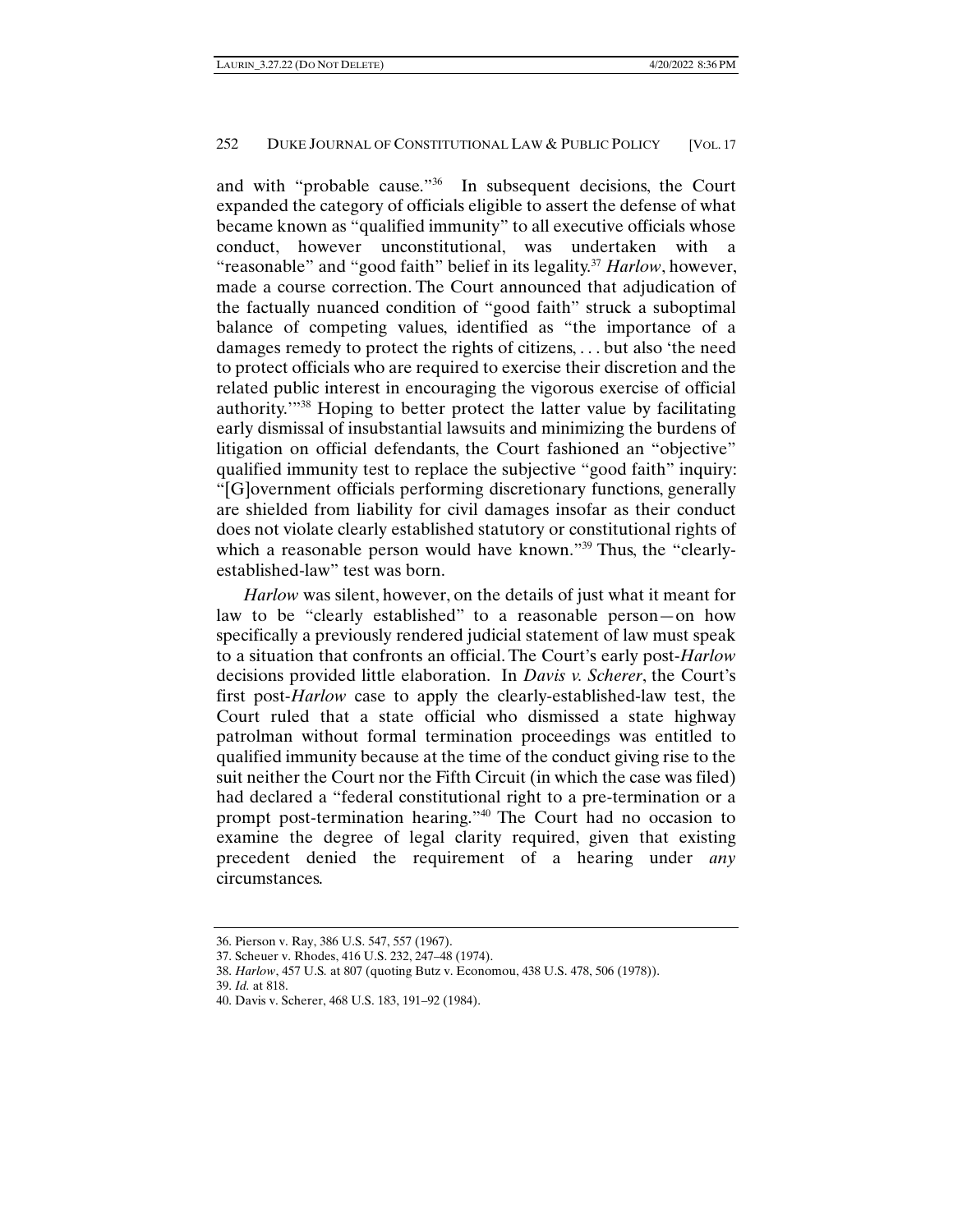and with "probable cause."[36] In subsequent decisions, the Court expanded the category of officials eligible to assert the defense of what became known as "qualified immunity" to all executive officials whose conduct, however unconstitutional, was undertaken with a "reasonable" and "good faith" belief in its legality.[37] *Harlow*, however, made a course correction. The Court announced that adjudication of the factually nuanced condition of "good faith" struck a suboptimal balance of competing values, identified as "the importance of a damages remedy to protect the rights of citizens, . . . but also 'the need to protect officials who are required to exercise their discretion and the related public interest in encouraging the vigorous exercise of official authority.'"[38] Hoping to better protect the latter value by facilitating early dismissal of insubstantial lawsuits and minimizing the burdens of litigation on official defendants, the Court fashioned an "objective" qualified immunity test to replace the subjective "good faith" inquiry: "[G]overnment officials performing discretionary functions, generally are shielded from liability for civil damages insofar as their conduct does not violate clearly established statutory or constitutional rights of which a reasonable person would have known."[39] Thus, the "clearly-established-law" test was born.

*Harlow* was silent, however, on the details of just what it meant for law to be "clearly established" to a reasonable person—on how specifically a previously rendered judicial statement of law must speak to a situation that confronts an official. The Court's early post-*Harlow* decisions provided little elaboration. In *Davis v. Scherer*, the Court's first post-*Harlow* case to apply the clearly-established-law test, the Court ruled that a state official who dismissed a state highway patrolman without formal termination proceedings was entitled to qualified immunity because at the time of the conduct giving rise to the suit neither the Court nor the Fifth Circuit (in which the case was filed) had declared a "federal constitutional right to a pre-termination or a prompt post-termination hearing."[40] The Court had no occasion to examine the degree of legal clarity required, given that existing precedent denied the requirement of a hearing under *any* circumstances.

---

36. Pierson v. Ray, 386 U.S. 547, 557 (1967).
37. Scheuer v. Rhodes, 416 U.S. 232, 247–48 (1974).
38. *Harlow*, 457 U.S. at 807 (quoting Butz v. Economou, 438 U.S. 478, 506 (1978)).
39. *Id.* at 818.
40. Davis v. Scherer, 468 U.S. 183, 191–92 (1984).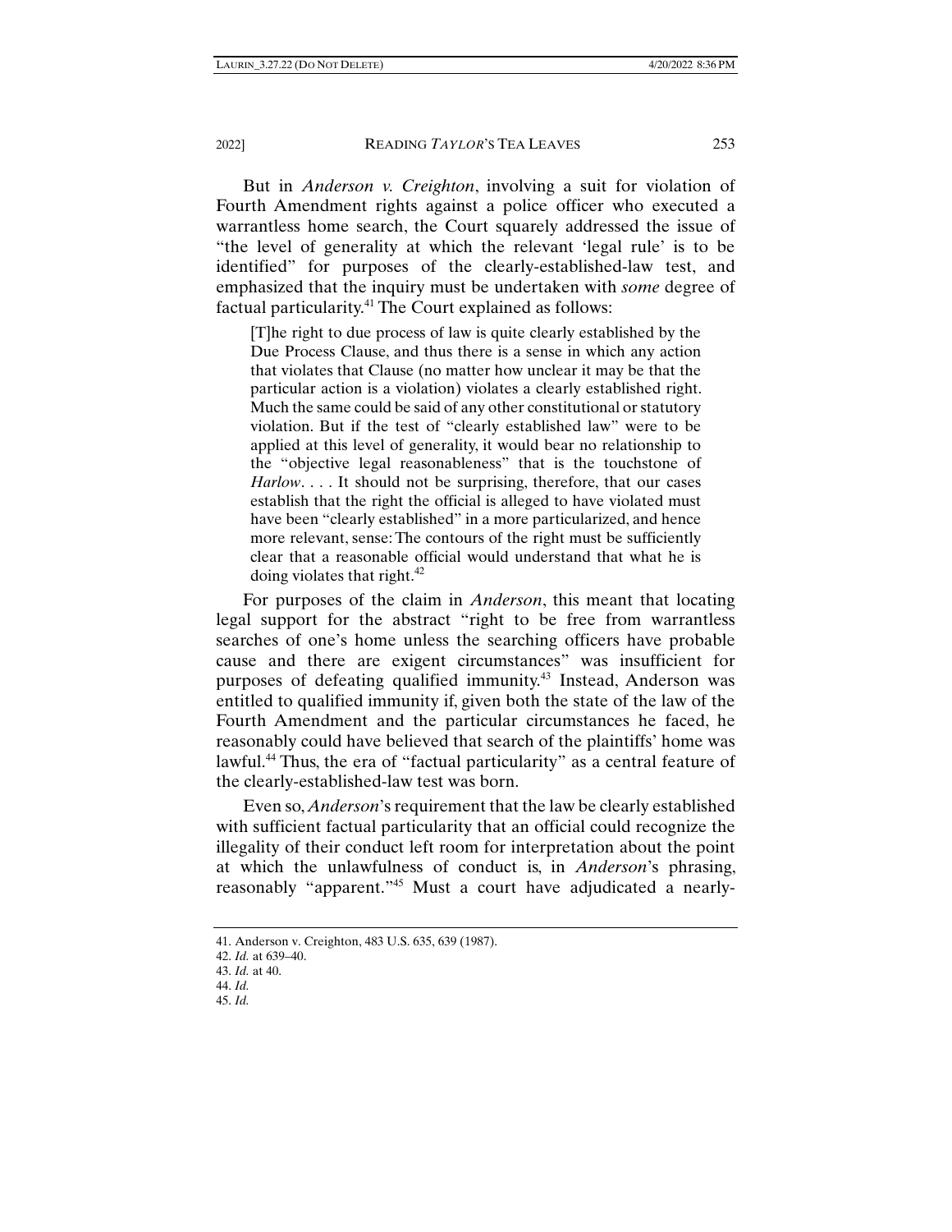But in *Anderson v. Creighton*, involving a suit for violation of Fourth Amendment rights against a police officer who executed a warrantless home search, the Court squarely addressed the issue of "the level of generality at which the relevant 'legal rule' is to be identified" for purposes of the clearly-established-law test, and emphasized that the inquiry must be undertaken with *some* degree of factual particularity.[41] The Court explained as follows:

> [T]he right to due process of law is quite clearly established by the Due Process Clause, and thus there is a sense in which any action that violates that Clause (no matter how unclear it may be that the particular action is a violation) violates a clearly established right. Much the same could be said of any other constitutional or statutory violation. But if the test of "clearly established law" were to be applied at this level of generality, it would bear no relationship to the "objective legal reasonableness" that is the touchstone of *Harlow*. . . . It should not be surprising, therefore, that our cases establish that the right the official is alleged to have violated must have been "clearly established" in a more particularized, and hence more relevant, sense: The contours of the right must be sufficiently clear that a reasonable official would understand that what he is doing violates that right.[42]

For purposes of the claim in *Anderson*, this meant that locating legal support for the abstract "right to be free from warrantless searches of one's home unless the searching officers have probable cause and there are exigent circumstances" was insufficient for purposes of defeating qualified immunity.[43] Instead, Anderson was entitled to qualified immunity if, given both the state of the law of the Fourth Amendment and the particular circumstances he faced, he reasonably could have believed that search of the plaintiffs' home was lawful.[44] Thus, the era of "factual particularity" as a central feature of the clearly-established-law test was born.

Even so, *Anderson*'s requirement that the law be clearly established with sufficient factual particularity that an official could recognize the illegality of their conduct left room for interpretation about the point at which the unlawfulness of conduct is, in *Anderson*'s phrasing, reasonably "apparent."[45] Must a court have adjudicated a nearly-

---

41. Anderson v. Creighton, 483 U.S. 635, 639 (1987).

42. *Id.* at 639–40.

43. *Id.* at 40.

44. *Id.*

45. *Id.*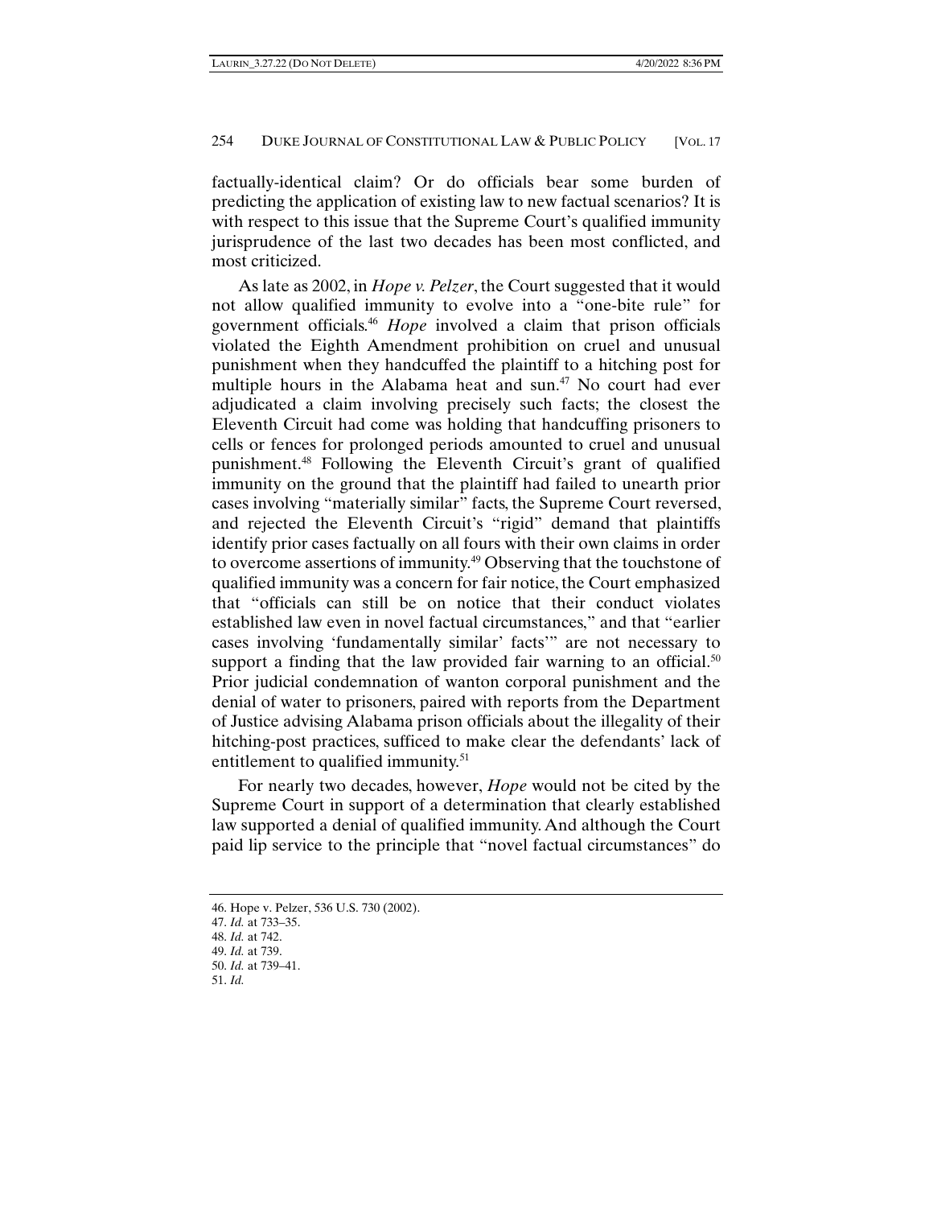factually-identical claim? Or do officials bear some burden of predicting the application of existing law to new factual scenarios? It is with respect to this issue that the Supreme Court's qualified immunity jurisprudence of the last two decades has been most conflicted, and most criticized.

As late as 2002, in *Hope v. Pelzer*, the Court suggested that it would not allow qualified immunity to evolve into a "one-bite rule" for government officials.[46] *Hope* involved a claim that prison officials violated the Eighth Amendment prohibition on cruel and unusual punishment when they handcuffed the plaintiff to a hitching post for multiple hours in the Alabama heat and sun.[47] No court had ever adjudicated a claim involving precisely such facts; the closest the Eleventh Circuit had come was holding that handcuffing prisoners to cells or fences for prolonged periods amounted to cruel and unusual punishment.[48] Following the Eleventh Circuit's grant of qualified immunity on the ground that the plaintiff had failed to unearth prior cases involving "materially similar" facts, the Supreme Court reversed, and rejected the Eleventh Circuit's "rigid" demand that plaintiffs identify prior cases factually on all fours with their own claims in order to overcome assertions of immunity.[49] Observing that the touchstone of qualified immunity was a concern for fair notice, the Court emphasized that "officials can still be on notice that their conduct violates established law even in novel factual circumstances," and that "earlier cases involving 'fundamentally similar' facts'" are not necessary to support a finding that the law provided fair warning to an official.[50] Prior judicial condemnation of wanton corporal punishment and the denial of water to prisoners, paired with reports from the Department of Justice advising Alabama prison officials about the illegality of their hitching-post practices, sufficed to make clear the defendants' lack of entitlement to qualified immunity.[51]

For nearly two decades, however, *Hope* would not be cited by the Supreme Court in support of a determination that clearly established law supported a denial of qualified immunity. And although the Court paid lip service to the principle that "novel factual circumstances" do

46. Hope v. Pelzer, 536 U.S. 730 (2002).
47. *Id.* at 733–35.
48. *Id.* at 742.
49. *Id.* at 739.
50. *Id.* at 739–41.
51. *Id.*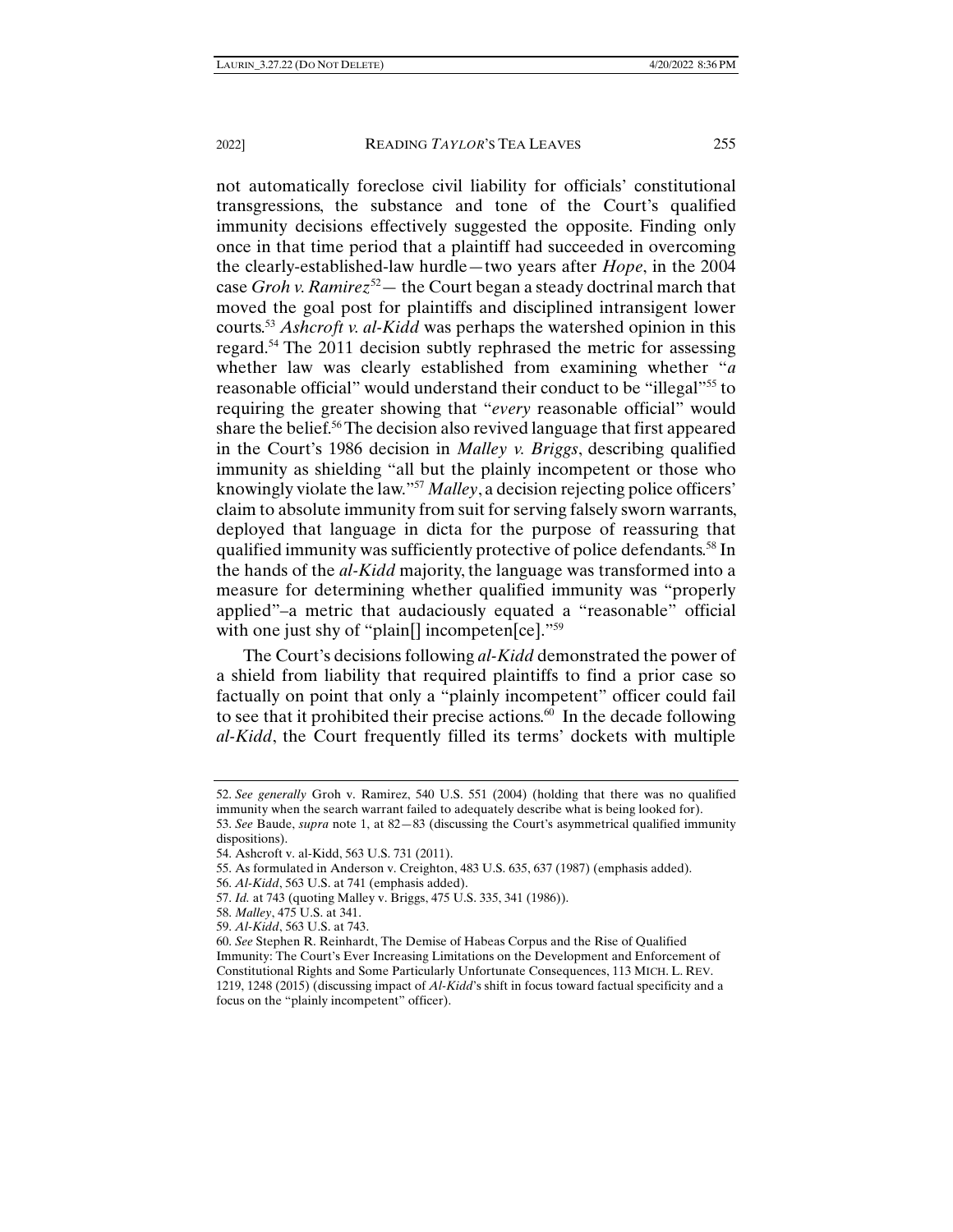not automatically foreclose civil liability for officials' constitutional transgressions, the substance and tone of the Court's qualified immunity decisions effectively suggested the opposite. Finding only once in that time period that a plaintiff had succeeded in overcoming the clearly-established-law hurdle—two years after *Hope*, in the 2004 case *Groh v. Ramirez*[52]— the Court began a steady doctrinal march that moved the goal post for plaintiffs and disciplined intransigent lower courts.[53] *Ashcroft v. al-Kidd* was perhaps the watershed opinion in this regard.[54] The 2011 decision subtly rephrased the metric for assessing whether law was clearly established from examining whether "*a* reasonable official" would understand their conduct to be "illegal"[55] to requiring the greater showing that "*every* reasonable official" would share the belief.[56] The decision also revived language that first appeared in the Court's 1986 decision in *Malley v. Briggs*, describing qualified immunity as shielding "all but the plainly incompetent or those who knowingly violate the law."[57] *Malley*, a decision rejecting police officers' claim to absolute immunity from suit for serving falsely sworn warrants, deployed that language in dicta for the purpose of reassuring that qualified immunity was sufficiently protective of police defendants.[58] In the hands of the *al-Kidd* majority, the language was transformed into a measure for determining whether qualified immunity was "properly applied"–a metric that audaciously equated a "reasonable" official with one just shy of "plain[] incompeten[ce]."[59]

The Court's decisions following *al-Kidd* demonstrated the power of a shield from liability that required plaintiffs to find a prior case so factually on point that only a "plainly incompetent" officer could fail to see that it prohibited their precise actions.[60] In the decade following *al-Kidd*, the Court frequently filled its terms' dockets with multiple

---

52. *See generally* Groh v. Ramirez, 540 U.S. 551 (2004) (holding that there was no qualified immunity when the search warrant failed to adequately describe what is being looked for).

53. *See* Baude, *supra* note 1, at 82—83 (discussing the Court's asymmetrical qualified immunity dispositions).

54. Ashcroft v. al-Kidd, 563 U.S. 731 (2011).

55. As formulated in Anderson v. Creighton, 483 U.S. 635, 637 (1987) (emphasis added).

56. *Al-Kidd*, 563 U.S. at 741 (emphasis added).

57. *Id.* at 743 (quoting Malley v. Briggs, 475 U.S. 335, 341 (1986)).

58. *Malley*, 475 U.S. at 341.

59. *Al-Kidd*, 563 U.S. at 743.

60. *See* Stephen R. Reinhardt, The Demise of Habeas Corpus and the Rise of Qualified Immunity: The Court's Ever Increasing Limitations on the Development and Enforcement of Constitutional Rights and Some Particularly Unfortunate Consequences, 113 MICH. L. REV. 1219, 1248 (2015) (discussing impact of *Al-Kidd*'s shift in focus toward factual specificity and a focus on the "plainly incompetent" officer).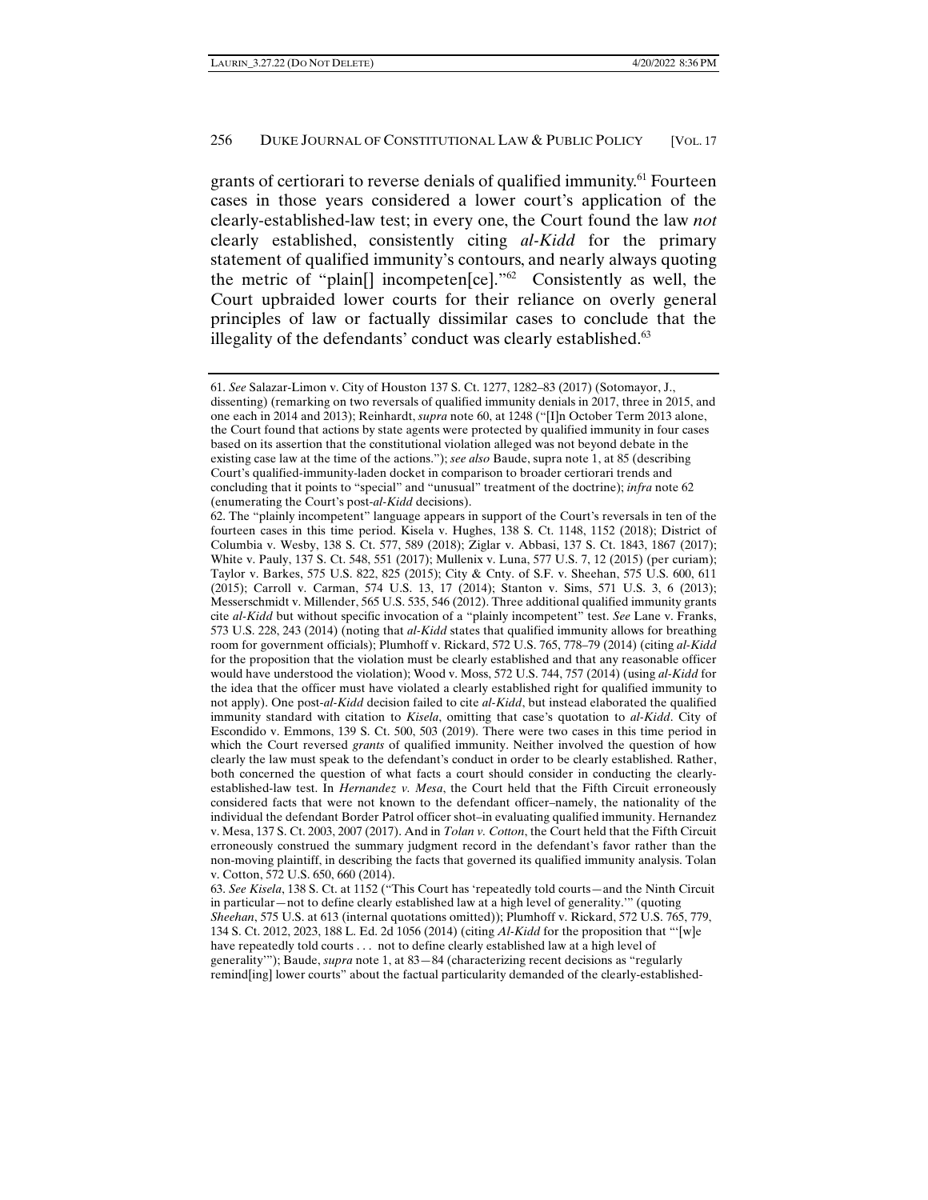grants of certiorari to reverse denials of qualified immunity.[61] Fourteen cases in those years considered a lower court's application of the clearly-established-law test; in every one, the Court found the law *not* clearly established, consistently citing *al-Kidd* for the primary statement of qualified immunity's contours, and nearly always quoting the metric of "plain[] incompeten[ce]."[62] Consistently as well, the Court upbraided lower courts for their reliance on overly general principles of law or factually dissimilar cases to conclude that the illegality of the defendants' conduct was clearly established.[63]

---

61. *See* Salazar-Limon v. City of Houston 137 S. Ct. 1277, 1282–83 (2017) (Sotomayor, J., dissenting) (remarking on two reversals of qualified immunity denials in 2017, three in 2015, and one each in 2014 and 2013); Reinhardt, *supra* note 60, at 1248 ("[I]n October Term 2013 alone, the Court found that actions by state agents were protected by qualified immunity in four cases based on its assertion that the constitutional violation alleged was not beyond debate in the existing case law at the time of the actions."); *see also* Baude, supra note 1, at 85 (describing Court's qualified-immunity-laden docket in comparison to broader certiorari trends and concluding that it points to "special" and "unusual" treatment of the doctrine); *infra* note 62 (enumerating the Court's post-*al-Kidd* decisions).

62. The "plainly incompetent" language appears in support of the Court's reversals in ten of the fourteen cases in this time period. Kisela v. Hughes, 138 S. Ct. 1148, 1152 (2018); District of Columbia v. Wesby, 138 S. Ct. 577, 589 (2018); Ziglar v. Abbasi, 137 S. Ct. 1843, 1867 (2017); White v. Pauly, 137 S. Ct. 548, 551 (2017); Mullenix v. Luna, 577 U.S. 7, 12 (2015) (per curiam); Taylor v. Barkes, 575 U.S. 822, 825 (2015); City & Cnty. of S.F. v. Sheehan, 575 U.S. 600, 611 (2015); Carroll v. Carman, 574 U.S. 13, 17 (2014); Stanton v. Sims, 571 U.S. 3, 6 (2013); Messerschmidt v. Millender, 565 U.S. 535, 546 (2012). Three additional qualified immunity grants cite *al-Kidd* but without specific invocation of a "plainly incompetent" test. *See* Lane v. Franks, 573 U.S. 228, 243 (2014) (noting that *al-Kidd* states that qualified immunity allows for breathing room for government officials); Plumhoff v. Rickard, 572 U.S. 765, 778–79 (2014) (citing *al-Kidd* for the proposition that the violation must be clearly established and that any reasonable officer would have understood the violation); Wood v. Moss, 572 U.S. 744, 757 (2014) (using *al-Kidd* for the idea that the officer must have violated a clearly established right for qualified immunity to not apply). One post-*al-Kidd* decision failed to cite *al-Kidd*, but instead elaborated the qualified immunity standard with citation to *Kisela*, omitting that case's quotation to *al-Kidd*. City of Escondido v. Emmons, 139 S. Ct. 500, 503 (2019). There were two cases in this time period in which the Court reversed *grants* of qualified immunity. Neither involved the question of how clearly the law must speak to the defendant's conduct in order to be clearly established. Rather, both concerned the question of what facts a court should consider in conducting the clearly-established-law test. In *Hernandez v. Mesa*, the Court held that the Fifth Circuit erroneously considered facts that were not known to the defendant officer–namely, the nationality of the individual the defendant Border Patrol officer shot–in evaluating qualified immunity. Hernandez v. Mesa, 137 S. Ct. 2003, 2007 (2017). And in *Tolan v. Cotton*, the Court held that the Fifth Circuit erroneously construed the summary judgment record in the defendant's favor rather than the non-moving plaintiff, in describing the facts that governed its qualified immunity analysis. Tolan v. Cotton, 572 U.S. 650, 660 (2014).

63. *See Kisela*, 138 S. Ct. at 1152 ("This Court has 'repeatedly told courts—and the Ninth Circuit in particular—not to define clearly established law at a high level of generality.'" (quoting *Sheehan*, 575 U.S. at 613 (internal quotations omitted)); Plumhoff v. Rickard, 572 U.S. 765, 779, 134 S. Ct. 2012, 2023, 188 L. Ed. 2d 1056 (2014) (citing *Al-Kidd* for the proposition that "'[w]e have repeatedly told courts . . . not to define clearly established law at a high level of generality'"); Baude, *supra* note 1, at 83—84 (characterizing recent decisions as "regularly remind[ing] lower courts" about the factual particularity demanded of the clearly-established-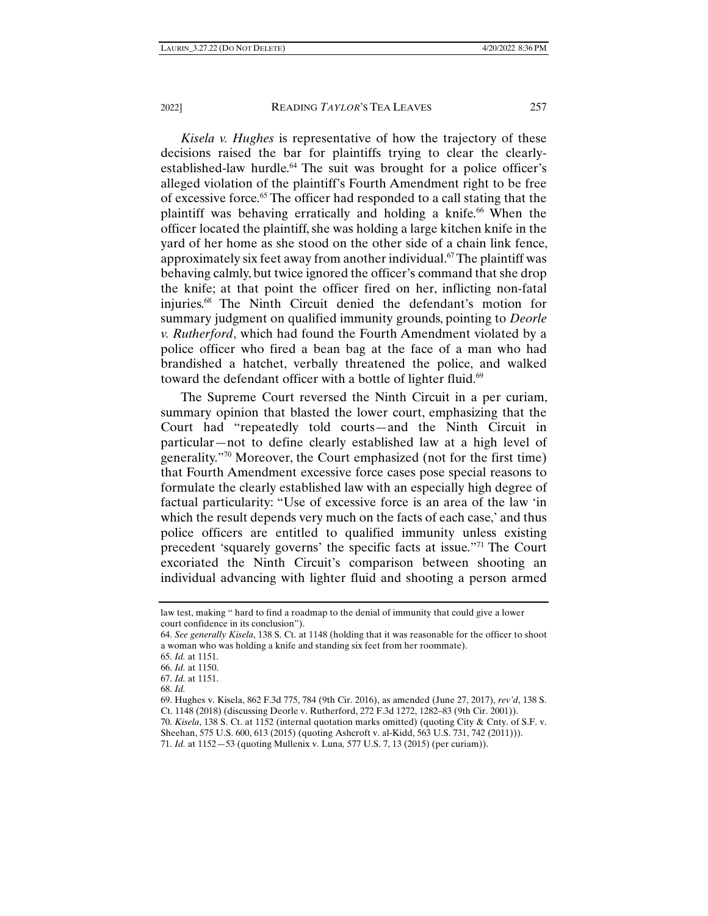*Kisela v. Hughes* is representative of how the trajectory of these decisions raised the bar for plaintiffs trying to clear the clearly-established-law hurdle.[64] The suit was brought for a police officer's alleged violation of the plaintiff's Fourth Amendment right to be free of excessive force.[65] The officer had responded to a call stating that the plaintiff was behaving erratically and holding a knife.[66] When the officer located the plaintiff, she was holding a large kitchen knife in the yard of her home as she stood on the other side of a chain link fence, approximately six feet away from another individual.[67] The plaintiff was behaving calmly, but twice ignored the officer's command that she drop the knife; at that point the officer fired on her, inflicting non-fatal injuries.[68] The Ninth Circuit denied the defendant's motion for summary judgment on qualified immunity grounds, pointing to *Deorle v. Rutherford*, which had found the Fourth Amendment violated by a police officer who fired a bean bag at the face of a man who had brandished a hatchet, verbally threatened the police, and walked toward the defendant officer with a bottle of lighter fluid.[69]

The Supreme Court reversed the Ninth Circuit in a per curiam, summary opinion that blasted the lower court, emphasizing that the Court had "repeatedly told courts—and the Ninth Circuit in particular—not to define clearly established law at a high level of generality."[70] Moreover, the Court emphasized (not for the first time) that Fourth Amendment excessive force cases pose special reasons to formulate the clearly established law with an especially high degree of factual particularity: "Use of excessive force is an area of the law 'in which the result depends very much on the facts of each case,' and thus police officers are entitled to qualified immunity unless existing precedent 'squarely governs' the specific facts at issue."[71] The Court excoriated the Ninth Circuit's comparison between shooting an individual advancing with lighter fluid and shooting a person armed

---

law test, making " hard to find a roadmap to the denial of immunity that could give a lower court confidence in its conclusion").

64. *See generally Kisela*, 138 S. Ct. at 1148 (holding that it was reasonable for the officer to shoot a woman who was holding a knife and standing six feet from her roommate).

65. *Id.* at 1151.

66. *Id.* at 1150.

67. *Id.* at 1151.

68. *Id.*

69. Hughes v. Kisela, 862 F.3d 775, 784 (9th Cir. 2016), as amended (June 27, 2017), *rev'd*, 138 S. Ct. 1148 (2018) (discussing Deorle v. Rutherford, 272 F.3d 1272, 1282–83 (9th Cir. 2001)).

70. *Kisela*, 138 S. Ct. at 1152 (internal quotation marks omitted) (quoting City & Cnty. of S.F. v. Sheehan, 575 U.S. 600, 613 (2015) (quoting Ashcroft v. al-Kidd, 563 U.S. 731, 742 (2011))).

71. *Id.* at 1152—53 (quoting Mullenix v. Luna*,* 577 U.S. 7, 13 (2015) (per curiam)).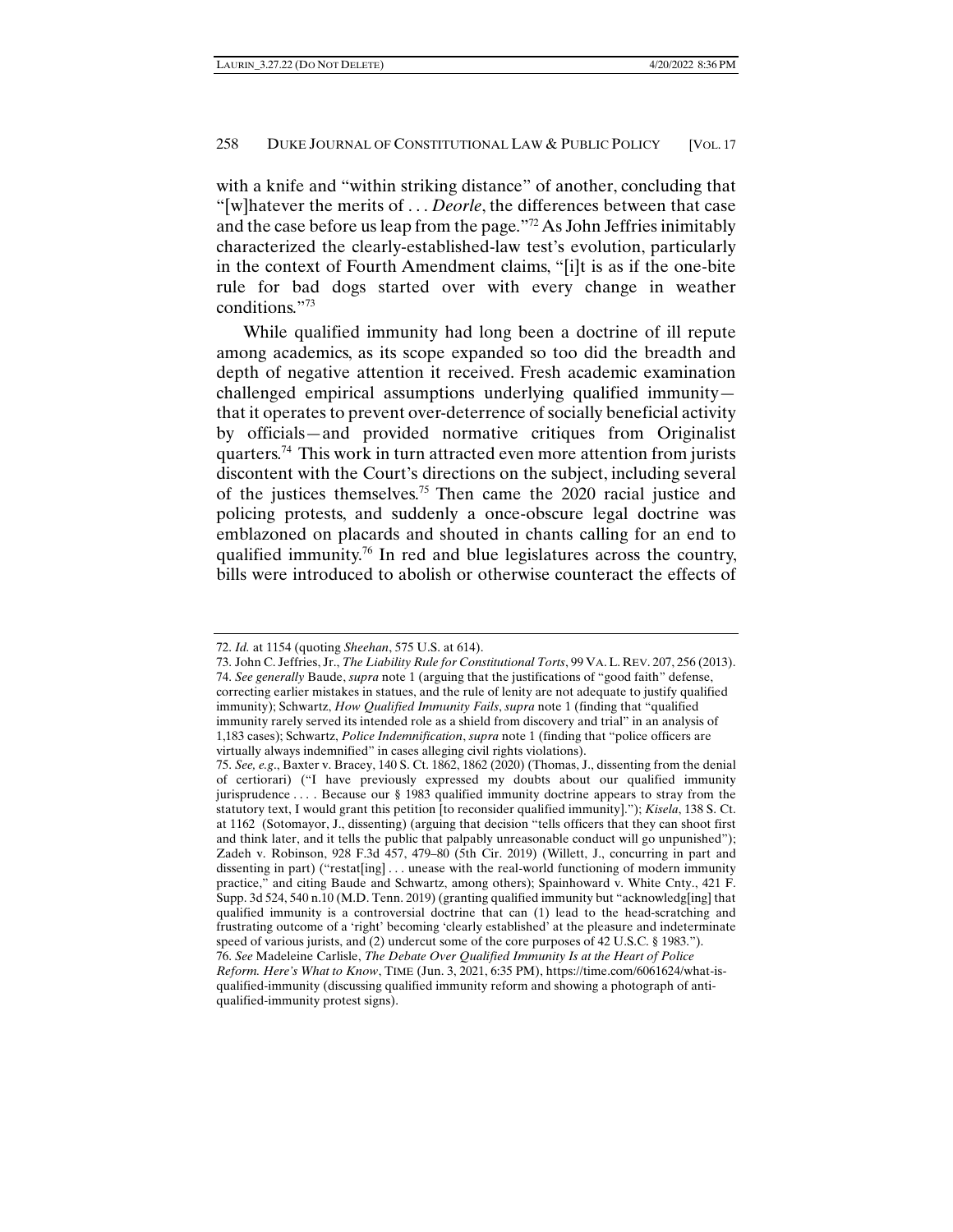with a knife and "within striking distance" of another, concluding that "[w]hatever the merits of . . . *Deorle*, the differences between that case and the case before us leap from the page."[72] As John Jeffries inimitably characterized the clearly-established-law test's evolution, particularly in the context of Fourth Amendment claims, "[i]t is as if the one-bite rule for bad dogs started over with every change in weather conditions."[73]

While qualified immunity had long been a doctrine of ill repute among academics, as its scope expanded so too did the breadth and depth of negative attention it received. Fresh academic examination challenged empirical assumptions underlying qualified immunity—that it operates to prevent over-deterrence of socially beneficial activity by officials—and provided normative critiques from Originalist quarters.[74] This work in turn attracted even more attention from jurists discontent with the Court's directions on the subject, including several of the justices themselves.[75] Then came the 2020 racial justice and policing protests, and suddenly a once-obscure legal doctrine was emblazoned on placards and shouted in chants calling for an end to qualified immunity.[76] In red and blue legislatures across the country, bills were introduced to abolish or otherwise counteract the effects of

---

72. *Id.* at 1154 (quoting *Sheehan*, 575 U.S. at 614).

73. John C. Jeffries, Jr., *The Liability Rule for Constitutional Torts*, 99 VA. L. REV. 207, 256 (2013).

74. *See generally* Baude, *supra* note 1 (arguing that the justifications of "good faith" defense, correcting earlier mistakes in statues, and the rule of lenity are not adequate to justify qualified immunity); Schwartz, *How Qualified Immunity Fails*, *supra* note 1 (finding that "qualified immunity rarely served its intended role as a shield from discovery and trial" in an analysis of 1,183 cases); Schwartz, *Police Indemnification*, *supra* note 1 (finding that "police officers are virtually always indemnified" in cases alleging civil rights violations).

75. *See, e.g.*, Baxter v. Bracey, 140 S. Ct. 1862, 1862 (2020) (Thomas, J., dissenting from the denial of certiorari) ("I have previously expressed my doubts about our qualified immunity jurisprudence . . . . Because our § 1983 qualified immunity doctrine appears to stray from the statutory text, I would grant this petition [to reconsider qualified immunity]."); *Kisela*, 138 S. Ct. at 1162 (Sotomayor, J., dissenting) (arguing that decision "tells officers that they can shoot first and think later, and it tells the public that palpably unreasonable conduct will go unpunished"); Zadeh v. Robinson, 928 F.3d 457, 479–80 (5th Cir. 2019) (Willett, J., concurring in part and dissenting in part) ("restat[ing] . . . unease with the real-world functioning of modern immunity practice," and citing Baude and Schwartz, among others); Spainhoward v. White Cnty., 421 F. Supp. 3d 524, 540 n.10 (M.D. Tenn. 2019) (granting qualified immunity but "acknowledg[ing] that qualified immunity is a controversial doctrine that can (1) lead to the head-scratching and frustrating outcome of a 'right' becoming 'clearly established' at the pleasure and indeterminate speed of various jurists, and (2) undercut some of the core purposes of 42 U.S.C. § 1983.").

76. *See* Madeleine Carlisle, *The Debate Over Qualified Immunity Is at the Heart of Police Reform. Here's What to Know*, TIME (Jun. 3, 2021, 6:35 PM), https://time.com/6061624/what-is-qualified-immunity (discussing qualified immunity reform and showing a photograph of anti-qualified-immunity protest signs).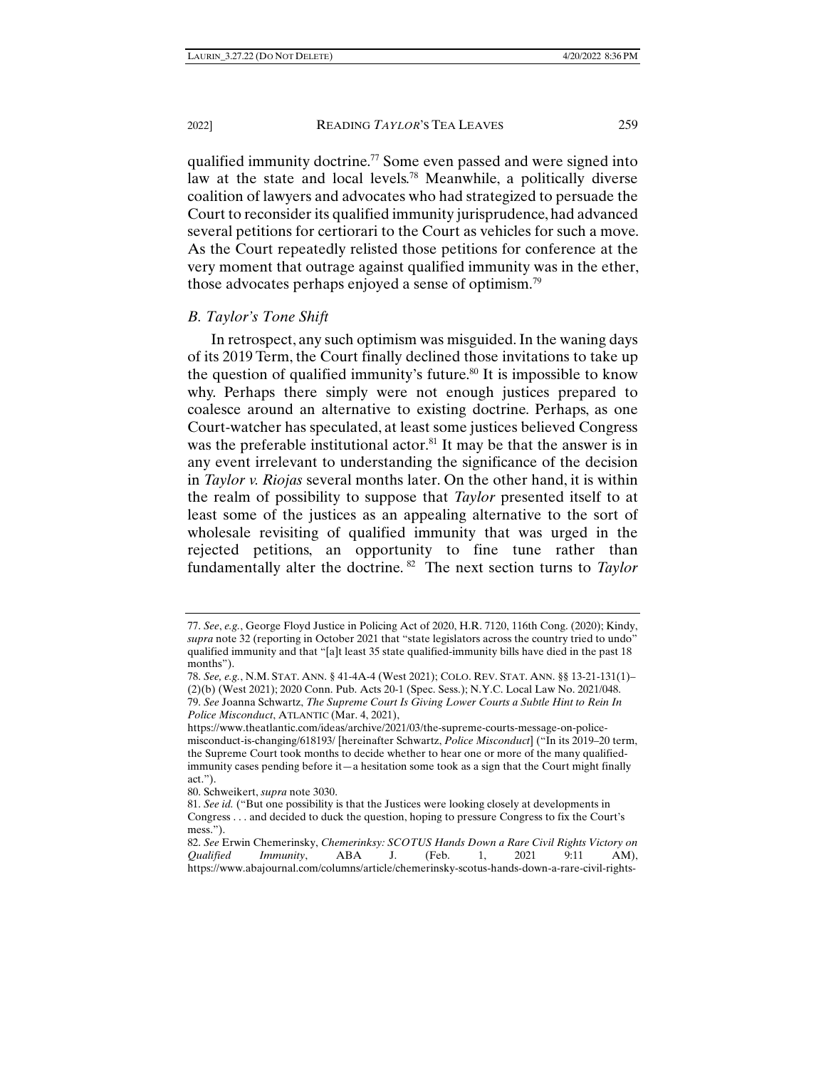qualified immunity doctrine.[77] Some even passed and were signed into law at the state and local levels.[78] Meanwhile, a politically diverse coalition of lawyers and advocates who had strategized to persuade the Court to reconsider its qualified immunity jurisprudence, had advanced several petitions for certiorari to the Court as vehicles for such a move. As the Court repeatedly relisted those petitions for conference at the very moment that outrage against qualified immunity was in the ether, those advocates perhaps enjoyed a sense of optimism.[79]

### *B. Taylor's Tone Shift*

In retrospect, any such optimism was misguided. In the waning days of its 2019 Term, the Court finally declined those invitations to take up the question of qualified immunity's future.[80] It is impossible to know why. Perhaps there simply were not enough justices prepared to coalesce around an alternative to existing doctrine. Perhaps, as one Court-watcher has speculated, at least some justices believed Congress was the preferable institutional actor.[81] It may be that the answer is in any event irrelevant to understanding the significance of the decision in *Taylor v. Riojas* several months later. On the other hand, it is within the realm of possibility to suppose that *Taylor* presented itself to at least some of the justices as an appealing alternative to the sort of wholesale revisiting of qualified immunity that was urged in the rejected petitions, an opportunity to fine tune rather than fundamentally alter the doctrine.[82] The next section turns to *Taylor*

---

77. *See*, *e.g.*, George Floyd Justice in Policing Act of 2020, H.R. 7120, 116th Cong. (2020); Kindy, *supra* note 32 (reporting in October 2021 that "state legislators across the country tried to undo" qualified immunity and that "[a]t least 35 state qualified-immunity bills have died in the past 18 months").

78. *See, e.g.*, N.M. STAT. ANN. § 41-4A-4 (West 2021); COLO. REV. STAT. ANN. §§ 13-21-131(1)–(2)(b) (West 2021); 2020 Conn. Pub. Acts 20-1 (Spec. Sess.); N.Y.C. Local Law No. 2021/048.

79. *See* Joanna Schwartz, *The Supreme Court Is Giving Lower Courts a Subtle Hint to Rein In Police Misconduct*, ATLANTIC (Mar. 4, 2021), https://www.theatlantic.com/ideas/archive/2021/03/the-supreme-courts-message-on-police-misconduct-is-changing/618193/ [hereinafter Schwartz, *Police Misconduct*] ("In its 2019–20 term, the Supreme Court took months to decide whether to hear one or more of the many qualified-immunity cases pending before it—a hesitation some took as a sign that the Court might finally act.").

80. Schweikert, *supra* note 3030.

81. *See id.* ("But one possibility is that the Justices were looking closely at developments in Congress . . . and decided to duck the question, hoping to pressure Congress to fix the Court's mess.").

82. *See* Erwin Chemerinsky, *Chemerinksy: SCOTUS Hands Down a Rare Civil Rights Victory on Qualified Immunity*, ABA J. (Feb. 1, 2021 9:11 AM), https://www.abajournal.com/columns/article/chemerinsky-scotus-hands-down-a-rare-civil-rights-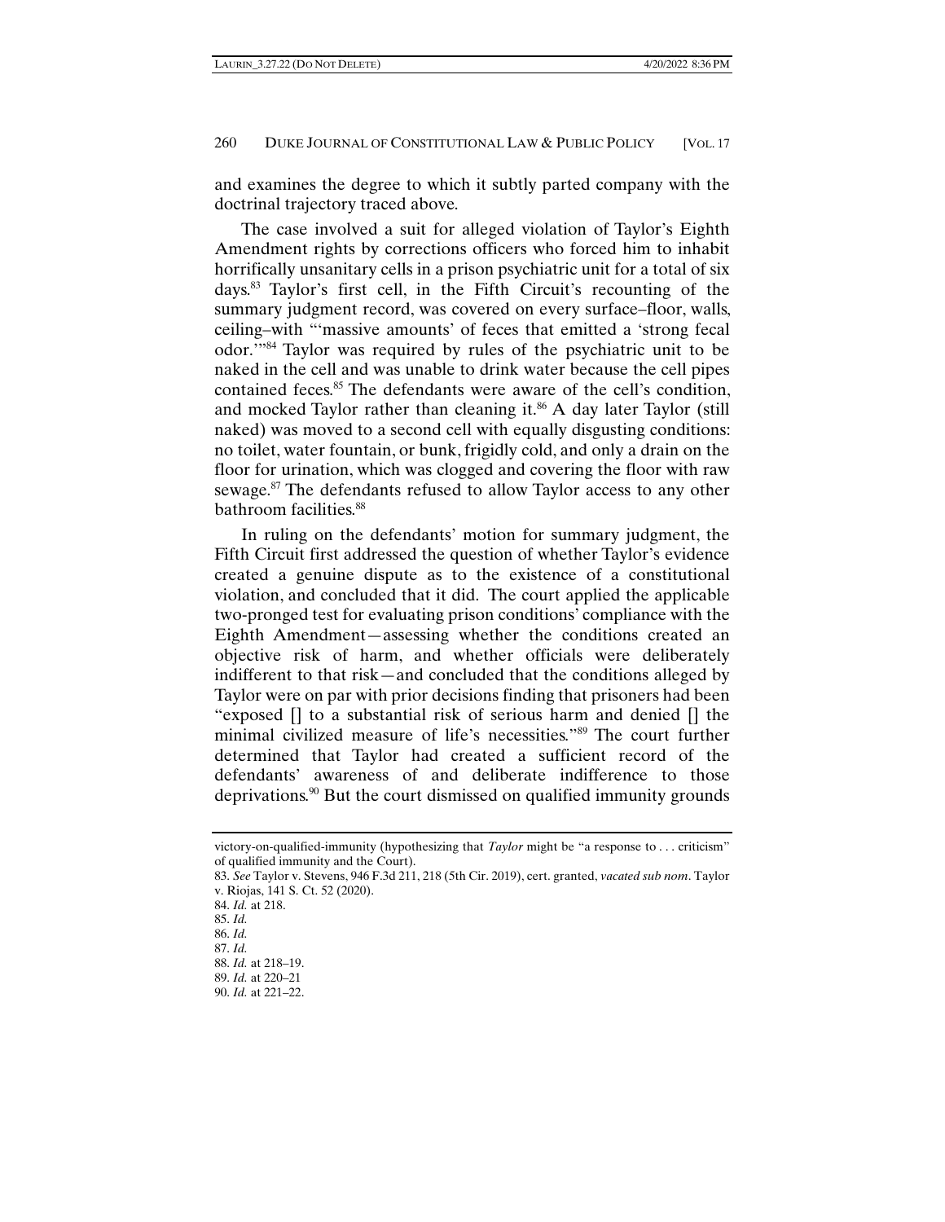and examines the degree to which it subtly parted company with the doctrinal trajectory traced above.

The case involved a suit for alleged violation of Taylor's Eighth Amendment rights by corrections officers who forced him to inhabit horrifically unsanitary cells in a prison psychiatric unit for a total of six days.[83] Taylor's first cell, in the Fifth Circuit's recounting of the summary judgment record, was covered on every surface–floor, walls, ceiling–with "'massive amounts' of feces that emitted a 'strong fecal odor.'"[84] Taylor was required by rules of the psychiatric unit to be naked in the cell and was unable to drink water because the cell pipes contained feces.[85] The defendants were aware of the cell's condition, and mocked Taylor rather than cleaning it.[86] A day later Taylor (still naked) was moved to a second cell with equally disgusting conditions: no toilet, water fountain, or bunk, frigidly cold, and only a drain on the floor for urination, which was clogged and covering the floor with raw sewage.[87] The defendants refused to allow Taylor access to any other bathroom facilities.[88]

In ruling on the defendants' motion for summary judgment, the Fifth Circuit first addressed the question of whether Taylor's evidence created a genuine dispute as to the existence of a constitutional violation, and concluded that it did. The court applied the applicable two-pronged test for evaluating prison conditions' compliance with the Eighth Amendment—assessing whether the conditions created an objective risk of harm, and whether officials were deliberately indifferent to that risk—and concluded that the conditions alleged by Taylor were on par with prior decisions finding that prisoners had been "exposed [] to a substantial risk of serious harm and denied [] the minimal civilized measure of life's necessities."[89] The court further determined that Taylor had created a sufficient record of the defendants' awareness of and deliberate indifference to those deprivations.[90] But the court dismissed on qualified immunity grounds

---

victory-on-qualified-immunity (hypothesizing that *Taylor* might be "a response to . . . criticism" of qualified immunity and the Court).

83. *See* Taylor v. Stevens, 946 F.3d 211, 218 (5th Cir. 2019), cert. granted, *vacated sub nom*. Taylor v. Riojas, 141 S. Ct. 52 (2020).

84. *Id.* at 218.

85. *Id.*

86. *Id.*

87. *Id.*

88. *Id.* at 218–19.

89. *Id.* at 220–21

90. *Id.* at 221–22.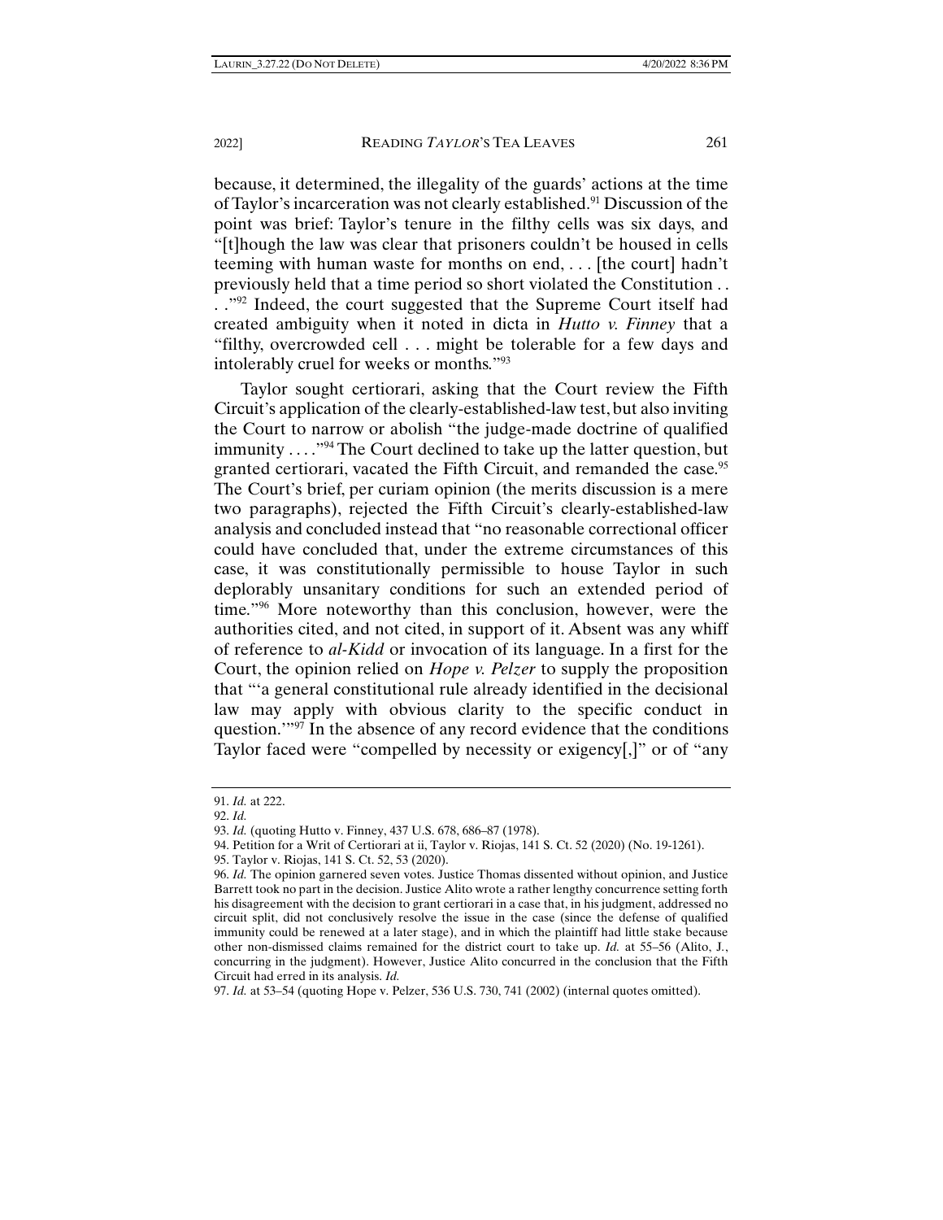because, it determined, the illegality of the guards' actions at the time of Taylor's incarceration was not clearly established.[91] Discussion of the point was brief: Taylor's tenure in the filthy cells was six days, and "[t]hough the law was clear that prisoners couldn't be housed in cells teeming with human waste for months on end, . . . [the court] hadn't previously held that a time period so short violated the Constitution . . . ."[92] Indeed, the court suggested that the Supreme Court itself had created ambiguity when it noted in dicta in *Hutto v. Finney* that a "filthy, overcrowded cell . . . might be tolerable for a few days and intolerably cruel for weeks or months."[93]

Taylor sought certiorari, asking that the Court review the Fifth Circuit's application of the clearly-established-law test, but also inviting the Court to narrow or abolish "the judge-made doctrine of qualified immunity . . . ."[94] The Court declined to take up the latter question, but granted certiorari, vacated the Fifth Circuit, and remanded the case.[95] The Court's brief, per curiam opinion (the merits discussion is a mere two paragraphs), rejected the Fifth Circuit's clearly-established-law analysis and concluded instead that "no reasonable correctional officer could have concluded that, under the extreme circumstances of this case, it was constitutionally permissible to house Taylor in such deplorably unsanitary conditions for such an extended period of time."[96] More noteworthy than this conclusion, however, were the authorities cited, and not cited, in support of it. Absent was any whiff of reference to *al-Kidd* or invocation of its language. In a first for the Court, the opinion relied on *Hope v. Pelzer* to supply the proposition that "'a general constitutional rule already identified in the decisional law may apply with obvious clarity to the specific conduct in question.'"[97] In the absence of any record evidence that the conditions Taylor faced were "compelled by necessity or exigency[,]" or of "any

---

91. *Id.* at 222.

92. *Id.*

93. *Id.* (quoting Hutto v. Finney, 437 U.S. 678, 686–87 (1978).

94. Petition for a Writ of Certiorari at ii, Taylor v. Riojas, 141 S. Ct. 52 (2020) (No. 19-1261).

95. Taylor v. Riojas, 141 S. Ct. 52, 53 (2020).

96. *Id.* The opinion garnered seven votes. Justice Thomas dissented without opinion, and Justice Barrett took no part in the decision. Justice Alito wrote a rather lengthy concurrence setting forth his disagreement with the decision to grant certiorari in a case that, in his judgment, addressed no circuit split, did not conclusively resolve the issue in the case (since the defense of qualified immunity could be renewed at a later stage), and in which the plaintiff had little stake because other non-dismissed claims remained for the district court to take up. *Id.* at 55–56 (Alito, J., concurring in the judgment). However, Justice Alito concurred in the conclusion that the Fifth Circuit had erred in its analysis. *Id.*

97. *Id.* at 53–54 (quoting Hope v. Pelzer, 536 U.S. 730, 741 (2002) (internal quotes omitted).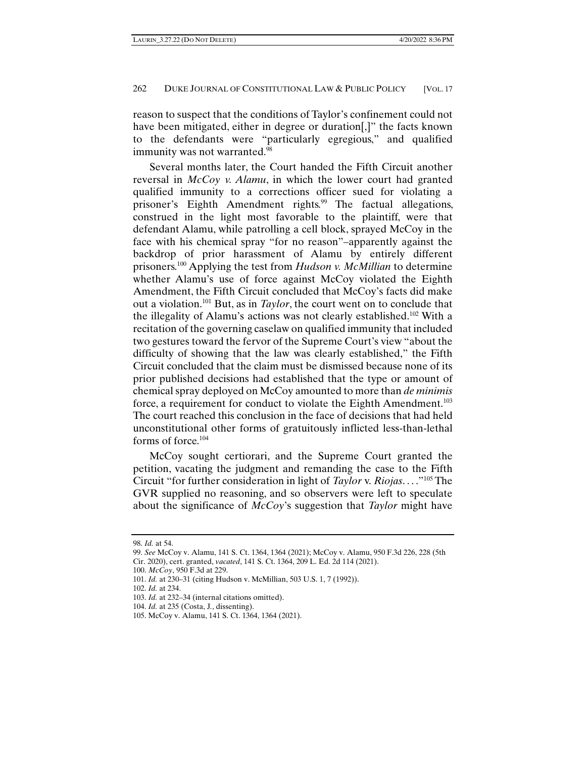reason to suspect that the conditions of Taylor's confinement could not have been mitigated, either in degree or duration[,]" the facts known to the defendants were "particularly egregious," and qualified immunity was not warranted.[98]

Several months later, the Court handed the Fifth Circuit another reversal in *McCoy v. Alamu*, in which the lower court had granted qualified immunity to a corrections officer sued for violating a prisoner's Eighth Amendment rights.[99] The factual allegations, construed in the light most favorable to the plaintiff, were that defendant Alamu, while patrolling a cell block, sprayed McCoy in the face with his chemical spray "for no reason"–apparently against the backdrop of prior harassment of Alamu by entirely different prisoners.[100] Applying the test from *Hudson v. McMillian* to determine whether Alamu's use of force against McCoy violated the Eighth Amendment, the Fifth Circuit concluded that McCoy's facts did make out a violation.[101] But, as in *Taylor*, the court went on to conclude that the illegality of Alamu's actions was not clearly established.[102] With a recitation of the governing caselaw on qualified immunity that included two gestures toward the fervor of the Supreme Court's view "about the difficulty of showing that the law was clearly established," the Fifth Circuit concluded that the claim must be dismissed because none of its prior published decisions had established that the type or amount of chemical spray deployed on McCoy amounted to more than *de minimis* force, a requirement for conduct to violate the Eighth Amendment.[103] The court reached this conclusion in the face of decisions that had held unconstitutional other forms of gratuitously inflicted less-than-lethal forms of force.[104]

McCoy sought certiorari, and the Supreme Court granted the petition, vacating the judgment and remanding the case to the Fifth Circuit "for further consideration in light of *Taylor* v. *Riojas*. . . ."[105] The GVR supplied no reasoning, and so observers were left to speculate about the significance of *McCoy*'s suggestion that *Taylor* might have

---

98. *Id.* at 54.

99. *See* McCoy v. Alamu, 141 S. Ct. 1364, 1364 (2021); McCoy v. Alamu, 950 F.3d 226, 228 (5th Cir. 2020), cert. granted, *vacated*, 141 S. Ct. 1364, 209 L. Ed. 2d 114 (2021).

100. *McCoy*, 950 F.3d at 229.

101. *Id.* at 230–31 (citing Hudson v. McMillian, 503 U.S. 1, 7 (1992)).

102. *Id.* at 234.

103. *Id.* at 232–34 (internal citations omitted).

104. *Id.* at 235 (Costa, J., dissenting).

105. McCoy v. Alamu, 141 S. Ct. 1364, 1364 (2021).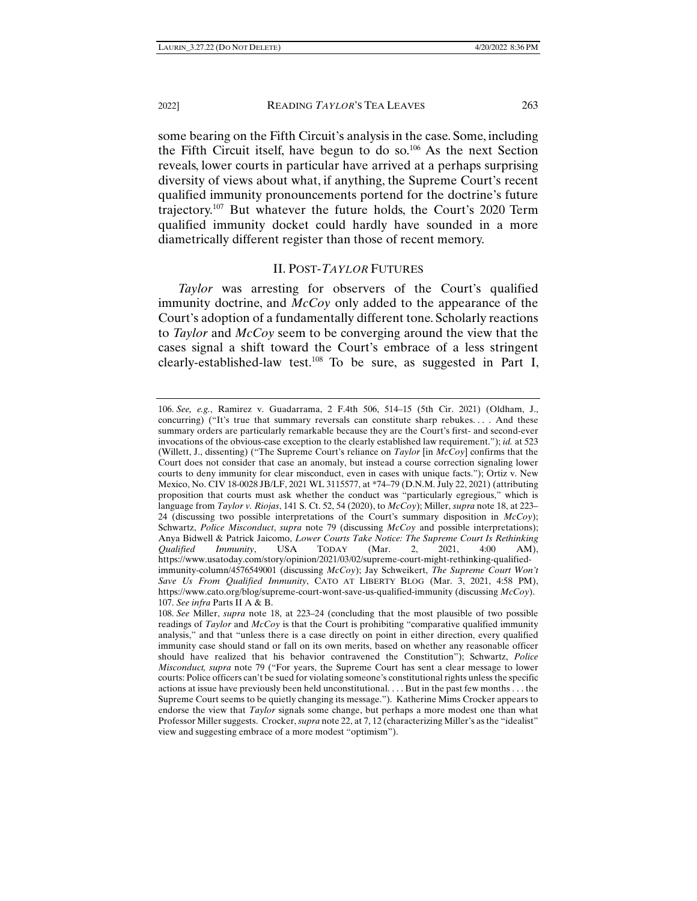some bearing on the Fifth Circuit's analysis in the case. Some, including the Fifth Circuit itself, have begun to do so.[106] As the next Section reveals, lower courts in particular have arrived at a perhaps surprising diversity of views about what, if anything, the Supreme Court's recent qualified immunity pronouncements portend for the doctrine's future trajectory.[107] But whatever the future holds, the Court's 2020 Term qualified immunity docket could hardly have sounded in a more diametrically different register than those of recent memory.

## II. POST-*TAYLOR* FUTURES

*Taylor* was arresting for observers of the Court's qualified immunity doctrine, and *McCoy* only added to the appearance of the Court's adoption of a fundamentally different tone. Scholarly reactions to *Taylor* and *McCoy* seem to be converging around the view that the cases signal a shift toward the Court's embrace of a less stringent clearly-established-law test.[108] To be sure, as suggested in Part I,

---

106. *See, e.g.*, Ramirez v. Guadarrama, 2 F.4th 506, 514–15 (5th Cir. 2021) (Oldham, J., concurring) ("It's true that summary reversals can constitute sharp rebukes. . . . And these summary orders are particularly remarkable because they are the Court's first- and second-ever invocations of the obvious-case exception to the clearly established law requirement."); *id.* at 523 (Willett, J., dissenting) ("The Supreme Court's reliance on *Taylor* [in *McCoy*] confirms that the Court does not consider that case an anomaly, but instead a course correction signaling lower courts to deny immunity for clear misconduct, even in cases with unique facts."); Ortiz v. New Mexico, No. CIV 18-0028 JB/LF, 2021 WL 3115577, at *74–79 (D.N.M. July 22, 2021) (attributing proposition that courts must ask whether the conduct was "particularly egregious," which is language from *Taylor v. Riojas*, 141 S. Ct. 52, 54 (2020), to *McCoy*); Miller, *supra* note 18, at 223–24 (discussing two possible interpretations of the Court's summary disposition in *McCoy*); Schwartz, *Police Misconduct*, *supra* note 79 (discussing *McCoy* and possible interpretations); Anya Bidwell & Patrick Jaicomo, *Lower Courts Take Notice: The Supreme Court Is Rethinking Qualified Immunity*, USA TODAY (Mar. 2, 2021, 4:00 AM), https://www.usatoday.com/story/opinion/2021/03/02/supreme-court-might-rethinking-qualified-immunity-column/4576549001 (discussing *McCoy*); Jay Schweikert, *The Supreme Court Won't Save Us From Qualified Immunity*, CATO AT LIBERTY BLOG (Mar. 3, 2021, 4:58 PM), https://www.cato.org/blog/supreme-court-wont-save-us-qualified-immunity (discussing *McCoy*).

107. *See infra* Parts II A & B.

108. *See* Miller, *supra* note 18, at 223–24 (concluding that the most plausible of two possible readings of *Taylor* and *McCoy* is that the Court is prohibiting "comparative qualified immunity analysis," and that "unless there is a case directly on point in either direction, every qualified immunity case should stand or fall on its own merits, based on whether any reasonable officer should have realized that his behavior contravened the Constitution"); Schwartz, *Police Misconduct, supra* note 79 ("For years, the Supreme Court has sent a clear message to lower courts: Police officers can't be sued for violating someone's constitutional rights unless the specific actions at issue have previously been held unconstitutional. . . . But in the past few months . . . the Supreme Court seems to be quietly changing its message."). Katherine Mims Crocker appears to endorse the view that *Taylor* signals some change, but perhaps a more modest one than what Professor Miller suggests. Crocker, *supra* note 22, at 7, 12 (characterizing Miller's as the "idealist" view and suggesting embrace of a more modest "optimism").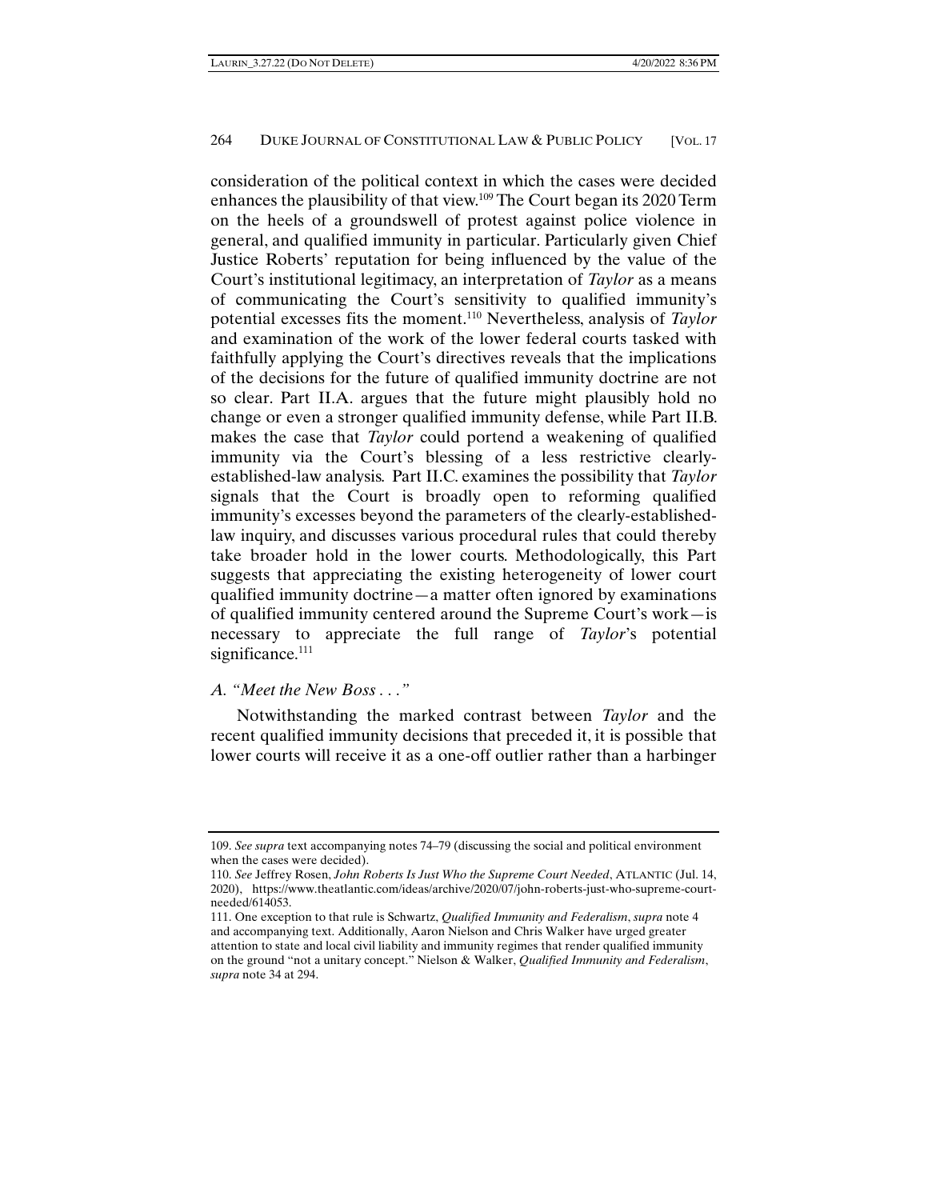consideration of the political context in which the cases were decided enhances the plausibility of that view.[109] The Court began its 2020 Term on the heels of a groundswell of protest against police violence in general, and qualified immunity in particular. Particularly given Chief Justice Roberts' reputation for being influenced by the value of the Court's institutional legitimacy, an interpretation of *Taylor* as a means of communicating the Court's sensitivity to qualified immunity's potential excesses fits the moment.[110] Nevertheless, analysis of *Taylor* and examination of the work of the lower federal courts tasked with faithfully applying the Court's directives reveals that the implications of the decisions for the future of qualified immunity doctrine are not so clear. Part II.A. argues that the future might plausibly hold no change or even a stronger qualified immunity defense, while Part II.B. makes the case that *Taylor* could portend a weakening of qualified immunity via the Court's blessing of a less restrictive clearly-established-law analysis. Part II.C. examines the possibility that *Taylor* signals that the Court is broadly open to reforming qualified immunity's excesses beyond the parameters of the clearly-established-law inquiry, and discusses various procedural rules that could thereby take broader hold in the lower courts. Methodologically, this Part suggests that appreciating the existing heterogeneity of lower court qualified immunity doctrine—a matter often ignored by examinations of qualified immunity centered around the Supreme Court's work—is necessary to appreciate the full range of *Taylor*'s potential significance.[111]

### *A. "Meet the New Boss . . ."*

Notwithstanding the marked contrast between *Taylor* and the recent qualified immunity decisions that preceded it, it is possible that lower courts will receive it as a one-off outlier rather than a harbinger

---

109. *See supra* text accompanying notes 74–79 (discussing the social and political environment when the cases were decided).

110. *See* Jeffrey Rosen, *John Roberts Is Just Who the Supreme Court Needed*, ATLANTIC (Jul. 14, 2020), https://www.theatlantic.com/ideas/archive/2020/07/john-roberts-just-who-supreme-court-needed/614053.

111. One exception to that rule is Schwartz, *Qualified Immunity and Federalism*, *supra* note 4 and accompanying text. Additionally, Aaron Nielson and Chris Walker have urged greater attention to state and local civil liability and immunity regimes that render qualified immunity on the ground "not a unitary concept." Nielson & Walker, *Qualified Immunity and Federalism*, *supra* note 34 at 294.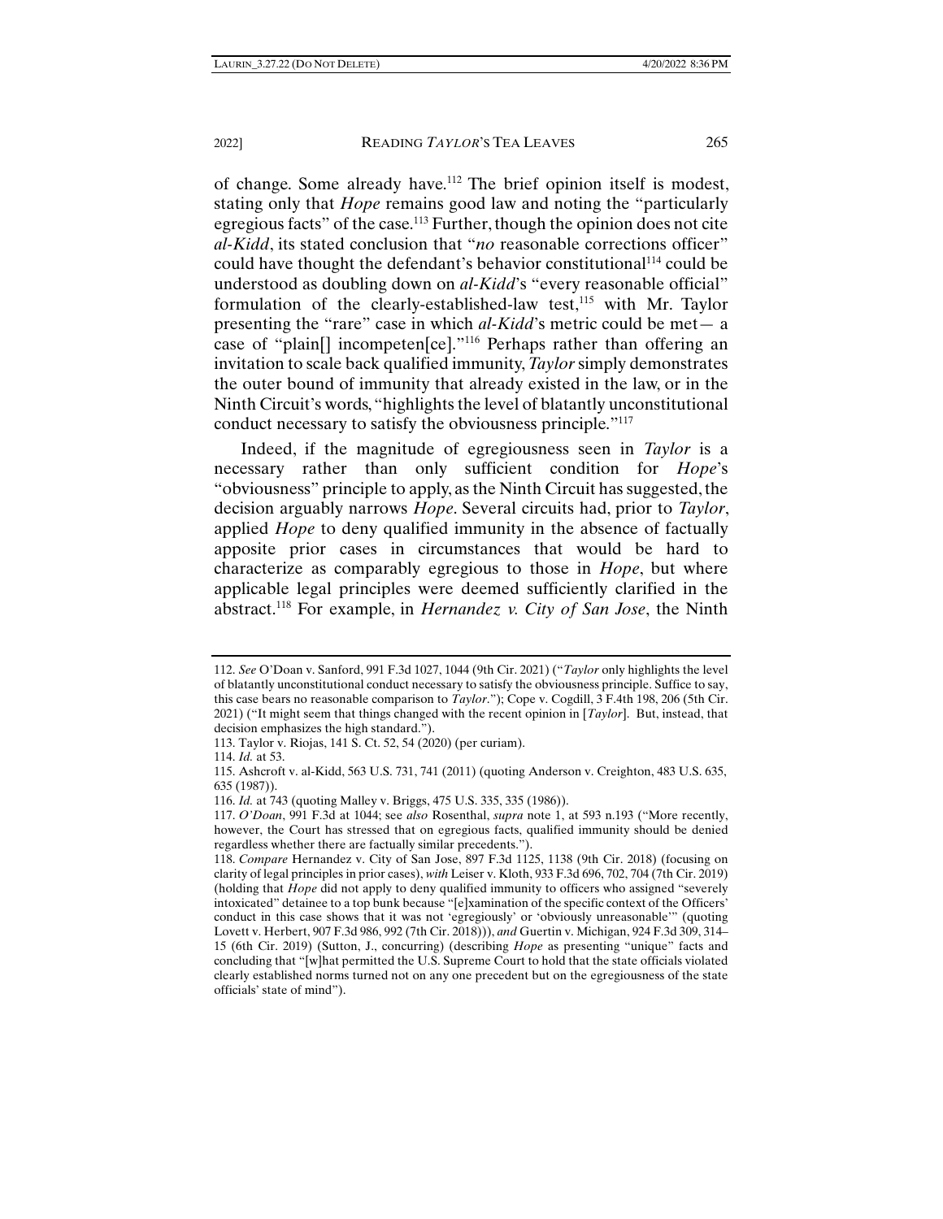of change. Some already have.[112] The brief opinion itself is modest, stating only that *Hope* remains good law and noting the "particularly egregious facts" of the case.[113] Further, though the opinion does not cite *al-Kidd*, its stated conclusion that "*no* reasonable corrections officer" could have thought the defendant's behavior constitutional[114] could be understood as doubling down on *al-Kidd*'s "every reasonable official" formulation of the clearly-established-law test,[115] with Mr. Taylor presenting the "rare" case in which *al-Kidd*'s metric could be met— a case of "plain[] incompeten[ce]."[116] Perhaps rather than offering an invitation to scale back qualified immunity, *Taylor* simply demonstrates the outer bound of immunity that already existed in the law, or in the Ninth Circuit's words, "highlights the level of blatantly unconstitutional conduct necessary to satisfy the obviousness principle."[117]

Indeed, if the magnitude of egregiousness seen in *Taylor* is a necessary rather than only sufficient condition for *Hope*'s "obviousness" principle to apply, as the Ninth Circuit has suggested, the decision arguably narrows *Hope*. Several circuits had, prior to *Taylor*, applied *Hope* to deny qualified immunity in the absence of factually apposite prior cases in circumstances that would be hard to characterize as comparably egregious to those in *Hope*, but where applicable legal principles were deemed sufficiently clarified in the abstract.[118] For example, in *Hernandez v. City of San Jose*, the Ninth

---

112. *See* O'Doan v. Sanford, 991 F.3d 1027, 1044 (9th Cir. 2021) ("*Taylor* only highlights the level of blatantly unconstitutional conduct necessary to satisfy the obviousness principle. Suffice to say, this case bears no reasonable comparison to *Taylor*."); Cope v. Cogdill, 3 F.4th 198, 206 (5th Cir. 2021) ("It might seem that things changed with the recent opinion in [*Taylor*]. But, instead, that decision emphasizes the high standard.").

113. Taylor v. Riojas, 141 S. Ct. 52, 54 (2020) (per curiam).

114. *Id.* at 53.

115. Ashcroft v. al-Kidd, 563 U.S. 731, 741 (2011) (quoting Anderson v. Creighton, 483 U.S. 635, 635 (1987)).

116. *Id.* at 743 (quoting Malley v. Briggs, 475 U.S. 335, 335 (1986)).

117. *O'Doan*, 991 F.3d at 1044; see *also* Rosenthal, *supra* note 1, at 593 n.193 ("More recently, however, the Court has stressed that on egregious facts, qualified immunity should be denied regardless whether there are factually similar precedents.").

118. *Compare* Hernandez v. City of San Jose, 897 F.3d 1125, 1138 (9th Cir. 2018) (focusing on clarity of legal principles in prior cases), *with* Leiser v. Kloth, 933 F.3d 696, 702, 704 (7th Cir. 2019) (holding that *Hope* did not apply to deny qualified immunity to officers who assigned "severely intoxicated" detainee to a top bunk because "[e]xamination of the specific context of the Officers' conduct in this case shows that it was not 'egregiously' or 'obviously unreasonable'" (quoting Lovett v. Herbert, 907 F.3d 986, 992 (7th Cir. 2018))), *and* Guertin v. Michigan, 924 F.3d 309, 314–15 (6th Cir. 2019) (Sutton, J., concurring) (describing *Hope* as presenting "unique" facts and concluding that "[w]hat permitted the U.S. Supreme Court to hold that the state officials violated clearly established norms turned not on any one precedent but on the egregiousness of the state officials' state of mind").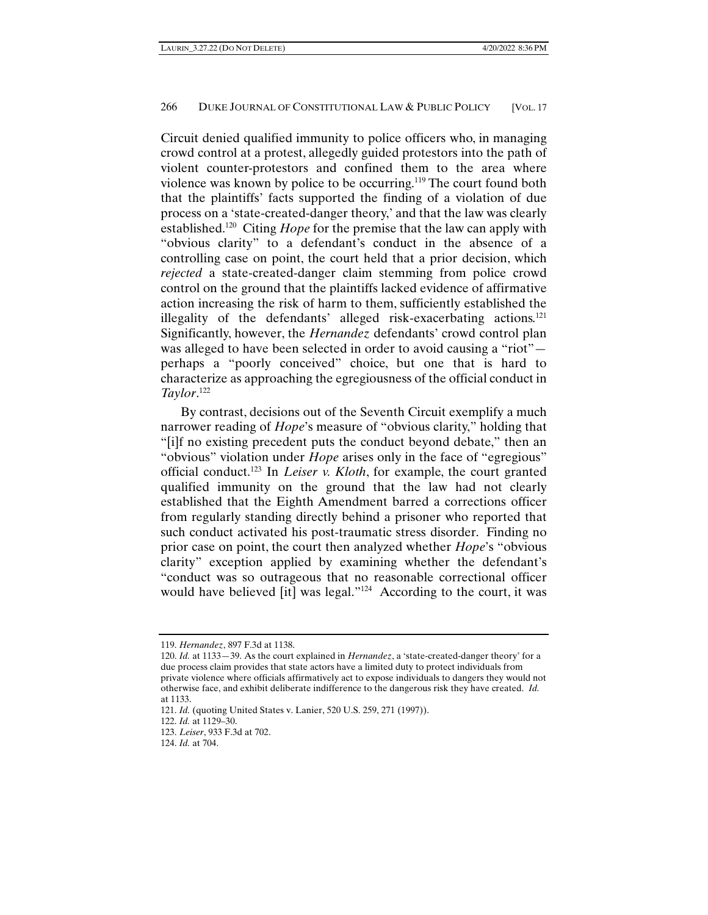Circuit denied qualified immunity to police officers who, in managing crowd control at a protest, allegedly guided protestors into the path of violent counter-protestors and confined them to the area where violence was known by police to be occurring.[119] The court found both that the plaintiffs' facts supported the finding of a violation of due process on a 'state-created-danger theory,' and that the law was clearly established.[120] Citing *Hope* for the premise that the law can apply with "obvious clarity" to a defendant's conduct in the absence of a controlling case on point, the court held that a prior decision, which *rejected* a state-created-danger claim stemming from police crowd control on the ground that the plaintiffs lacked evidence of affirmative action increasing the risk of harm to them, sufficiently established the illegality of the defendants' alleged risk-exacerbating actions.[121] Significantly, however, the *Hernandez* defendants' crowd control plan was alleged to have been selected in order to avoid causing a "riot"—perhaps a "poorly conceived" choice, but one that is hard to characterize as approaching the egregiousness of the official conduct in *Taylor*.[122]

By contrast, decisions out of the Seventh Circuit exemplify a much narrower reading of *Hope*'s measure of "obvious clarity," holding that "[i]f no existing precedent puts the conduct beyond debate," then an "obvious" violation under *Hope* arises only in the face of "egregious" official conduct.[123] In *Leiser v. Kloth*, for example, the court granted qualified immunity on the ground that the law had not clearly established that the Eighth Amendment barred a corrections officer from regularly standing directly behind a prisoner who reported that such conduct activated his post-traumatic stress disorder. Finding no prior case on point, the court then analyzed whether *Hope*'s "obvious clarity" exception applied by examining whether the defendant's "conduct was so outrageous that no reasonable correctional officer would have believed [it] was legal."[124] According to the court, it was

---

119. *Hernandez*, 897 F.3d at 1138.

120. *Id.* at 1133—39. As the court explained in *Hernandez*, a 'state-created-danger theory' for a due process claim provides that state actors have a limited duty to protect individuals from private violence where officials affirmatively act to expose individuals to dangers they would not otherwise face, and exhibit deliberate indifference to the dangerous risk they have created. *Id.* at 1133.

121. *Id.* (quoting United States v. Lanier, 520 U.S. 259, 271 (1997)).

122. *Id.* at 1129–30.

123. *Leiser*, 933 F.3d at 702.

124. *Id.* at 704.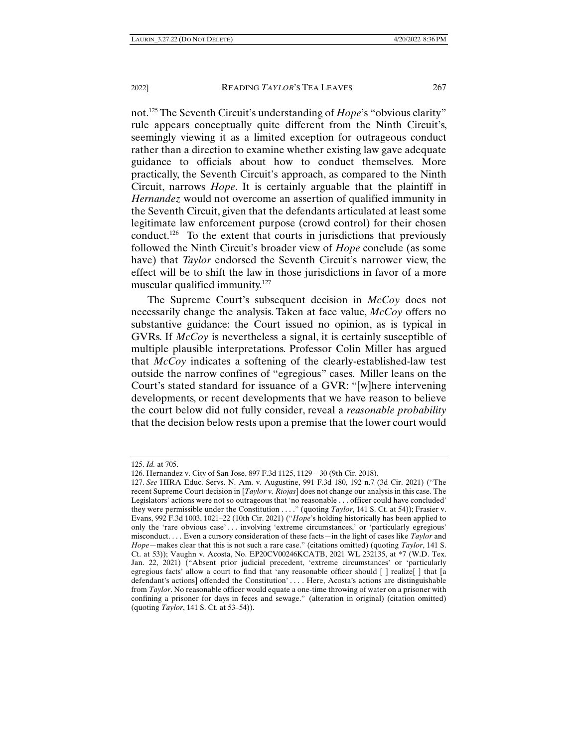not.[125] The Seventh Circuit's understanding of *Hope*'s "obvious clarity" rule appears conceptually quite different from the Ninth Circuit's, seemingly viewing it as a limited exception for outrageous conduct rather than a direction to examine whether existing law gave adequate guidance to officials about how to conduct themselves. More practically, the Seventh Circuit's approach, as compared to the Ninth Circuit, narrows *Hope*. It is certainly arguable that the plaintiff in *Hernandez* would not overcome an assertion of qualified immunity in the Seventh Circuit, given that the defendants articulated at least some legitimate law enforcement purpose (crowd control) for their chosen conduct.[126] To the extent that courts in jurisdictions that previously followed the Ninth Circuit's broader view of *Hope* conclude (as some have) that *Taylor* endorsed the Seventh Circuit's narrower view, the effect will be to shift the law in those jurisdictions in favor of a more muscular qualified immunity.[127]

The Supreme Court's subsequent decision in *McCoy* does not necessarily change the analysis. Taken at face value, *McCoy* offers no substantive guidance: the Court issued no opinion, as is typical in GVRs. If *McCoy* is nevertheless a signal, it is certainly susceptible of multiple plausible interpretations. Professor Colin Miller has argued that *McCoy* indicates a softening of the clearly-established-law test outside the narrow confines of "egregious" cases. Miller leans on the Court's stated standard for issuance of a GVR: "[w]here intervening developments, or recent developments that we have reason to believe the court below did not fully consider, reveal a *reasonable probability* that the decision below rests upon a premise that the lower court would

---

125. *Id.* at 705.

126. Hernandez v. City of San Jose, 897 F.3d 1125, 1129—30 (9th Cir. 2018).

127. *See* HIRA Educ. Servs. N. Am. v. Augustine, 991 F.3d 180, 192 n.7 (3d Cir. 2021) ("The recent Supreme Court decision in [*Taylor v. Riojas*] does not change our analysis in this case. The Legislators' actions were not so outrageous that 'no reasonable . . . officer could have concluded' they were permissible under the Constitution . . . ." (quoting *Taylor*, 141 S. Ct. at 54)); Frasier v. Evans, 992 F.3d 1003, 1021–22 (10th Cir. 2021) ("*Hope*'s holding historically has been applied to only the 'rare obvious case' . . . involving 'extreme circumstances,' or 'particularly egregious' misconduct. . . . Even a cursory consideration of these facts—in the light of cases like *Taylor* and *Hope*—makes clear that this is not such a rare case." (citations omitted) (quoting *Taylor*, 141 S. Ct. at 53)); Vaughn v. Acosta, No. EP20CV00246KCATB, 2021 WL 232135, at *7 (W.D. Tex. Jan. 22, 2021) ("Absent prior judicial precedent, 'extreme circumstances' or 'particularly egregious facts' allow a court to find that 'any reasonable officer should [ ] realize[ ] that [a defendant's actions] offended the Constitution' . . . . Here, Acosta's actions are distinguishable from *Taylor*. No reasonable officer would equate a one-time throwing of water on a prisoner with confining a prisoner for days in feces and sewage." (alteration in original) (citation omitted) (quoting *Taylor*, 141 S. Ct. at 53–54)).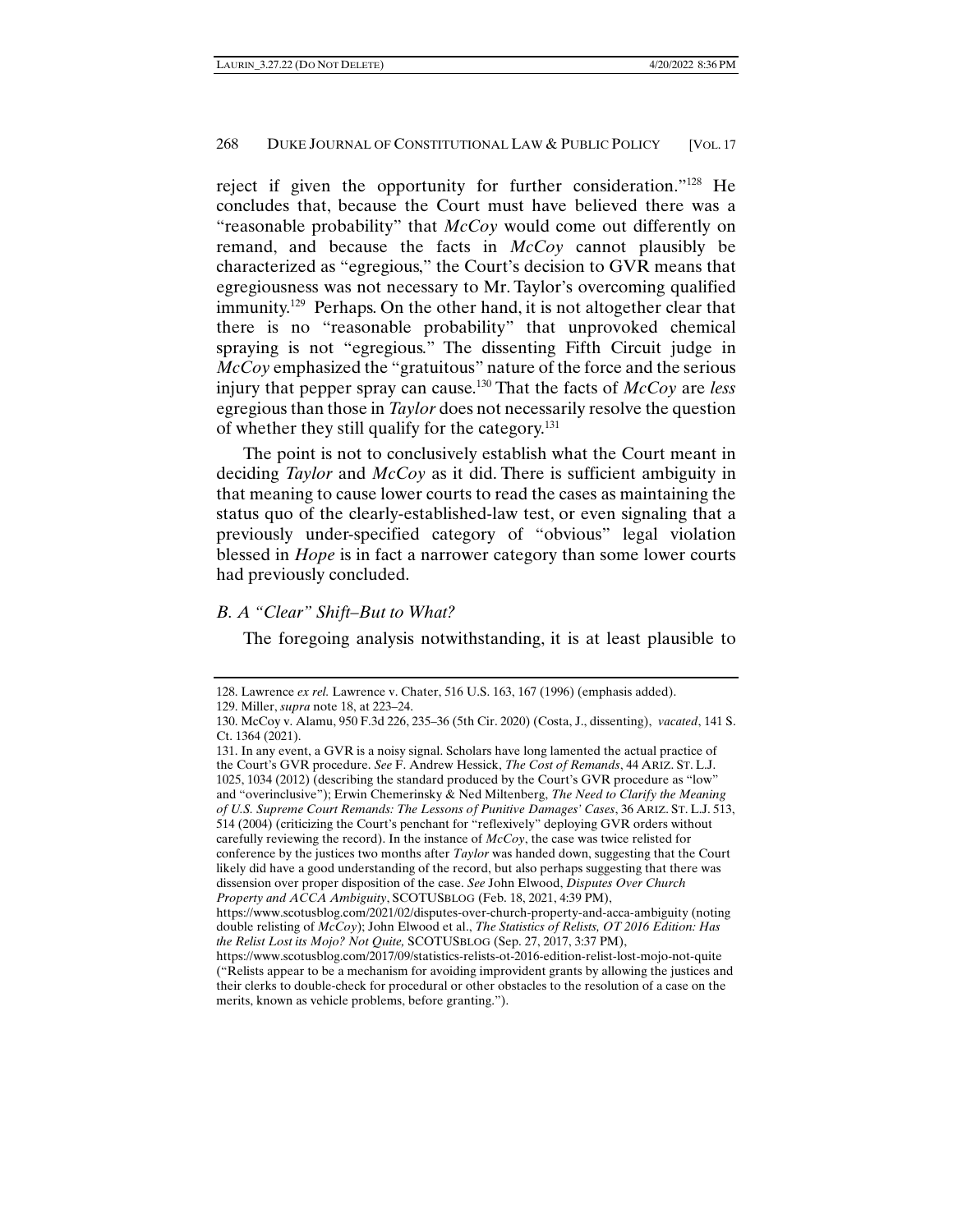reject if given the opportunity for further consideration."[128] He concludes that, because the Court must have believed there was a "reasonable probability" that *McCoy* would come out differently on remand, and because the facts in *McCoy* cannot plausibly be characterized as "egregious," the Court's decision to GVR means that egregiousness was not necessary to Mr. Taylor's overcoming qualified immunity.[129] Perhaps. On the other hand, it is not altogether clear that there is no "reasonable probability" that unprovoked chemical spraying is not "egregious." The dissenting Fifth Circuit judge in *McCoy* emphasized the "gratuitous" nature of the force and the serious injury that pepper spray can cause.[130] That the facts of *McCoy* are *less* egregious than those in *Taylor* does not necessarily resolve the question of whether they still qualify for the category.[131]

The point is not to conclusively establish what the Court meant in deciding *Taylor* and *McCoy* as it did. There is sufficient ambiguity in that meaning to cause lower courts to read the cases as maintaining the status quo of the clearly-established-law test, or even signaling that a previously under-specified category of "obvious" legal violation blessed in *Hope* is in fact a narrower category than some lower courts had previously concluded.

### *B. A "Clear" Shift–But to What?*

The foregoing analysis notwithstanding, it is at least plausible to

---

128. Lawrence *ex rel.* Lawrence v. Chater, 516 U.S. 163, 167 (1996) (emphasis added).

129. Miller, *supra* note 18, at 223–24.

130. McCoy v. Alamu, 950 F.3d 226, 235–36 (5th Cir. 2020) (Costa, J., dissenting), *vacated*, 141 S. Ct. 1364 (2021).

131. In any event, a GVR is a noisy signal. Scholars have long lamented the actual practice of the Court's GVR procedure. *See* F. Andrew Hessick, *The Cost of Remands*, 44 ARIZ. ST. L.J. 1025, 1034 (2012) (describing the standard produced by the Court's GVR procedure as "low" and "overinclusive"); Erwin Chemerinsky & Ned Miltenberg, *The Need to Clarify the Meaning of U.S. Supreme Court Remands: The Lessons of Punitive Damages' Cases*, 36 ARIZ. ST. L.J. 513, 514 (2004) (criticizing the Court's penchant for "reflexively" deploying GVR orders without carefully reviewing the record). In the instance of *McCoy*, the case was twice relisted for conference by the justices two months after *Taylor* was handed down, suggesting that the Court likely did have a good understanding of the record, but also perhaps suggesting that there was dissension over proper disposition of the case. *See* John Elwood, *Disputes Over Church Property and ACCA Ambiguity*, SCOTUSBLOG (Feb. 18, 2021, 4:39 PM), https://www.scotusblog.com/2021/02/disputes-over-church-property-and-acca-ambiguity (noting double relisting of *McCoy*); John Elwood et al., *The Statistics of Relists, OT 2016 Edition: Has the Relist Lost its Mojo? Not Quite,* SCOTUSBLOG (Sep. 27, 2017, 3:37 PM), https://www.scotusblog.com/2017/09/statistics-relists-ot-2016-edition-relist-lost-mojo-not-quite ("Relists appear to be a mechanism for avoiding improvident grants by allowing the justices and their clerks to double-check for procedural or other obstacles to the resolution of a case on the merits, known as vehicle problems, before granting.").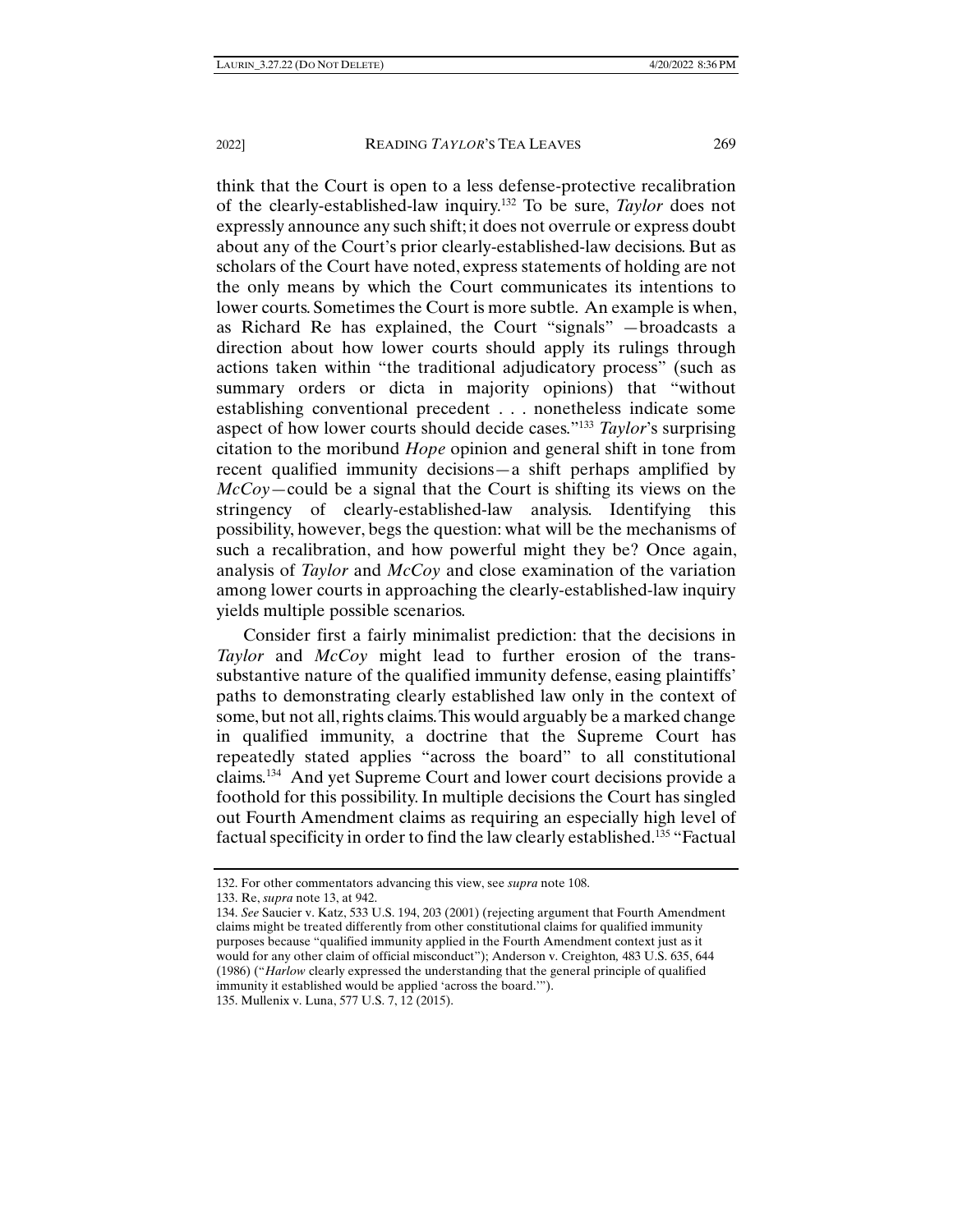think that the Court is open to a less defense-protective recalibration of the clearly-established-law inquiry.[132] To be sure, *Taylor* does not expressly announce any such shift; it does not overrule or express doubt about any of the Court's prior clearly-established-law decisions. But as scholars of the Court have noted, express statements of holding are not the only means by which the Court communicates its intentions to lower courts. Sometimes the Court is more subtle. An example is when, as Richard Re has explained, the Court "signals" —broadcasts a direction about how lower courts should apply its rulings through actions taken within "the traditional adjudicatory process" (such as summary orders or dicta in majority opinions) that "without establishing conventional precedent . . . nonetheless indicate some aspect of how lower courts should decide cases."[133] *Taylor*'s surprising citation to the moribund *Hope* opinion and general shift in tone from recent qualified immunity decisions—a shift perhaps amplified by *McCoy*—could be a signal that the Court is shifting its views on the stringency of clearly-established-law analysis. Identifying this possibility, however, begs the question: what will be the mechanisms of such a recalibration, and how powerful might they be? Once again, analysis of *Taylor* and *McCoy* and close examination of the variation among lower courts in approaching the clearly-established-law inquiry yields multiple possible scenarios.

Consider first a fairly minimalist prediction: that the decisions in *Taylor* and *McCoy* might lead to further erosion of the trans-substantive nature of the qualified immunity defense, easing plaintiffs' paths to demonstrating clearly established law only in the context of some, but not all, rights claims. This would arguably be a marked change in qualified immunity, a doctrine that the Supreme Court has repeatedly stated applies "across the board" to all constitutional claims.[134] And yet Supreme Court and lower court decisions provide a foothold for this possibility. In multiple decisions the Court has singled out Fourth Amendment claims as requiring an especially high level of factual specificity in order to find the law clearly established.[135] "Factual

---

132. For other commentators advancing this view, see *supra* note 108.

133. Re, *supra* note 13, at 942.

134. *See* Saucier v. Katz, 533 U.S. 194, 203 (2001) (rejecting argument that Fourth Amendment claims might be treated differently from other constitutional claims for qualified immunity purposes because "qualified immunity applied in the Fourth Amendment context just as it would for any other claim of official misconduct"); Anderson v. Creighton, 483 U.S. 635, 644 (1986) ("*Harlow* clearly expressed the understanding that the general principle of qualified immunity it established would be applied 'across the board.'").

135. Mullenix v. Luna, 577 U.S. 7, 12 (2015).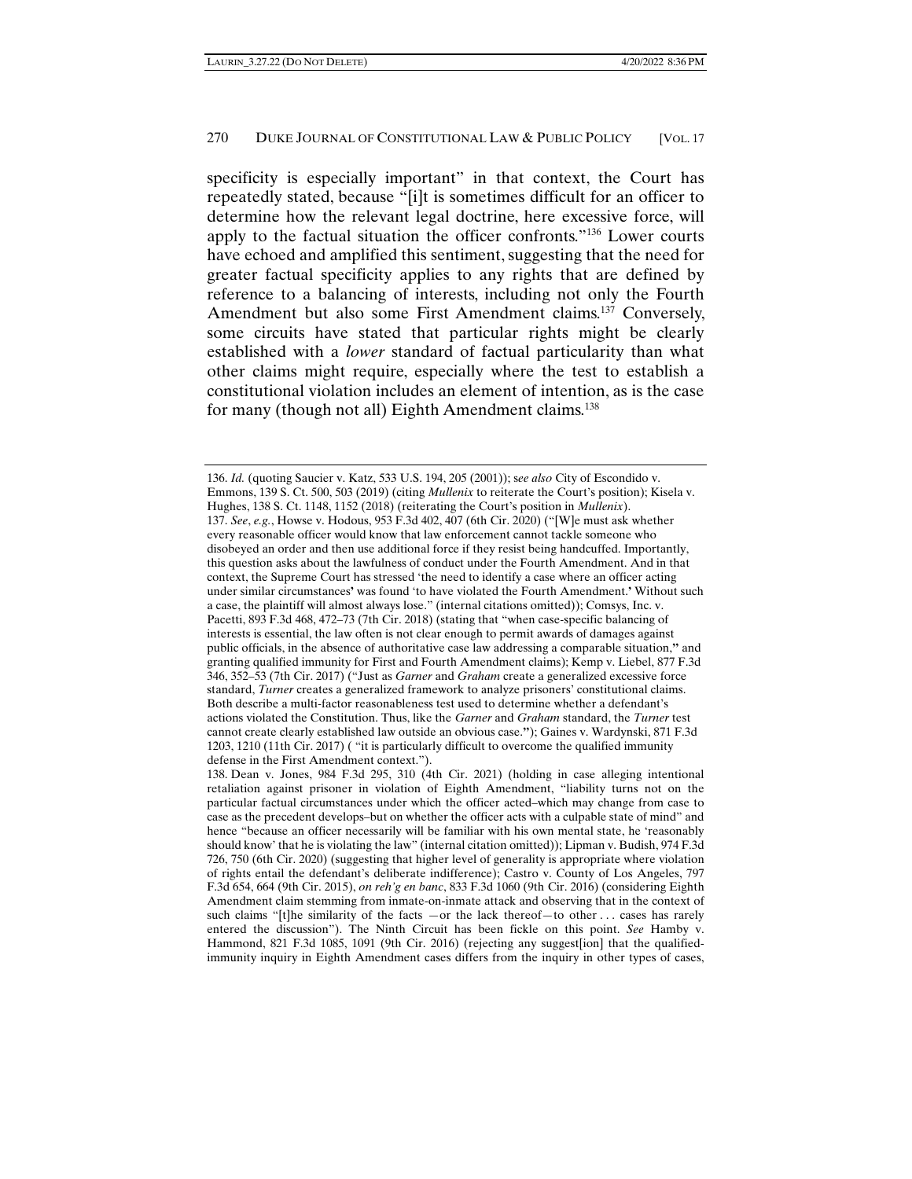specificity is especially important" in that context, the Court has repeatedly stated, because "[i]t is sometimes difficult for an officer to determine how the relevant legal doctrine, here excessive force, will apply to the factual situation the officer confronts."[136] Lower courts have echoed and amplified this sentiment, suggesting that the need for greater factual specificity applies to any rights that are defined by reference to a balancing of interests, including not only the Fourth Amendment but also some First Amendment claims.[137] Conversely, some circuits have stated that particular rights might be clearly established with a *lower* standard of factual particularity than what other claims might require, especially where the test to establish a constitutional violation includes an element of intention, as is the case for many (though not all) Eighth Amendment claims.[138]

---

136. *Id.* (quoting Saucier v. Katz, 533 U.S. 194, 205 (2001)); s*ee also* City of Escondido v. Emmons, 139 S. Ct. 500, 503 (2019) (citing *Mullenix* to reiterate the Court's position); Kisela v. Hughes, 138 S. Ct. 1148, 1152 (2018) (reiterating the Court's position in *Mullenix*).

137. *See*, *e.g.*, Howse v. Hodous, 953 F.3d 402, 407 (6th Cir. 2020) ("[W]e must ask whether every reasonable officer would know that law enforcement cannot tackle someone who disobeyed an order and then use additional force if they resist being handcuffed. Importantly, this question asks about the lawfulness of conduct under the Fourth Amendment. And in that context, the Supreme Court has stressed 'the need to identify a case where an officer acting under similar circumstances' was found 'to have violated the Fourth Amendment.' Without such a case, the plaintiff will almost always lose." (internal citations omitted)); Comsys, Inc. v. Pacetti, 893 F.3d 468, 472–73 (7th Cir. 2018) (stating that "when case-specific balancing of interests is essential, the law often is not clear enough to permit awards of damages against public officials, in the absence of authoritative case law addressing a comparable situation," and granting qualified immunity for First and Fourth Amendment claims); Kemp v. Liebel, 877 F.3d 346, 352–53 (7th Cir. 2017) ("Just as *Garner* and *Graham* create a generalized excessive force standard, *Turner* creates a generalized framework to analyze prisoners' constitutional claims. Both describe a multi-factor reasonableness test used to determine whether a defendant's actions violated the Constitution. Thus, like the *Garner* and *Graham* standard, the *Turner* test cannot create clearly established law outside an obvious case."); Gaines v. Wardynski, 871 F.3d 1203, 1210 (11th Cir. 2017) ( "it is particularly difficult to overcome the qualified immunity defense in the First Amendment context.").

138. Dean v. Jones, 984 F.3d 295, 310 (4th Cir. 2021) (holding in case alleging intentional retaliation against prisoner in violation of Eighth Amendment, "liability turns not on the particular factual circumstances under which the officer acted–which may change from case to case as the precedent develops–but on whether the officer acts with a culpable state of mind" and hence "because an officer necessarily will be familiar with his own mental state, he 'reasonably should know' that he is violating the law" (internal citation omitted)); Lipman v. Budish, 974 F.3d 726, 750 (6th Cir. 2020) (suggesting that higher level of generality is appropriate where violation of rights entail the defendant's deliberate indifference); Castro v. County of Los Angeles, 797 F.3d 654, 664 (9th Cir. 2015), *on reh'g en banc*, 833 F.3d 1060 (9th Cir. 2016) (considering Eighth Amendment claim stemming from inmate-on-inmate attack and observing that in the context of such claims "[t]he similarity of the facts —or the lack thereof—to other . . . cases has rarely entered the discussion"). The Ninth Circuit has been fickle on this point. *See* Hamby v. Hammond, 821 F.3d 1085, 1091 (9th Cir. 2016) (rejecting any suggest[ion] that the qualified-immunity inquiry in Eighth Amendment cases differs from the inquiry in other types of cases,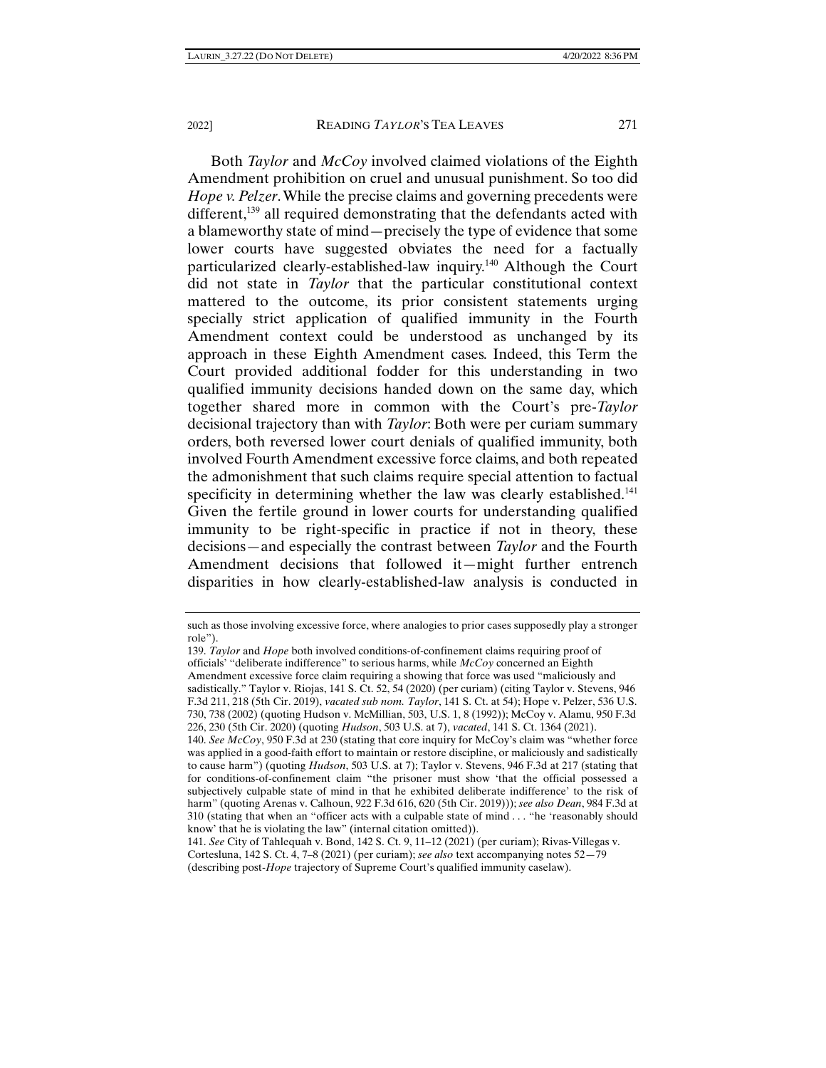Both *Taylor* and *McCoy* involved claimed violations of the Eighth Amendment prohibition on cruel and unusual punishment. So too did *Hope v. Pelzer*. While the precise claims and governing precedents were different,[139] all required demonstrating that the defendants acted with a blameworthy state of mind—precisely the type of evidence that some lower courts have suggested obviates the need for a factually particularized clearly-established-law inquiry.[140] Although the Court did not state in *Taylor* that the particular constitutional context mattered to the outcome, its prior consistent statements urging specially strict application of qualified immunity in the Fourth Amendment context could be understood as unchanged by its approach in these Eighth Amendment cases. Indeed, this Term the Court provided additional fodder for this understanding in two qualified immunity decisions handed down on the same day, which together shared more in common with the Court's pre-*Taylor* decisional trajectory than with *Taylor*: Both were per curiam summary orders, both reversed lower court denials of qualified immunity, both involved Fourth Amendment excessive force claims, and both repeated the admonishment that such claims require special attention to factual specificity in determining whether the law was clearly established.[141] Given the fertile ground in lower courts for understanding qualified immunity to be right-specific in practice if not in theory, these decisions—and especially the contrast between *Taylor* and the Fourth Amendment decisions that followed it—might further entrench disparities in how clearly-established-law analysis is conducted in

---

such as those involving excessive force, where analogies to prior cases supposedly play a stronger role").

139. *Taylor* and *Hope* both involved conditions-of-confinement claims requiring proof of officials' "deliberate indifference" to serious harms, while *McCoy* concerned an Eighth Amendment excessive force claim requiring a showing that force was used "maliciously and sadistically." Taylor v. Riojas, 141 S. Ct. 52, 54 (2020) (per curiam) (citing Taylor v. Stevens, 946 F.3d 211, 218 (5th Cir. 2019), *vacated sub nom. Taylor*, 141 S. Ct. at 54); Hope v. Pelzer, 536 U.S. 730, 738 (2002) (quoting Hudson v. McMillian, 503, U.S. 1, 8 (1992)); McCoy v. Alamu, 950 F.3d 226, 230 (5th Cir. 2020) (quoting *Hudson*, 503 U.S. at 7), *vacated*, 141 S. Ct. 1364 (2021).

140. *See McCoy*, 950 F.3d at 230 (stating that core inquiry for McCoy's claim was "whether force was applied in a good-faith effort to maintain or restore discipline, or maliciously and sadistically to cause harm") (quoting *Hudson*, 503 U.S. at 7); Taylor v. Stevens, 946 F.3d at 217 (stating that for conditions-of-confinement claim "the prisoner must show 'that the official possessed a subjectively culpable state of mind in that he exhibited deliberate indifference' to the risk of harm" (quoting Arenas v. Calhoun, 922 F.3d 616, 620 (5th Cir. 2019))); *see also Dean*, 984 F.3d at 310 (stating that when an "officer acts with a culpable state of mind . . . "he 'reasonably should know' that he is violating the law" (internal citation omitted)).

141. *See* City of Tahlequah v. Bond, 142 S. Ct. 9, 11–12 (2021) (per curiam); Rivas-Villegas v. Cortesluna, 142 S. Ct. 4, 7–8 (2021) (per curiam); *see also* text accompanying notes 52—79 (describing post-*Hope* trajectory of Supreme Court's qualified immunity caselaw).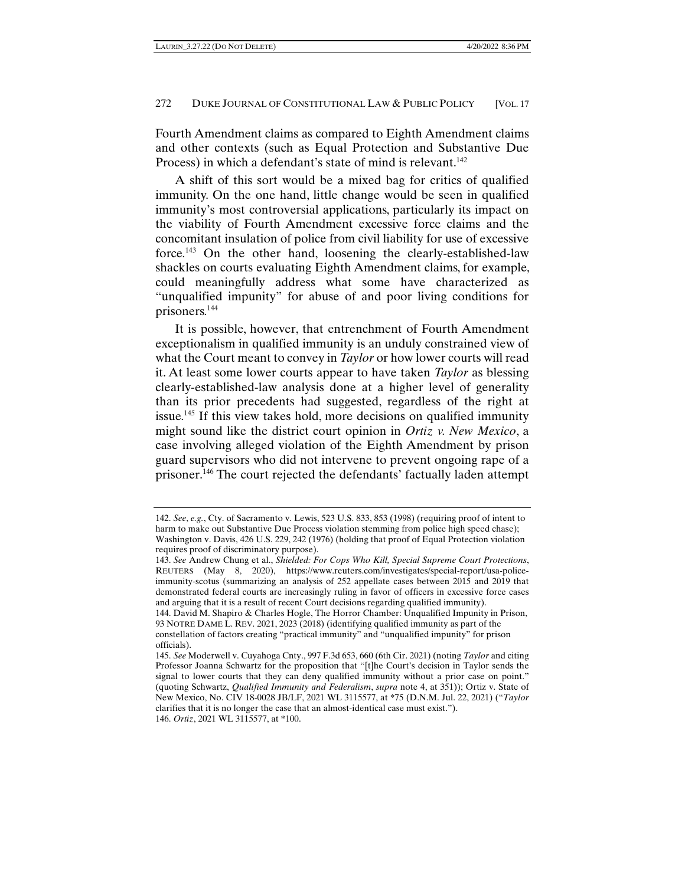Fourth Amendment claims as compared to Eighth Amendment claims and other contexts (such as Equal Protection and Substantive Due Process) in which a defendant's state of mind is relevant.[142]

A shift of this sort would be a mixed bag for critics of qualified immunity. On the one hand, little change would be seen in qualified immunity's most controversial applications, particularly its impact on the viability of Fourth Amendment excessive force claims and the concomitant insulation of police from civil liability for use of excessive force.[143] On the other hand, loosening the clearly-established-law shackles on courts evaluating Eighth Amendment claims, for example, could meaningfully address what some have characterized as "unqualified impunity" for abuse of and poor living conditions for prisoners.[144]

It is possible, however, that entrenchment of Fourth Amendment exceptionalism in qualified immunity is an unduly constrained view of what the Court meant to convey in *Taylor* or how lower courts will read it. At least some lower courts appear to have taken *Taylor* as blessing clearly-established-law analysis done at a higher level of generality than its prior precedents had suggested, regardless of the right at issue.[145] If this view takes hold, more decisions on qualified immunity might sound like the district court opinion in *Ortiz v. New Mexico*, a case involving alleged violation of the Eighth Amendment by prison guard supervisors who did not intervene to prevent ongoing rape of a prisoner.[146] The court rejected the defendants' factually laden attempt

---

142. *See*, *e.g.*, Cty. of Sacramento v. Lewis, 523 U.S. 833, 853 (1998) (requiring proof of intent to harm to make out Substantive Due Process violation stemming from police high speed chase); Washington v. Davis, 426 U.S. 229, 242 (1976) (holding that proof of Equal Protection violation requires proof of discriminatory purpose).

143. *See* Andrew Chung et al., *Shielded: For Cops Who Kill, Special Supreme Court Protections*, REUTERS (May 8, 2020), https://www.reuters.com/investigates/special-report/usa-police-immunity-scotus (summarizing an analysis of 252 appellate cases between 2015 and 2019 that demonstrated federal courts are increasingly ruling in favor of officers in excessive force cases and arguing that it is a result of recent Court decisions regarding qualified immunity).

144. David M. Shapiro & Charles Hogle, The Horror Chamber: Unqualified Impunity in Prison, 93 NOTRE DAME L. REV. 2021, 2023 (2018) (identifying qualified immunity as part of the constellation of factors creating "practical immunity" and "unqualified impunity" for prison officials).

145. *See* Moderwell v. Cuyahoga Cnty., 997 F.3d 653, 660 (6th Cir. 2021) (noting *Taylor* and citing Professor Joanna Schwartz for the proposition that "[t]he Court's decision in Taylor sends the signal to lower courts that they can deny qualified immunity without a prior case on point." (quoting Schwartz, *Qualified Immunity and Federalism*, *supra* note 4, at 351)); Ortiz v. State of New Mexico, No. CIV 18-0028 JB/LF, 2021 WL 3115577, at *75 (D.N.M. Jul. 22, 2021) ("*Taylor* clarifies that it is no longer the case that an almost-identical case must exist.").

146. *Ortiz*, 2021 WL 3115577, at *100.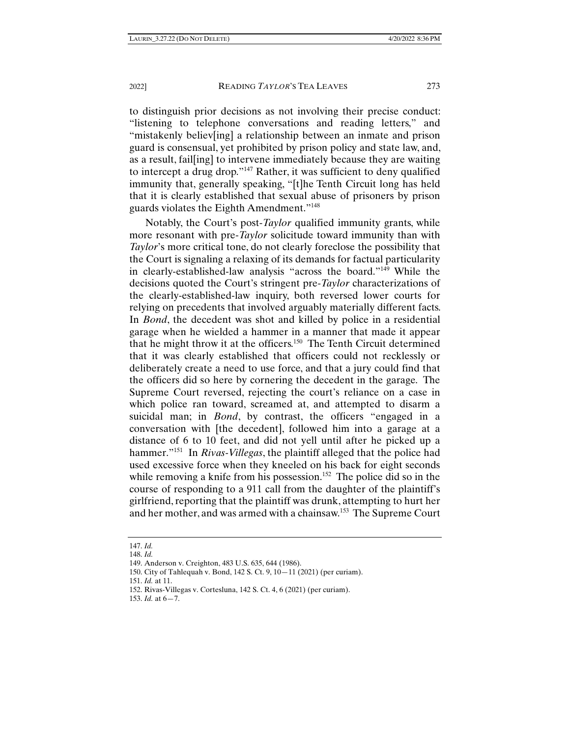to distinguish prior decisions as not involving their precise conduct: "listening to telephone conversations and reading letters," and "mistakenly believ[ing] a relationship between an inmate and prison guard is consensual, yet prohibited by prison policy and state law, and, as a result, fail[ing] to intervene immediately because they are waiting to intercept a drug drop."[147] Rather, it was sufficient to deny qualified immunity that, generally speaking, "[t]he Tenth Circuit long has held that it is clearly established that sexual abuse of prisoners by prison guards violates the Eighth Amendment."[148]

Notably, the Court's post-*Taylor* qualified immunity grants, while more resonant with pre-*Taylor* solicitude toward immunity than with *Taylor*'s more critical tone, do not clearly foreclose the possibility that the Court is signaling a relaxing of its demands for factual particularity in clearly-established-law analysis "across the board."[149] While the decisions quoted the Court's stringent pre-*Taylor* characterizations of the clearly-established-law inquiry, both reversed lower courts for relying on precedents that involved arguably materially different facts. In *Bond*, the decedent was shot and killed by police in a residential garage when he wielded a hammer in a manner that made it appear that he might throw it at the officers.[150] The Tenth Circuit determined that it was clearly established that officers could not recklessly or deliberately create a need to use force, and that a jury could find that the officers did so here by cornering the decedent in the garage. The Supreme Court reversed, rejecting the court's reliance on a case in which police ran toward, screamed at, and attempted to disarm a suicidal man; in *Bond*, by contrast, the officers "engaged in a conversation with [the decedent], followed him into a garage at a distance of 6 to 10 feet, and did not yell until after he picked up a hammer."[151] In *Rivas-Villegas*, the plaintiff alleged that the police had used excessive force when they kneeled on his back for eight seconds while removing a knife from his possession.[152] The police did so in the course of responding to a 911 call from the daughter of the plaintiff's girlfriend, reporting that the plaintiff was drunk, attempting to hurt her and her mother, and was armed with a chainsaw.[153] The Supreme Court

---

147. *Id.*
148. *Id.*
149. Anderson v. Creighton, 483 U.S. 635, 644 (1986).
150. City of Tahlequah v. Bond, 142 S. Ct. 9, 10—11 (2021) (per curiam).
151. *Id.* at 11.
152. Rivas-Villegas v. Cortesluna, 142 S. Ct. 4, 6 (2021) (per curiam).
153. *Id.* at 6—7.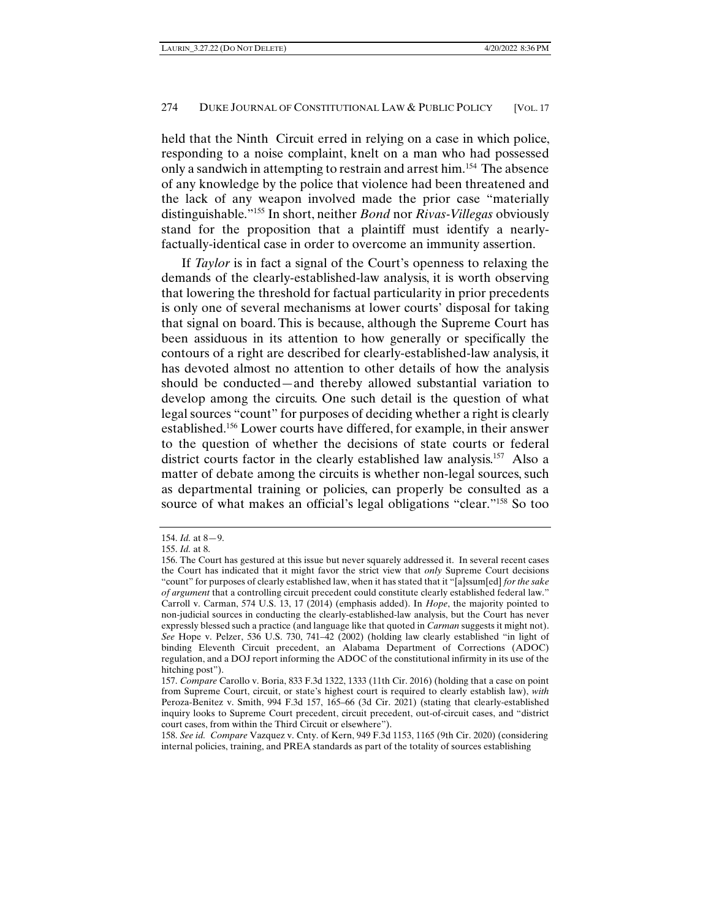held that the Ninth Circuit erred in relying on a case in which police, responding to a noise complaint, knelt on a man who had possessed only a sandwich in attempting to restrain and arrest him.[154] The absence of any knowledge by the police that violence had been threatened and the lack of any weapon involved made the prior case "materially distinguishable."[155] In short, neither *Bond* nor *Rivas-Villegas* obviously stand for the proposition that a plaintiff must identify a nearly-factually-identical case in order to overcome an immunity assertion.

If *Taylor* is in fact a signal of the Court's openness to relaxing the demands of the clearly-established-law analysis, it is worth observing that lowering the threshold for factual particularity in prior precedents is only one of several mechanisms at lower courts' disposal for taking that signal on board. This is because, although the Supreme Court has been assiduous in its attention to how generally or specifically the contours of a right are described for clearly-established-law analysis, it has devoted almost no attention to other details of how the analysis should be conducted—and thereby allowed substantial variation to develop among the circuits. One such detail is the question of what legal sources "count" for purposes of deciding whether a right is clearly established.[156] Lower courts have differed, for example, in their answer to the question of whether the decisions of state courts or federal district courts factor in the clearly established law analysis.[157] Also a matter of debate among the circuits is whether non-legal sources, such as departmental training or policies, can properly be consulted as a source of what makes an official's legal obligations "clear."[158] So too

---

154. *Id.* at 8—9.

155. *Id.* at 8.

156. The Court has gestured at this issue but never squarely addressed it. In several recent cases the Court has indicated that it might favor the strict view that *only* Supreme Court decisions "count" for purposes of clearly established law, when it has stated that it "[a]ssum[ed] *for the sake of argument* that a controlling circuit precedent could constitute clearly established federal law." Carroll v. Carman, 574 U.S. 13, 17 (2014) (emphasis added). In *Hope*, the majority pointed to non-judicial sources in conducting the clearly-established-law analysis, but the Court has never expressly blessed such a practice (and language like that quoted in *Carman* suggests it might not). *See* Hope v. Pelzer, 536 U.S. 730, 741–42 (2002) (holding law clearly established "in light of binding Eleventh Circuit precedent, an Alabama Department of Corrections (ADOC) regulation, and a DOJ report informing the ADOC of the constitutional infirmity in its use of the hitching post").

157. *Compare* Carollo v. Boria, 833 F.3d 1322, 1333 (11th Cir. 2016) (holding that a case on point from Supreme Court, circuit, or state's highest court is required to clearly establish law), *with* Peroza-Benitez v. Smith, 994 F.3d 157, 165–66 (3d Cir. 2021) (stating that clearly-established inquiry looks to Supreme Court precedent, circuit precedent, out-of-circuit cases, and "district court cases, from within the Third Circuit or elsewhere").

158. *See id.* *Compare* Vazquez v. Cnty. of Kern, 949 F.3d 1153, 1165 (9th Cir. 2020) (considering internal policies, training, and PREA standards as part of the totality of sources establishing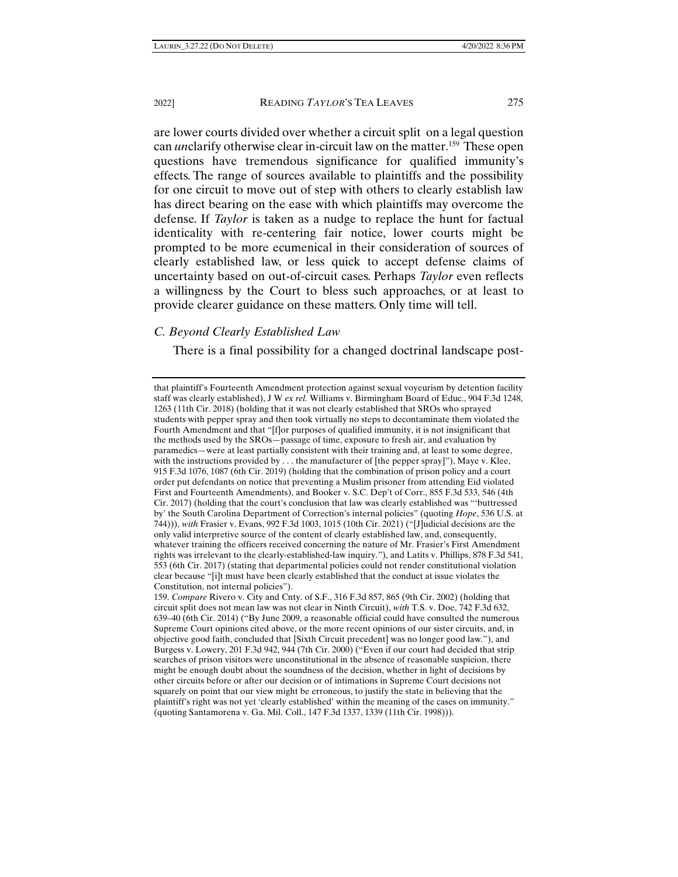are lower courts divided over whether a circuit split on a legal question can *un*clarify otherwise clear in-circuit law on the matter.[159] These open questions have tremendous significance for qualified immunity's effects. The range of sources available to plaintiffs and the possibility for one circuit to move out of step with others to clearly establish law has direct bearing on the ease with which plaintiffs may overcome the defense. If *Taylor* is taken as a nudge to replace the hunt for factual identicality with re-centering fair notice, lower courts might be prompted to be more ecumenical in their consideration of sources of clearly established law, or less quick to accept defense claims of uncertainty based on out-of-circuit cases. Perhaps *Taylor* even reflects a willingness by the Court to bless such approaches, or at least to provide clearer guidance on these matters. Only time will tell.

### *C. Beyond Clearly Established Law*

There is a final possibility for a changed doctrinal landscape post-

---

that plaintiff's Fourteenth Amendment protection against sexual voyeurism by detention facility staff was clearly established), J W *ex rel.* Williams v. Birmingham Board of Educ., 904 F.3d 1248, 1263 (11th Cir. 2018) (holding that it was not clearly established that SROs who sprayed students with pepper spray and then took virtually no steps to decontaminate them violated the Fourth Amendment and that "[f]or purposes of qualified immunity, it is not insignificant that the methods used by the SROs—passage of time, exposure to fresh air, and evaluation by paramedics—were at least partially consistent with their training and, at least to some degree, with the instructions provided by . . . the manufacturer of [the pepper spray]"), Maye v. Klee, 915 F.3d 1076, 1087 (6th Cir. 2019) (holding that the combination of prison policy and a court order put defendants on notice that preventing a Muslim prisoner from attending Eid violated First and Fourteenth Amendments), and Booker v. S.C. Dep't of Corr., 855 F.3d 533, 546 (4th Cir. 2017) (holding that the court's conclusion that law was clearly established was "'buttressed by' the South Carolina Department of Correction's internal policies" (quoting *Hope*, 536 U.S. at 744))), *with* Frasier v. Evans, 992 F.3d 1003, 1015 (10th Cir. 2021) ("[J]udicial decisions are the only valid interpretive source of the content of clearly established law, and, consequently, whatever training the officers received concerning the nature of Mr. Frasier's First Amendment rights was irrelevant to the clearly-established-law inquiry."), and Latits v. Phillips, 878 F.3d 541, 553 (6th Cir. 2017) (stating that departmental policies could not render constitutional violation clear because "[i]t must have been clearly established that the conduct at issue violates the Constitution, not internal policies").

159. *Compare* Rivero v. City and Cnty. of S.F., 316 F.3d 857, 865 (9th Cir. 2002) (holding that circuit split does not mean law was not clear in Ninth Circuit), *with* T.S. v. Doe, 742 F.3d 632, 639–40 (6th Cir. 2014) ("By June 2009, a reasonable official could have consulted the numerous Supreme Court opinions cited above, or the more recent opinions of our sister circuits, and, in objective good faith, concluded that [Sixth Circuit precedent] was no longer good law."), and Burgess v. Lowery, 201 F.3d 942, 944 (7th Cir. 2000) ("Even if our court had decided that strip searches of prison visitors were unconstitutional in the absence of reasonable suspicion, there might be enough doubt about the soundness of the decision, whether in light of decisions by other circuits before or after our decision or of intimations in Supreme Court decisions not squarely on point that our view might be erroneous, to justify the state in believing that the plaintiff's right was not yet 'clearly established' within the meaning of the cases on immunity." (quoting Santamorena v. Ga. Mil. Coll., 147 F.3d 1337, 1339 (11th Cir. 1998))).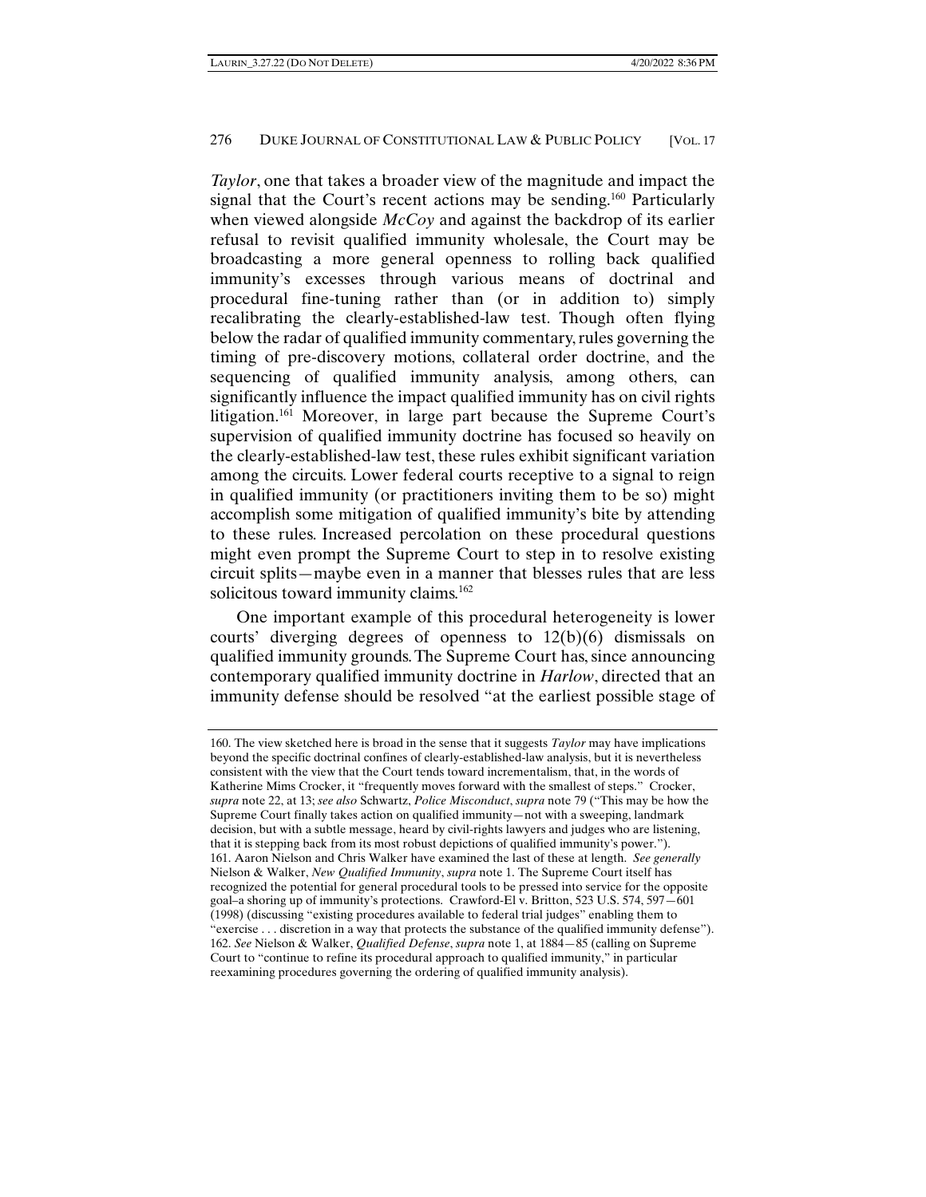*Taylor*, one that takes a broader view of the magnitude and impact the signal that the Court's recent actions may be sending.[160] Particularly when viewed alongside *McCoy* and against the backdrop of its earlier refusal to revisit qualified immunity wholesale, the Court may be broadcasting a more general openness to rolling back qualified immunity's excesses through various means of doctrinal and procedural fine-tuning rather than (or in addition to) simply recalibrating the clearly-established-law test. Though often flying below the radar of qualified immunity commentary, rules governing the timing of pre-discovery motions, collateral order doctrine, and the sequencing of qualified immunity analysis, among others, can significantly influence the impact qualified immunity has on civil rights litigation.[161] Moreover, in large part because the Supreme Court's supervision of qualified immunity doctrine has focused so heavily on the clearly-established-law test, these rules exhibit significant variation among the circuits. Lower federal courts receptive to a signal to reign in qualified immunity (or practitioners inviting them to be so) might accomplish some mitigation of qualified immunity's bite by attending to these rules. Increased percolation on these procedural questions might even prompt the Supreme Court to step in to resolve existing circuit splits—maybe even in a manner that blesses rules that are less solicitous toward immunity claims.[162]

One important example of this procedural heterogeneity is lower courts' diverging degrees of openness to 12(b)(6) dismissals on qualified immunity grounds. The Supreme Court has, since announcing contemporary qualified immunity doctrine in *Harlow*, directed that an immunity defense should be resolved "at the earliest possible stage of

---

160. The view sketched here is broad in the sense that it suggests *Taylor* may have implications beyond the specific doctrinal confines of clearly-established-law analysis, but it is nevertheless consistent with the view that the Court tends toward incrementalism, that, in the words of Katherine Mims Crocker, it "frequently moves forward with the smallest of steps." Crocker, *supra* note 22, at 13; *see also* Schwartz, *Police Misconduct*, *supra* note 79 ("This may be how the Supreme Court finally takes action on qualified immunity—not with a sweeping, landmark decision, but with a subtle message, heard by civil-rights lawyers and judges who are listening, that it is stepping back from its most robust depictions of qualified immunity's power.").

161. Aaron Nielson and Chris Walker have examined the last of these at length. *See generally* Nielson & Walker, *New Qualified Immunity*, *supra* note 1. The Supreme Court itself has recognized the potential for general procedural tools to be pressed into service for the opposite goal–a shoring up of immunity's protections. Crawford-El v. Britton, 523 U.S. 574, 597—601 (1998) (discussing "existing procedures available to federal trial judges" enabling them to "exercise . . . discretion in a way that protects the substance of the qualified immunity defense").

162. *See* Nielson & Walker, *Qualified Defense*, *supra* note 1, at 1884—85 (calling on Supreme Court to "continue to refine its procedural approach to qualified immunity," in particular reexamining procedures governing the ordering of qualified immunity analysis).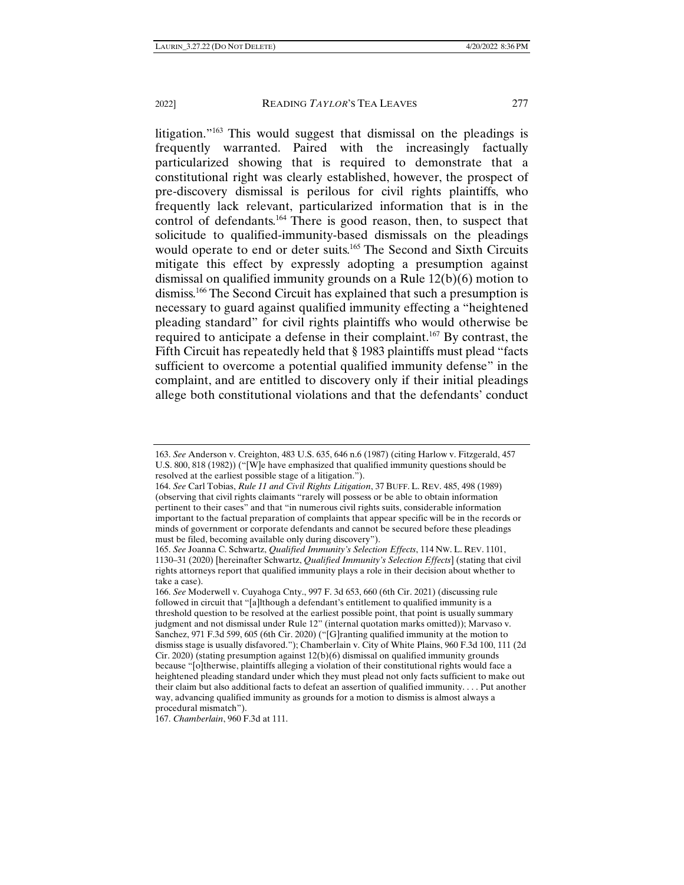litigation."[163] This would suggest that dismissal on the pleadings is frequently warranted. Paired with the increasingly factually particularized showing that is required to demonstrate that a constitutional right was clearly established, however, the prospect of pre-discovery dismissal is perilous for civil rights plaintiffs, who frequently lack relevant, particularized information that is in the control of defendants.[164] There is good reason, then, to suspect that solicitude to qualified-immunity-based dismissals on the pleadings would operate to end or deter suits.[165] The Second and Sixth Circuits mitigate this effect by expressly adopting a presumption against dismissal on qualified immunity grounds on a Rule 12(b)(6) motion to dismiss.[166] The Second Circuit has explained that such a presumption is necessary to guard against qualified immunity effecting a "heightened pleading standard" for civil rights plaintiffs who would otherwise be required to anticipate a defense in their complaint.[167] By contrast, the Fifth Circuit has repeatedly held that § 1983 plaintiffs must plead "facts sufficient to overcome a potential qualified immunity defense" in the complaint, and are entitled to discovery only if their initial pleadings allege both constitutional violations and that the defendants' conduct

---

163. *See* Anderson v. Creighton, 483 U.S. 635, 646 n.6 (1987) (citing Harlow v. Fitzgerald, 457 U.S. 800, 818 (1982)) ("[W]e have emphasized that qualified immunity questions should be resolved at the earliest possible stage of a litigation.").

164. *See* Carl Tobias, *Rule 11 and Civil Rights Litigation*, 37 BUFF. L. REV. 485, 498 (1989) (observing that civil rights claimants "rarely will possess or be able to obtain information pertinent to their cases" and that "in numerous civil rights suits, considerable information important to the factual preparation of complaints that appear specific will be in the records or minds of government or corporate defendants and cannot be secured before these pleadings must be filed, becoming available only during discovery").

165. *See* Joanna C. Schwartz, *Qualified Immunity's Selection Effects*, 114 NW. L. REV. 1101, 1130–31 (2020) [hereinafter Schwartz, *Qualified Immunity's Selection Effects*] (stating that civil rights attorneys report that qualified immunity plays a role in their decision about whether to take a case).

166. *See* Moderwell v. Cuyahoga Cnty., 997 F. 3d 653, 660 (6th Cir. 2021) (discussing rule followed in circuit that "[a]lthough a defendant's entitlement to qualified immunity is a threshold question to be resolved at the earliest possible point, that point is usually summary judgment and not dismissal under Rule 12" (internal quotation marks omitted)); Marvaso v. Sanchez, 971 F.3d 599, 605 (6th Cir. 2020) ("[G]ranting qualified immunity at the motion to dismiss stage is usually disfavored."); Chamberlain v. City of White Plains, 960 F.3d 100, 111 (2d Cir. 2020) (stating presumption against 12(b)(6) dismissal on qualified immunity grounds because "[o]therwise, plaintiffs alleging a violation of their constitutional rights would face a heightened pleading standard under which they must plead not only facts sufficient to make out their claim but also additional facts to defeat an assertion of qualified immunity. . . . Put another way, advancing qualified immunity as grounds for a motion to dismiss is almost always a procedural mismatch").

167. *Chamberlain*, 960 F.3d at 111.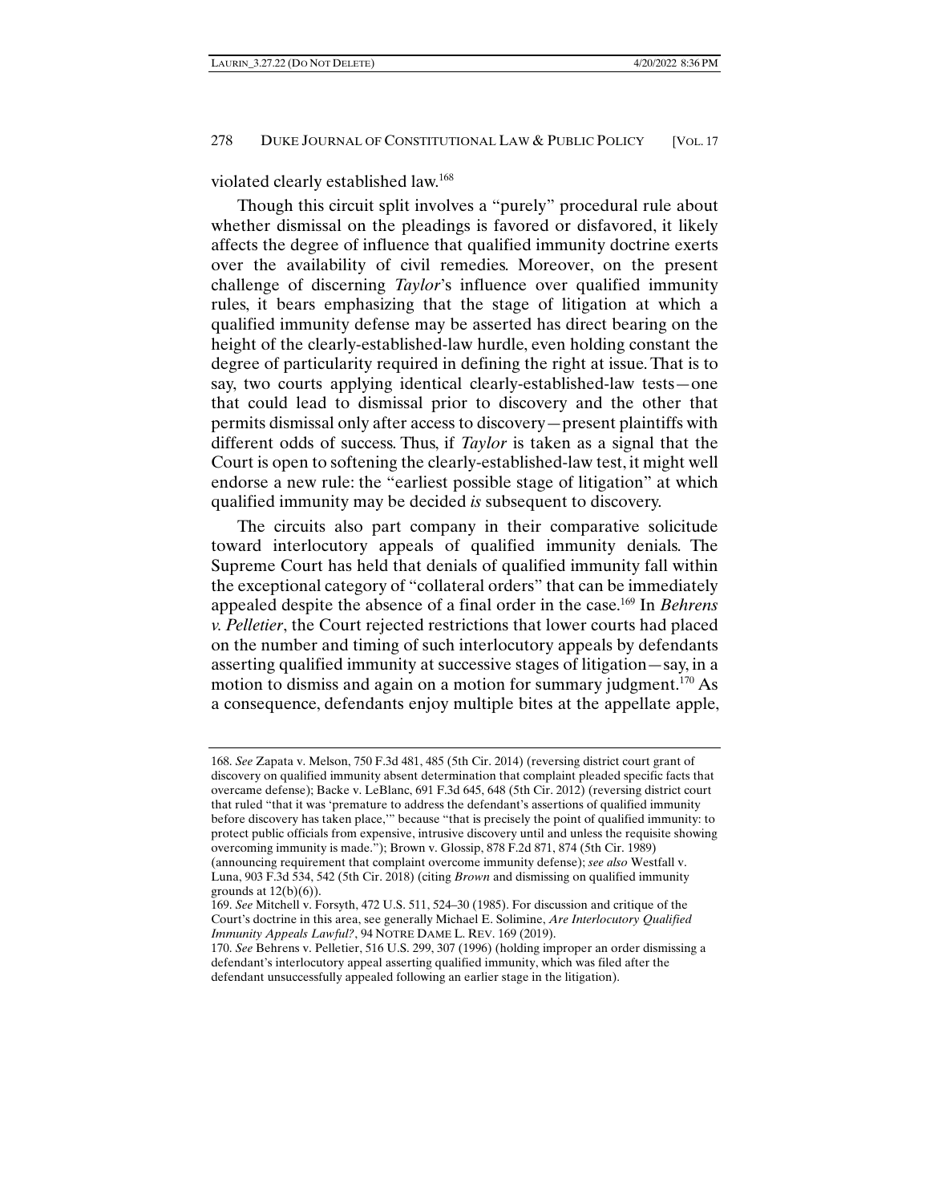violated clearly established law.[168]

Though this circuit split involves a "purely" procedural rule about whether dismissal on the pleadings is favored or disfavored, it likely affects the degree of influence that qualified immunity doctrine exerts over the availability of civil remedies. Moreover, on the present challenge of discerning *Taylor*'s influence over qualified immunity rules, it bears emphasizing that the stage of litigation at which a qualified immunity defense may be asserted has direct bearing on the height of the clearly-established-law hurdle, even holding constant the degree of particularity required in defining the right at issue. That is to say, two courts applying identical clearly-established-law tests—one that could lead to dismissal prior to discovery and the other that permits dismissal only after access to discovery—present plaintiffs with different odds of success. Thus, if *Taylor* is taken as a signal that the Court is open to softening the clearly-established-law test, it might well endorse a new rule: the "earliest possible stage of litigation" at which qualified immunity may be decided *is* subsequent to discovery.

The circuits also part company in their comparative solicitude toward interlocutory appeals of qualified immunity denials. The Supreme Court has held that denials of qualified immunity fall within the exceptional category of "collateral orders" that can be immediately appealed despite the absence of a final order in the case.[169] In *Behrens v. Pelletier*, the Court rejected restrictions that lower courts had placed on the number and timing of such interlocutory appeals by defendants asserting qualified immunity at successive stages of litigation—say, in a motion to dismiss and again on a motion for summary judgment.[170] As a consequence, defendants enjoy multiple bites at the appellate apple,

---

168. *See* Zapata v. Melson, 750 F.3d 481, 485 (5th Cir. 2014) (reversing district court grant of discovery on qualified immunity absent determination that complaint pleaded specific facts that overcame defense); Backe v. LeBlanc, 691 F.3d 645, 648 (5th Cir. 2012) (reversing district court that ruled "that it was 'premature to address the defendant's assertions of qualified immunity before discovery has taken place,'" because "that is precisely the point of qualified immunity: to protect public officials from expensive, intrusive discovery until and unless the requisite showing overcoming immunity is made."); Brown v. Glossip, 878 F.2d 871, 874 (5th Cir. 1989) (announcing requirement that complaint overcome immunity defense); *see also* Westfall v. Luna, 903 F.3d 534, 542 (5th Cir. 2018) (citing *Brown* and dismissing on qualified immunity grounds at 12(b)(6)).

169. *See* Mitchell v. Forsyth, 472 U.S. 511, 524–30 (1985). For discussion and critique of the Court's doctrine in this area, see generally Michael E. Solimine, *Are Interlocutory Qualified Immunity Appeals Lawful?*, 94 NOTRE DAME L. REV. 169 (2019).

170. *See* Behrens v. Pelletier, 516 U.S. 299, 307 (1996) (holding improper an order dismissing a defendant's interlocutory appeal asserting qualified immunity, which was filed after the defendant unsuccessfully appealed following an earlier stage in the litigation).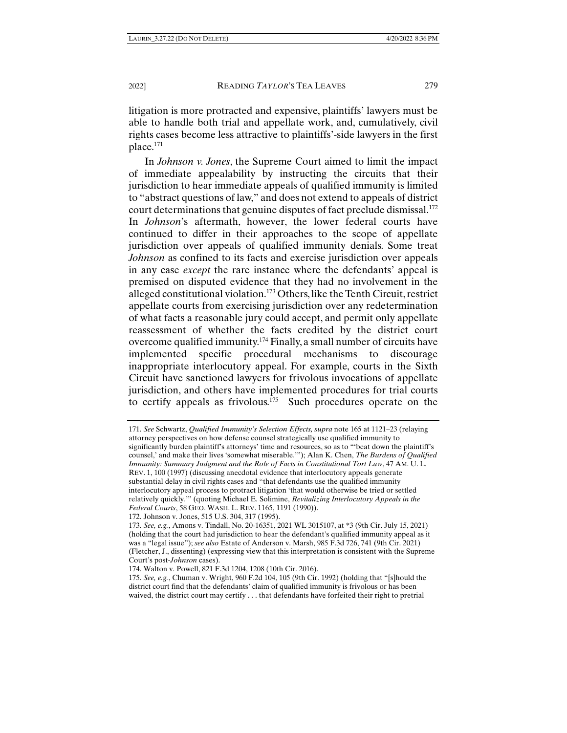litigation is more protracted and expensive, plaintiffs' lawyers must be able to handle both trial and appellate work, and, cumulatively, civil rights cases become less attractive to plaintiffs'-side lawyers in the first place.[171]

In *Johnson v. Jones*, the Supreme Court aimed to limit the impact of immediate appealability by instructing the circuits that their jurisdiction to hear immediate appeals of qualified immunity is limited to "abstract questions of law," and does not extend to appeals of district court determinations that genuine disputes of fact preclude dismissal.[172] In *Johnson*'s aftermath, however, the lower federal courts have continued to differ in their approaches to the scope of appellate jurisdiction over appeals of qualified immunity denials. Some treat *Johnson* as confined to its facts and exercise jurisdiction over appeals in any case *except* the rare instance where the defendants' appeal is premised on disputed evidence that they had no involvement in the alleged constitutional violation.[173] Others, like the Tenth Circuit, restrict appellate courts from exercising jurisdiction over any redetermination of what facts a reasonable jury could accept, and permit only appellate reassessment of whether the facts credited by the district court overcome qualified immunity.[174] Finally, a small number of circuits have implemented specific procedural mechanisms to discourage inappropriate interlocutory appeal. For example, courts in the Sixth Circuit have sanctioned lawyers for frivolous invocations of appellate jurisdiction, and others have implemented procedures for trial courts to certify appeals as frivolous.[175] Such procedures operate on the

---

171. *See* Schwartz, *Qualified Immunity's Selection Effects, supra* note 165 at 1121–23 (relaying attorney perspectives on how defense counsel strategically use qualified immunity to significantly burden plaintiff's attorneys' time and resources, so as to "'beat down the plaintiff's counsel,' and make their lives 'somewhat miserable.'"); Alan K. Chen, *The Burdens of Qualified Immunity: Summary Judgment and the Role of Facts in Constitutional Tort Law*, 47 AM. U. L. REV. 1, 100 (1997) (discussing anecdotal evidence that interlocutory appeals generate substantial delay in civil rights cases and "that defendants use the qualified immunity interlocutory appeal process to protract litigation 'that would otherwise be tried or settled relatively quickly.'" (quoting Michael E. Solimine, *Revitalizing Interlocutory Appeals in the Federal Courts*, 58 GEO. WASH. L. REV. 1165, 1191 (1990)).

172. Johnson v. Jones, 515 U.S. 304, 317 (1995).

173. *See, e.g.*, Amons v. Tindall, No. 20-16351, 2021 WL 3015107, at \*3 (9th Cir. July 15, 2021) (holding that the court had jurisdiction to hear the defendant's qualified immunity appeal as it was a "legal issue"); *see also* Estate of Anderson v. Marsh, 985 F.3d 726, 741 (9th Cir. 2021) (Fletcher, J., dissenting) (expressing view that this interpretation is consistent with the Supreme Court's post-*Johnson* cases).

174. Walton v. Powell, 821 F.3d 1204, 1208 (10th Cir. 2016).

175. *See, e.g.*, Chuman v. Wright, 960 F.2d 104, 105 (9th Cir. 1992) (holding that "[s]hould the district court find that the defendants' claim of qualified immunity is frivolous or has been waived, the district court may certify . . . that defendants have forfeited their right to pretrial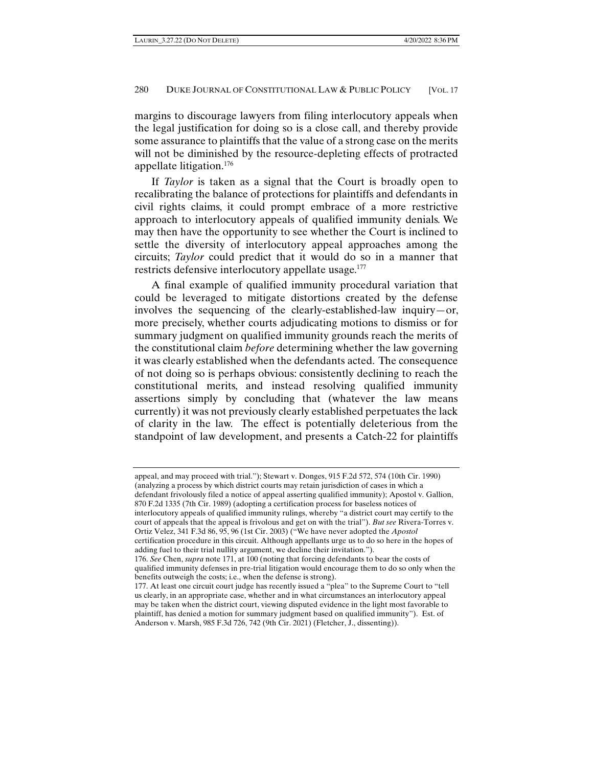margins to discourage lawyers from filing interlocutory appeals when the legal justification for doing so is a close call, and thereby provide some assurance to plaintiffs that the value of a strong case on the merits will not be diminished by the resource-depleting effects of protracted appellate litigation.[176]

If *Taylor* is taken as a signal that the Court is broadly open to recalibrating the balance of protections for plaintiffs and defendants in civil rights claims, it could prompt embrace of a more restrictive approach to interlocutory appeals of qualified immunity denials. We may then have the opportunity to see whether the Court is inclined to settle the diversity of interlocutory appeal approaches among the circuits; *Taylor* could predict that it would do so in a manner that restricts defensive interlocutory appellate usage.[177]

A final example of qualified immunity procedural variation that could be leveraged to mitigate distortions created by the defense involves the sequencing of the clearly-established-law inquiry—or, more precisely, whether courts adjudicating motions to dismiss or for summary judgment on qualified immunity grounds reach the merits of the constitutional claim *before* determining whether the law governing it was clearly established when the defendants acted. The consequence of not doing so is perhaps obvious: consistently declining to reach the constitutional merits, and instead resolving qualified immunity assertions simply by concluding that (whatever the law means currently) it was not previously clearly established perpetuates the lack of clarity in the law. The effect is potentially deleterious from the standpoint of law development, and presents a Catch-22 for plaintiffs

---

appeal, and may proceed with trial."); Stewart v. Donges, 915 F.2d 572, 574 (10th Cir. 1990) (analyzing a process by which district courts may retain jurisdiction of cases in which a defendant frivolously filed a notice of appeal asserting qualified immunity); Apostol v. Gallion, 870 F.2d 1335 (7th Cir. 1989) (adopting a certification process for baseless notices of interlocutory appeals of qualified immunity rulings, whereby "a district court may certify to the court of appeals that the appeal is frivolous and get on with the trial"). *But see* Rivera-Torres v. Ortiz Velez, 341 F.3d 86, 95, 96 (1st Cir. 2003) ("We have never adopted the *Apostol* certification procedure in this circuit. Although appellants urge us to do so here in the hopes of adding fuel to their trial nullity argument, we decline their invitation.").

176. *See* Chen, *supra* note 171, at 100 (noting that forcing defendants to bear the costs of qualified immunity defenses in pre-trial litigation would encourage them to do so only when the benefits outweigh the costs; i.e., when the defense is strong).

177. At least one circuit court judge has recently issued a "plea" to the Supreme Court to "tell us clearly, in an appropriate case, whether and in what circumstances an interlocutory appeal may be taken when the district court, viewing disputed evidence in the light most favorable to plaintiff, has denied a motion for summary judgment based on qualified immunity"). Est. of Anderson v. Marsh, 985 F.3d 726, 742 (9th Cir. 2021) (Fletcher, J., dissenting)).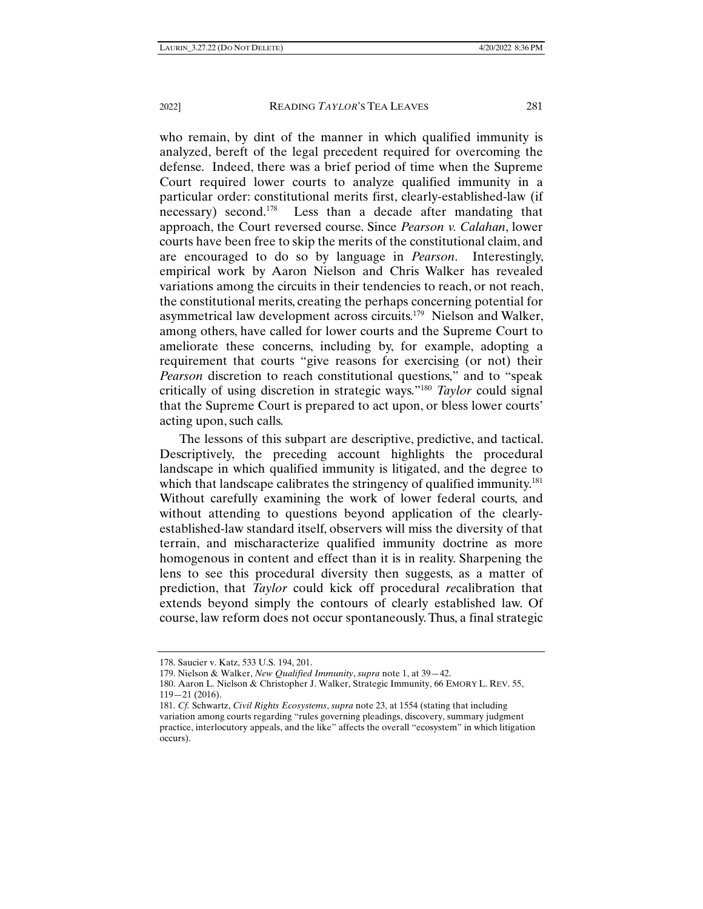who remain, by dint of the manner in which qualified immunity is analyzed, bereft of the legal precedent required for overcoming the defense. Indeed, there was a brief period of time when the Supreme Court required lower courts to analyze qualified immunity in a particular order: constitutional merits first, clearly-established-law (if necessary) second.[178] Less than a decade after mandating that approach, the Court reversed course. Since *Pearson v. Calahan*, lower courts have been free to skip the merits of the constitutional claim, and are encouraged to do so by language in *Pearson*. Interestingly, empirical work by Aaron Nielson and Chris Walker has revealed variations among the circuits in their tendencies to reach, or not reach, the constitutional merits, creating the perhaps concerning potential for asymmetrical law development across circuits.[179] Nielson and Walker, among others, have called for lower courts and the Supreme Court to ameliorate these concerns, including by, for example, adopting a requirement that courts "give reasons for exercising (or not) their *Pearson* discretion to reach constitutional questions," and to "speak critically of using discretion in strategic ways."[180] *Taylor* could signal that the Supreme Court is prepared to act upon, or bless lower courts' acting upon, such calls.

The lessons of this subpart are descriptive, predictive, and tactical. Descriptively, the preceding account highlights the procedural landscape in which qualified immunity is litigated, and the degree to which that landscape calibrates the stringency of qualified immunity.[181] Without carefully examining the work of lower federal courts, and without attending to questions beyond application of the clearly-established-law standard itself, observers will miss the diversity of that terrain, and mischaracterize qualified immunity doctrine as more homogenous in content and effect than it is in reality. Sharpening the lens to see this procedural diversity then suggests, as a matter of prediction, that *Taylor* could kick off procedural *re*calibration that extends beyond simply the contours of clearly established law. Of course, law reform does not occur spontaneously. Thus, a final strategic

---

178. Saucier v. Katz, 533 U.S. 194, 201.

179. Nielson & Walker, *New Qualified Immunity*, *supra* note 1, at 39—42.

180. Aaron L. Nielson & Christopher J. Walker, Strategic Immunity, 66 EMORY L. REV. 55, 119—21 (2016).

181. *Cf.* Schwartz, *Civil Rights Ecosystems*, *supra* note 23, at 1554 (stating that including variation among courts regarding "rules governing pleadings, discovery, summary judgment practice, interlocutory appeals, and the like" affects the overall "ecosystem" in which litigation occurs).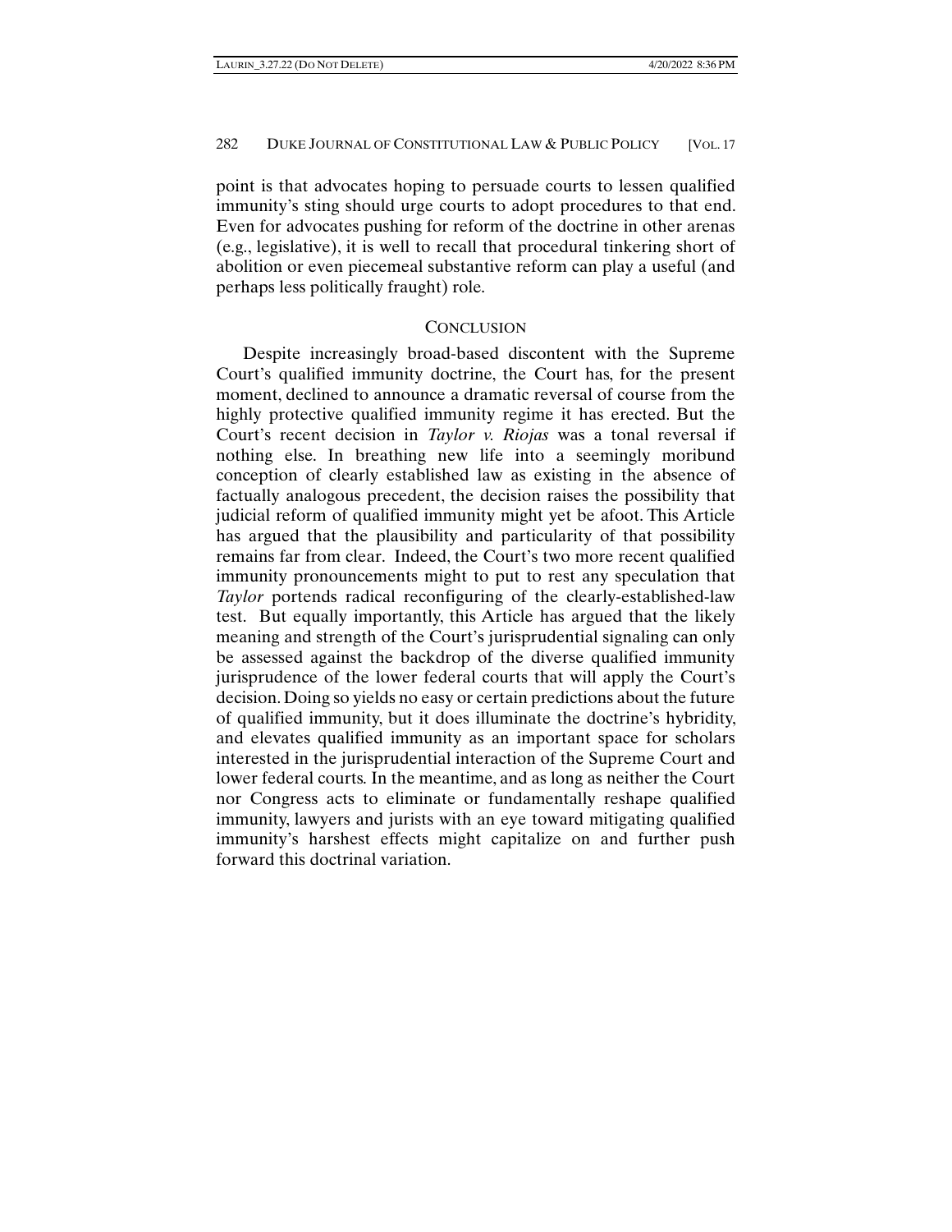point is that advocates hoping to persuade courts to lessen qualified immunity's sting should urge courts to adopt procedures to that end. Even for advocates pushing for reform of the doctrine in other arenas (e.g., legislative), it is well to recall that procedural tinkering short of abolition or even piecemeal substantive reform can play a useful (and perhaps less politically fraught) role.

## CONCLUSION

Despite increasingly broad-based discontent with the Supreme Court's qualified immunity doctrine, the Court has, for the present moment, declined to announce a dramatic reversal of course from the highly protective qualified immunity regime it has erected. But the Court's recent decision in *Taylor v. Riojas* was a tonal reversal if nothing else. In breathing new life into a seemingly moribund conception of clearly established law as existing in the absence of factually analogous precedent, the decision raises the possibility that judicial reform of qualified immunity might yet be afoot. This Article has argued that the plausibility and particularity of that possibility remains far from clear. Indeed, the Court's two more recent qualified immunity pronouncements might to put to rest any speculation that *Taylor* portends radical reconfiguring of the clearly-established-law test. But equally importantly, this Article has argued that the likely meaning and strength of the Court's jurisprudential signaling can only be assessed against the backdrop of the diverse qualified immunity jurisprudence of the lower federal courts that will apply the Court's decision. Doing so yields no easy or certain predictions about the future of qualified immunity, but it does illuminate the doctrine's hybridity, and elevates qualified immunity as an important space for scholars interested in the jurisprudential interaction of the Supreme Court and lower federal courts. In the meantime, and as long as neither the Court nor Congress acts to eliminate or fundamentally reshape qualified immunity, lawyers and jurists with an eye toward mitigating qualified immunity's harshest effects might capitalize on and further push forward this doctrinal variation.